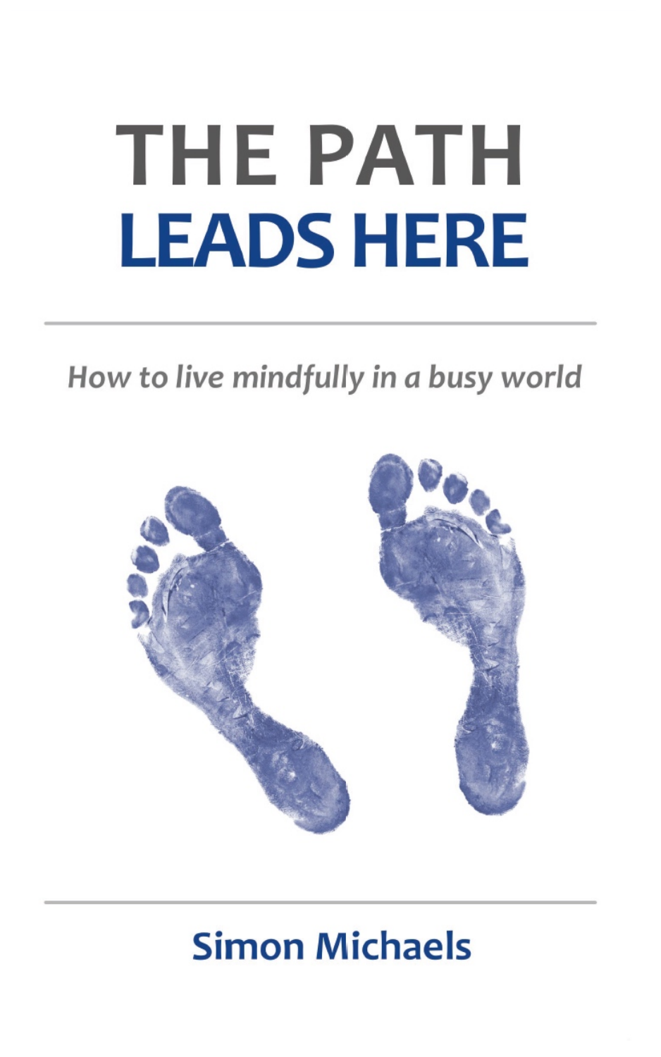# THE PATH LEADS HERE

*How to live mindfully in a busy world*

**Simon Michaels**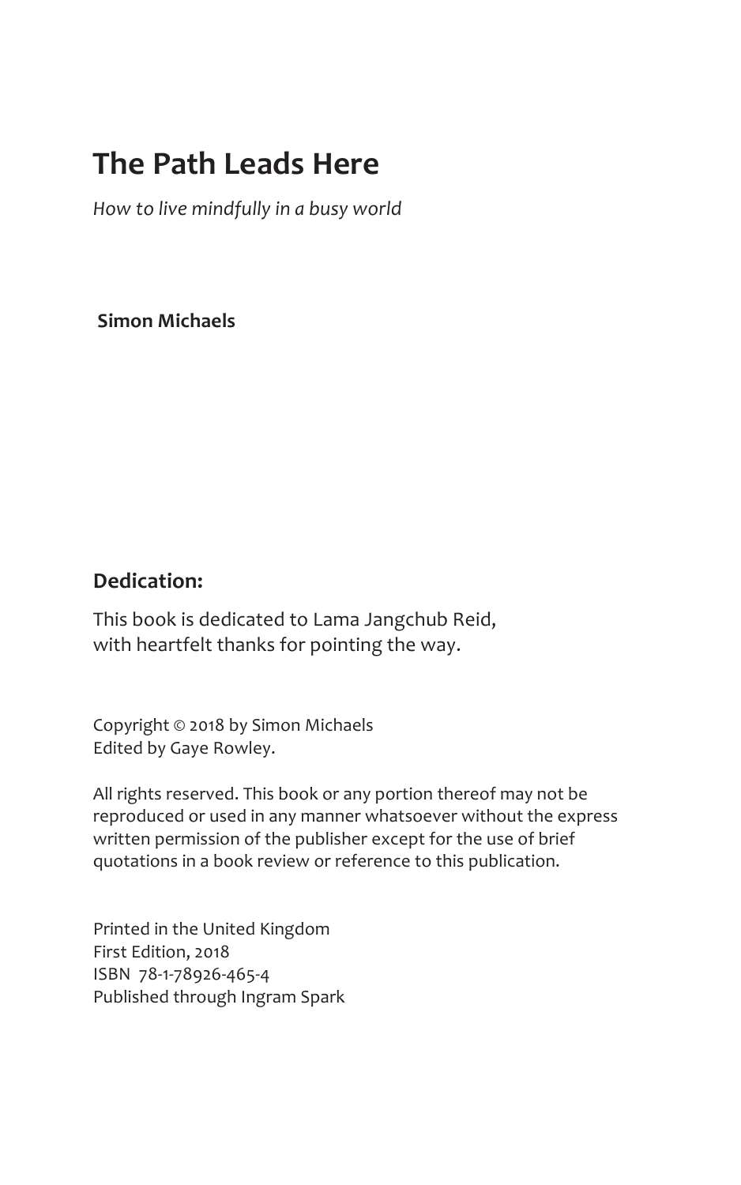# The Path Leads Here

*How to live mindfully in a busy world*

**Simon Michaels**

**Dedication:**

This book is dedicated to Lama Jangchub Reid,
with heartfelt thanks for pointing the way.

Copyright © 2018 by Simon Michaels
Edited by Gaye Rowley.

All rights reserved. This book or any portion thereof may not be reproduced or used in any manner whatsoever without the express written permission of the publisher except for the use of brief quotations in a book review or reference to this publication.

Printed in the United Kingdom
First Edition, 2018
ISBN 78-1-78926-465-4
Published through Ingram Spark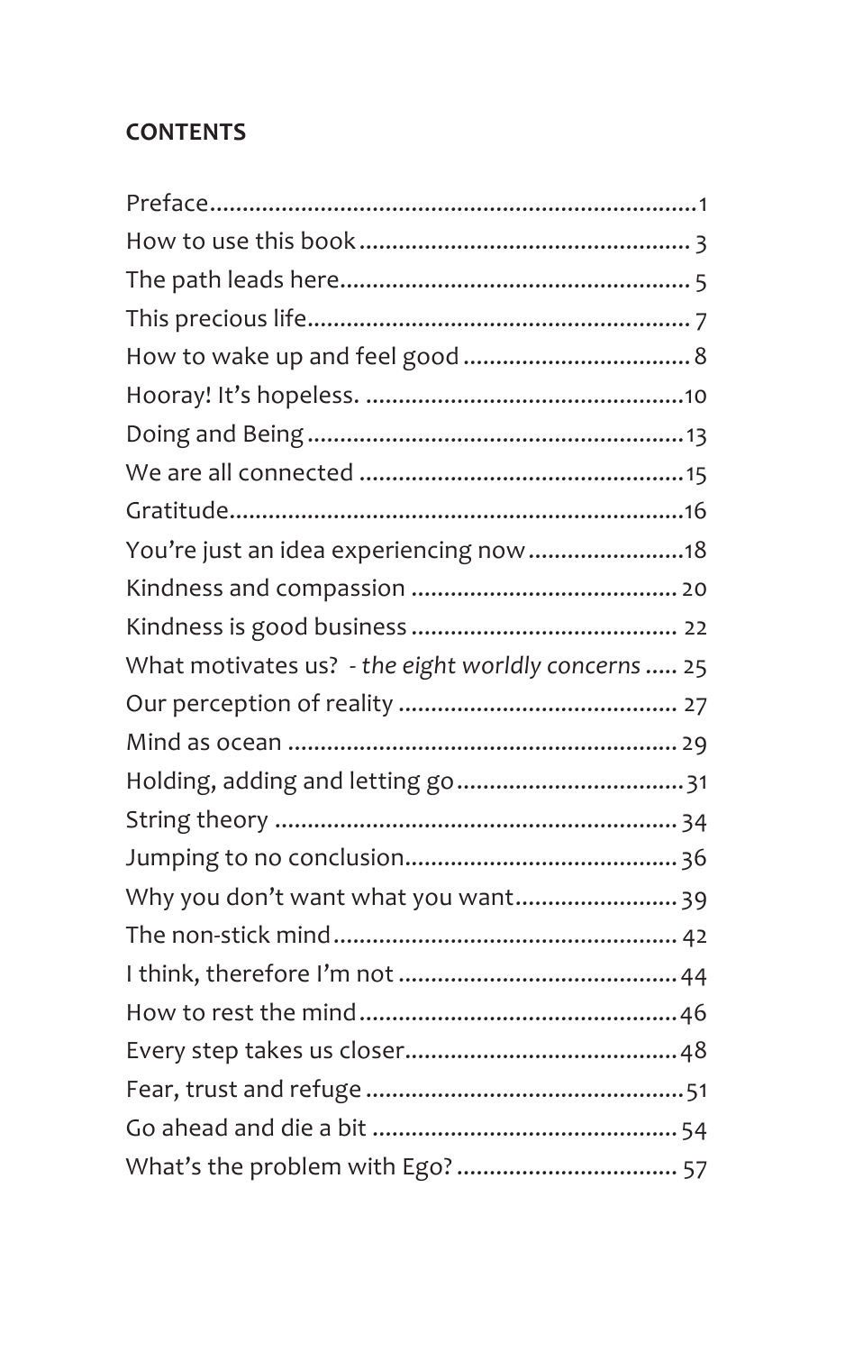**CONTENTS**

| | |
|---|---|
| Preface | 1 |
| How to use this book | 3 |
| The path leads here | 5 |
| This precious life | 7 |
| How to wake up and feel good | 8 |
| Hooray! It's hopeless. | 10 |
| Doing and Being | 13 |
| We are all connected | 15 |
| Gratitude | 16 |
| You're just an idea experiencing now | 18 |
| Kindness and compassion | 20 |
| Kindness is good business | 22 |
| What motivates us? - *the eight worldly concerns* | 25 |
| Our perception of reality | 27 |
| Mind as ocean | 29 |
| Holding, adding and letting go | 31 |
| String theory | 34 |
| Jumping to no conclusion | 36 |
| Why you don't want what you want | 39 |
| The non-stick mind | 42 |
| I think, therefore I'm not | 44 |
| How to rest the mind | 46 |
| Every step takes us closer | 48 |
| Fear, trust and refuge | 51 |
| Go ahead and die a bit | 54 |
| What's the problem with Ego? | 57 |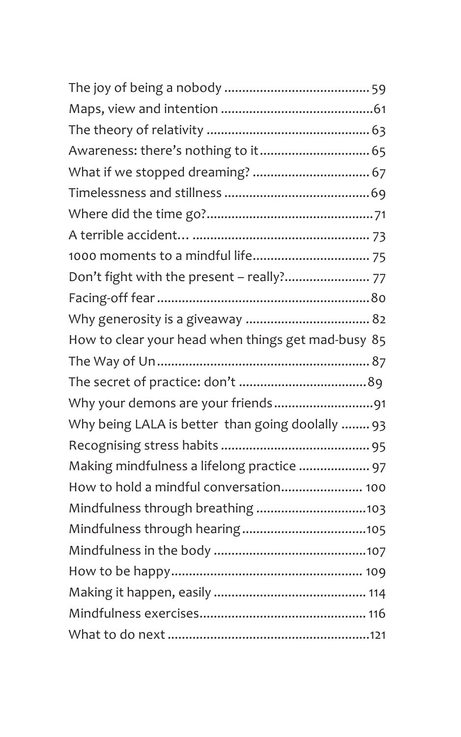The joy of being a nobody ........................................ 59
Maps, view and intention ........................................... 61
The theory of relativity .............................................. 63
Awareness: there's nothing to it ................................ 65
What if we stopped dreaming? .................................. 67
Timelessness and stillness .......................................... 69
Where did the time go? ............................................... 71
A terrible accident… .................................................. 73
1000 moments to a mindful life .................................. 75
Don't fight with the present – really? ........................ 77
Facing-off fear ............................................................ 80
Why generosity is a giveaway .................................... 82
How to clear your head when things get mad-busy 85
The Way of Un ............................................................ 87
The secret of practice: don't ....................................... 89
Why your demons are your friends ............................ 91
Why being LALA is better than going doolally ........ 93
Recognising stress habits ........................................... 95
Making mindfulness a lifelong practice .................... 97
How to hold a mindful conversation ....................... 100
Mindfulness through breathing ............................... 103
Mindfulness through hearing ................................... 105
Mindfulness in the body ........................................... 107
How to be happy ...................................................... 109
Making it happen, easily ........................................... 114
Mindfulness exercises ............................................... 116
What to do next ......................................................... 121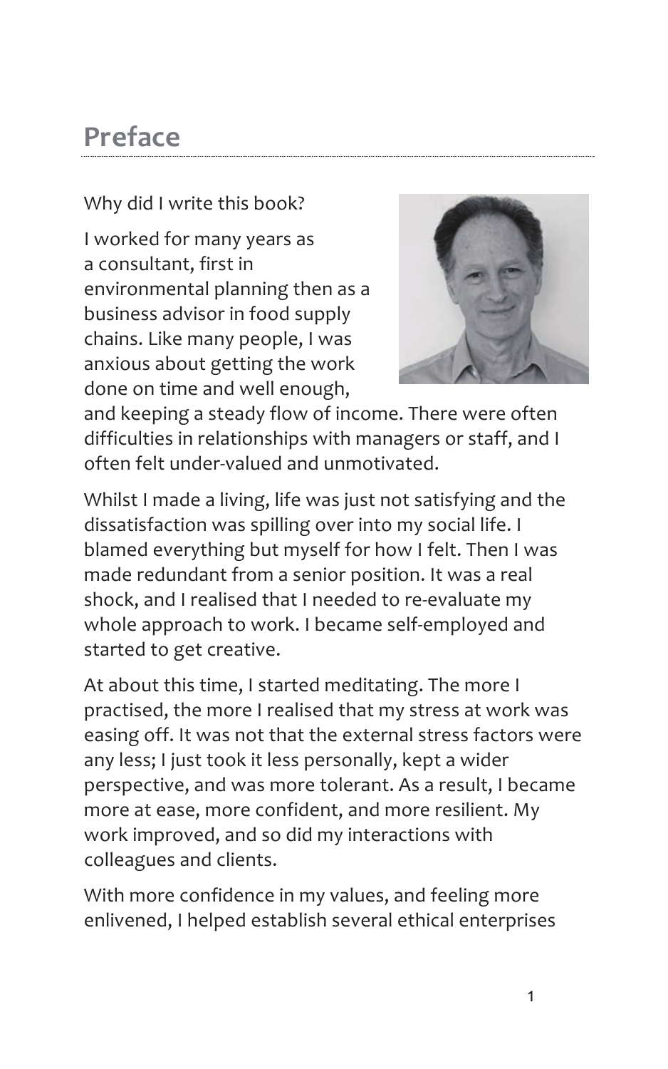# Preface

Why did I write this book?

I worked for many years as a consultant, first in environmental planning then as a business advisor in food supply chains. Like many people, I was anxious about getting the work done on time and well enough, and keeping a steady flow of income. There were often difficulties in relationships with managers or staff, and I often felt under-valued and unmotivated.

Whilst I made a living, life was just not satisfying and the dissatisfaction was spilling over into my social life. I blamed everything but myself for how I felt. Then I was made redundant from a senior position. It was a real shock, and I realised that I needed to re-evaluate my whole approach to work. I became self-employed and started to get creative.

At about this time, I started meditating. The more I practised, the more I realised that my stress at work was easing off. It was not that the external stress factors were any less; I just took it less personally, kept a wider perspective, and was more tolerant. As a result, I became more at ease, more confident, and more resilient. My work improved, and so did my interactions with colleagues and clients.

With more confidence in my values, and feeling more enlivened, I helped establish several ethical enterprises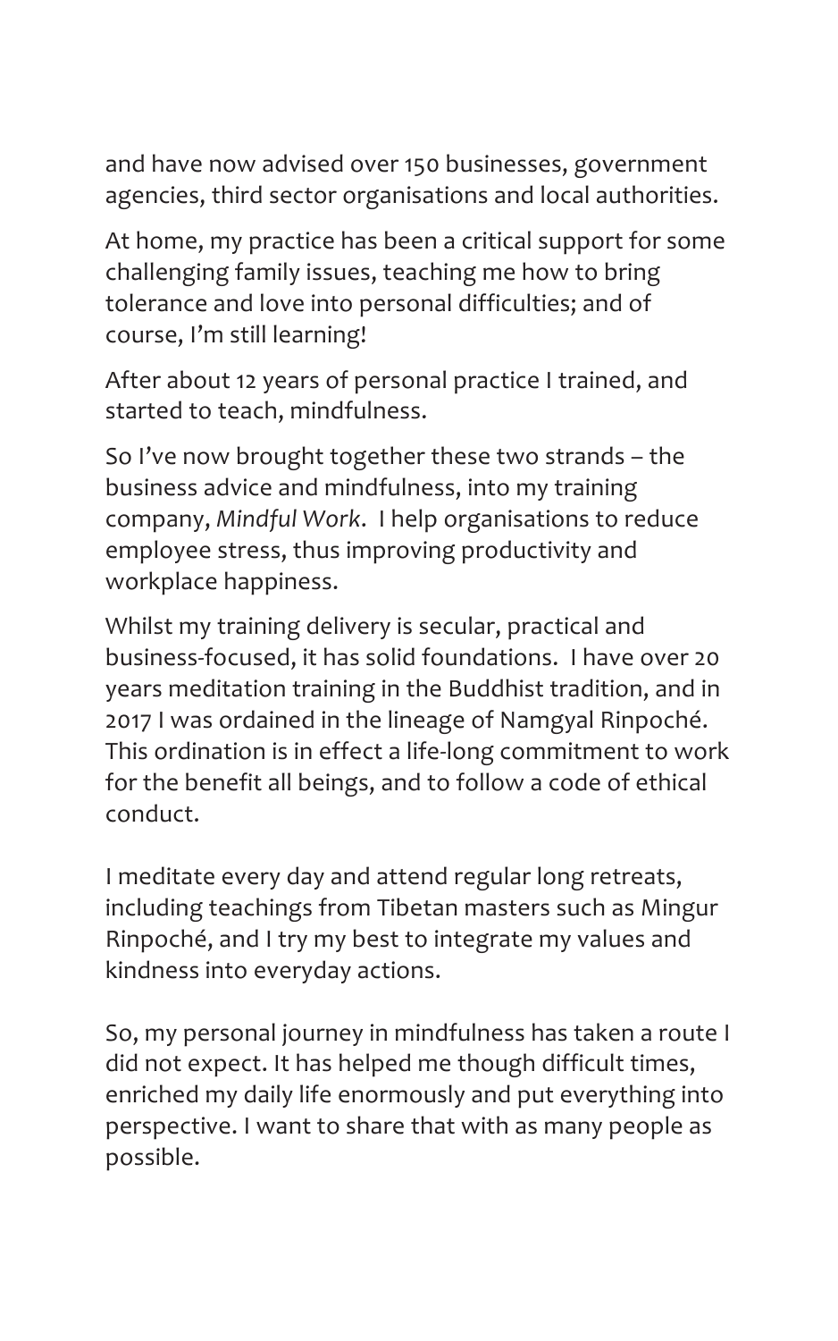and have now advised over 150 businesses, government agencies, third sector organisations and local authorities.

At home, my practice has been a critical support for some challenging family issues, teaching me how to bring tolerance and love into personal difficulties; and of course, I'm still learning!

After about 12 years of personal practice I trained, and started to teach, mindfulness.

So I've now brought together these two strands – the business advice and mindfulness, into my training company, *Mindful Work*. I help organisations to reduce employee stress, thus improving productivity and workplace happiness.

Whilst my training delivery is secular, practical and business-focused, it has solid foundations. I have over 20 years meditation training in the Buddhist tradition, and in 2017 I was ordained in the lineage of Namgyal Rinpoché. This ordination is in effect a life-long commitment to work for the benefit all beings, and to follow a code of ethical conduct.

I meditate every day and attend regular long retreats, including teachings from Tibetan masters such as Mingur Rinpoché, and I try my best to integrate my values and kindness into everyday actions.

So, my personal journey in mindfulness has taken a route I did not expect. It has helped me though difficult times, enriched my daily life enormously and put everything into perspective. I want to share that with as many people as possible.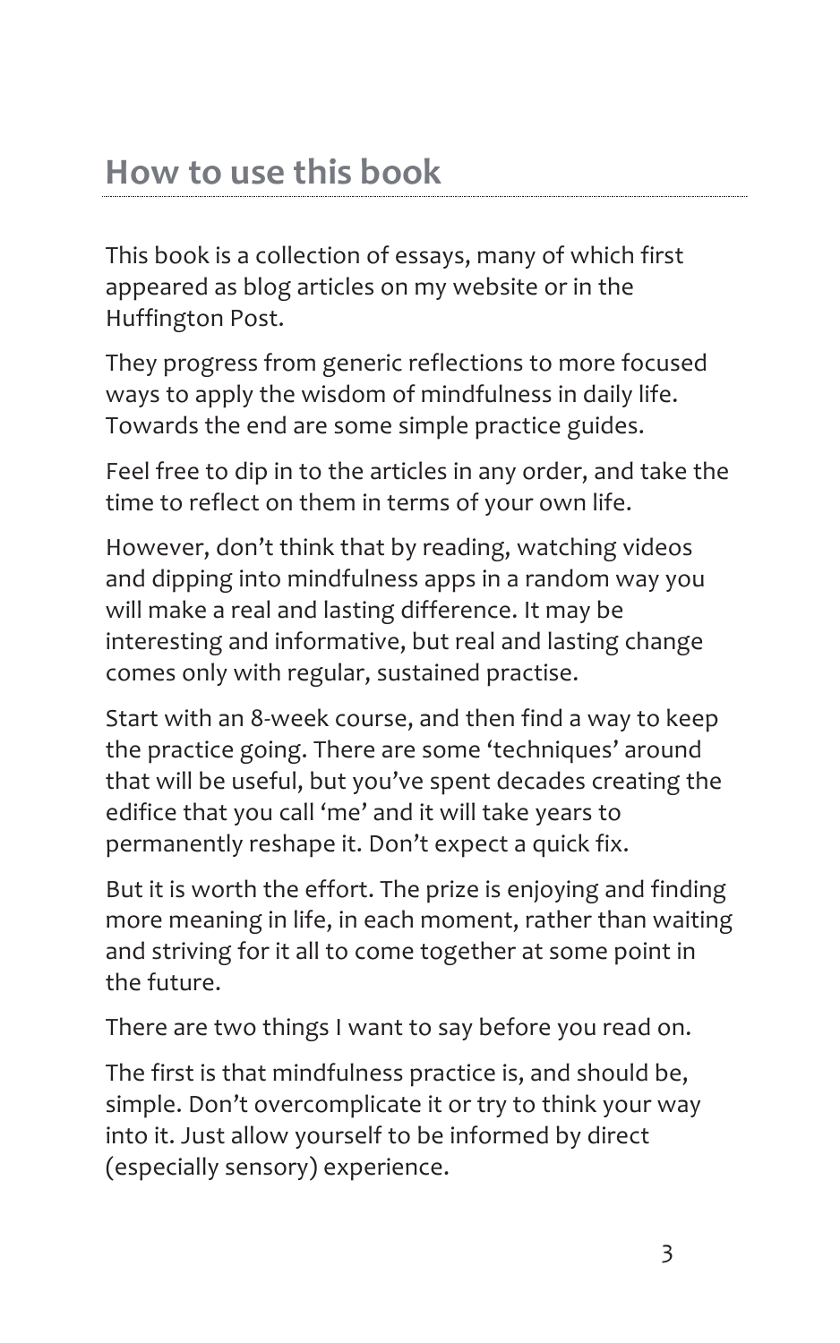## How to use this book

This book is a collection of essays, many of which first appeared as blog articles on my website or in the Huffington Post.

They progress from generic reflections to more focused ways to apply the wisdom of mindfulness in daily life. Towards the end are some simple practice guides.

Feel free to dip in to the articles in any order, and take the time to reflect on them in terms of your own life.

However, don't think that by reading, watching videos and dipping into mindfulness apps in a random way you will make a real and lasting difference. It may be interesting and informative, but real and lasting change comes only with regular, sustained practise.

Start with an 8-week course, and then find a way to keep the practice going. There are some 'techniques' around that will be useful, but you've spent decades creating the edifice that you call 'me' and it will take years to permanently reshape it. Don't expect a quick fix.

But it is worth the effort. The prize is enjoying and finding more meaning in life, in each moment, rather than waiting and striving for it all to come together at some point in the future.

There are two things I want to say before you read on.

The first is that mindfulness practice is, and should be, simple. Don't overcomplicate it or try to think your way into it. Just allow yourself to be informed by direct (especially sensory) experience.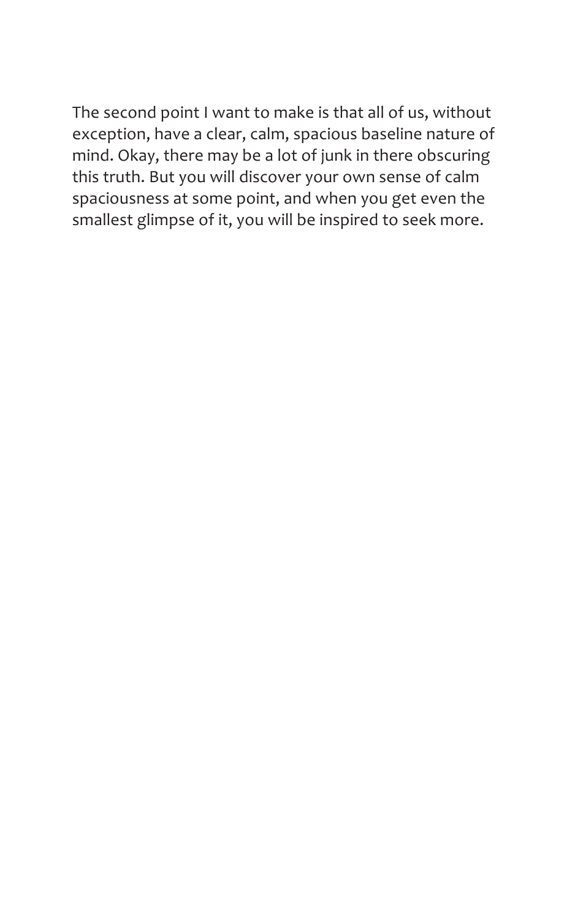The second point I want to make is that all of us, without exception, have a clear, calm, spacious baseline nature of mind. Okay, there may be a lot of junk in there obscuring this truth. But you will discover your own sense of calm spaciousness at some point, and when you get even the smallest glimpse of it, you will be inspired to seek more.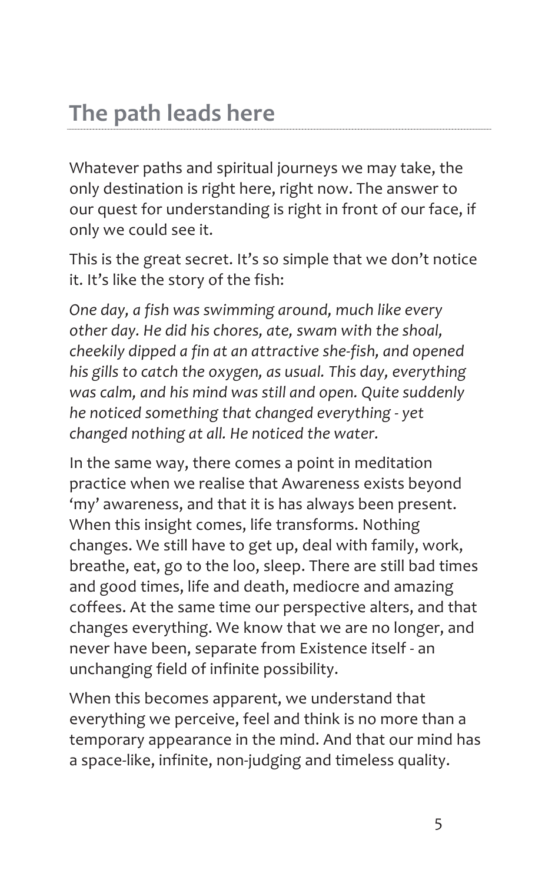## The path leads here

Whatever paths and spiritual journeys we may take, the only destination is right here, right now. The answer to our quest for understanding is right in front of our face, if only we could see it.

This is the great secret. It's so simple that we don't notice it. It's like the story of the fish:

*One day, a fish was swimming around, much like every other day. He did his chores, ate, swam with the shoal, cheekily dipped a fin at an attractive she-fish, and opened his gills to catch the oxygen, as usual. This day, everything was calm, and his mind was still and open. Quite suddenly he noticed something that changed everything - yet changed nothing at all. He noticed the water.*

In the same way, there comes a point in meditation practice when we realise that Awareness exists beyond 'my' awareness, and that it is has always been present. When this insight comes, life transforms. Nothing changes. We still have to get up, deal with family, work, breathe, eat, go to the loo, sleep. There are still bad times and good times, life and death, mediocre and amazing coffees. At the same time our perspective alters, and that changes everything. We know that we are no longer, and never have been, separate from Existence itself - an unchanging field of infinite possibility.

When this becomes apparent, we understand that everything we perceive, feel and think is no more than a temporary appearance in the mind. And that our mind has a space-like, infinite, non-judging and timeless quality.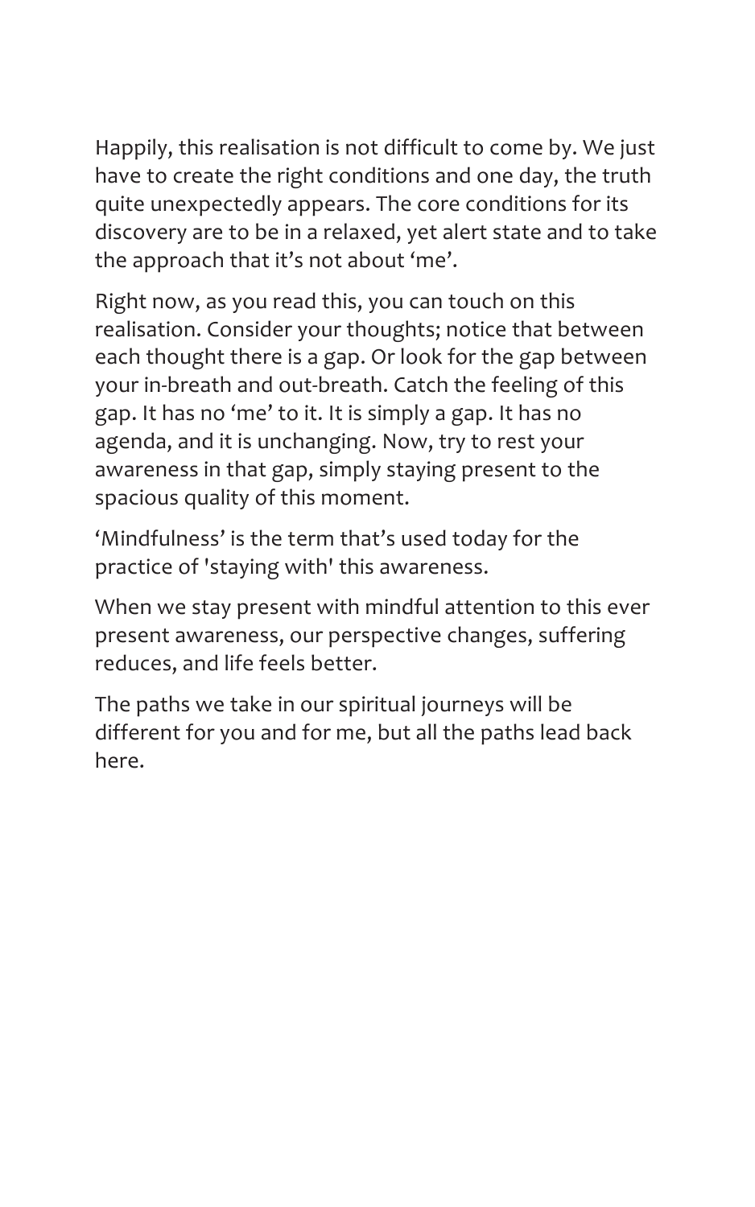Happily, this realisation is not difficult to come by. We just have to create the right conditions and one day, the truth quite unexpectedly appears. The core conditions for its discovery are to be in a relaxed, yet alert state and to take the approach that it's not about 'me'.

Right now, as you read this, you can touch on this realisation. Consider your thoughts; notice that between each thought there is a gap. Or look for the gap between your in-breath and out-breath. Catch the feeling of this gap. It has no 'me' to it. It is simply a gap. It has no agenda, and it is unchanging. Now, try to rest your awareness in that gap, simply staying present to the spacious quality of this moment.

'Mindfulness' is the term that's used today for the practice of 'staying with' this awareness.

When we stay present with mindful attention to this ever present awareness, our perspective changes, suffering reduces, and life feels better.

The paths we take in our spiritual journeys will be different for you and for me, but all the paths lead back here.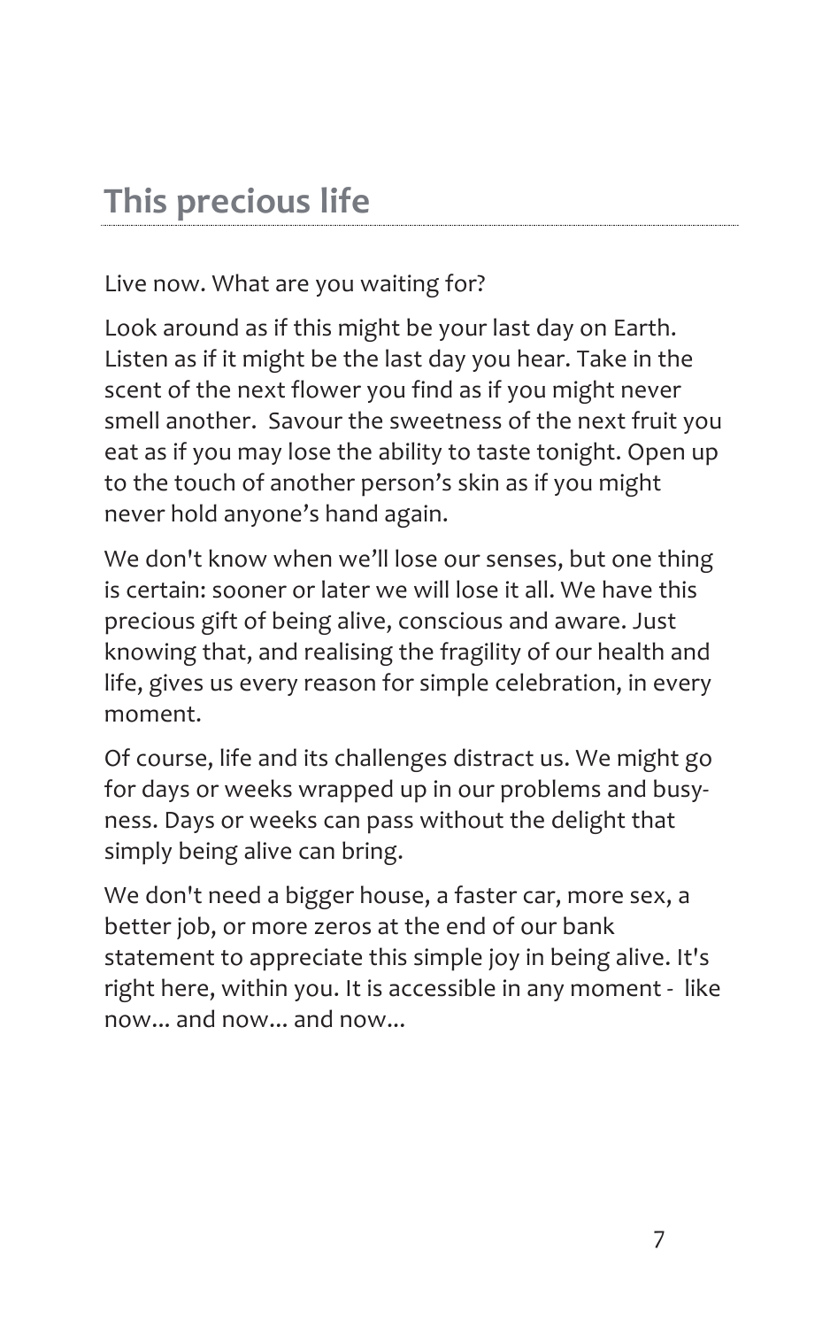## This precious life

Live now. What are you waiting for?

Look around as if this might be your last day on Earth. Listen as if it might be the last day you hear. Take in the scent of the next flower you find as if you might never smell another. Savour the sweetness of the next fruit you eat as if you may lose the ability to taste tonight. Open up to the touch of another person's skin as if you might never hold anyone's hand again.

We don't know when we'll lose our senses, but one thing is certain: sooner or later we will lose it all. We have this precious gift of being alive, conscious and aware. Just knowing that, and realising the fragility of our health and life, gives us every reason for simple celebration, in every moment.

Of course, life and its challenges distract us. We might go for days or weeks wrapped up in our problems and busy-ness. Days or weeks can pass without the delight that simply being alive can bring.

We don't need a bigger house, a faster car, more sex, a better job, or more zeros at the end of our bank statement to appreciate this simple joy in being alive. It's right here, within you. It is accessible in any moment - like now... and now... and now...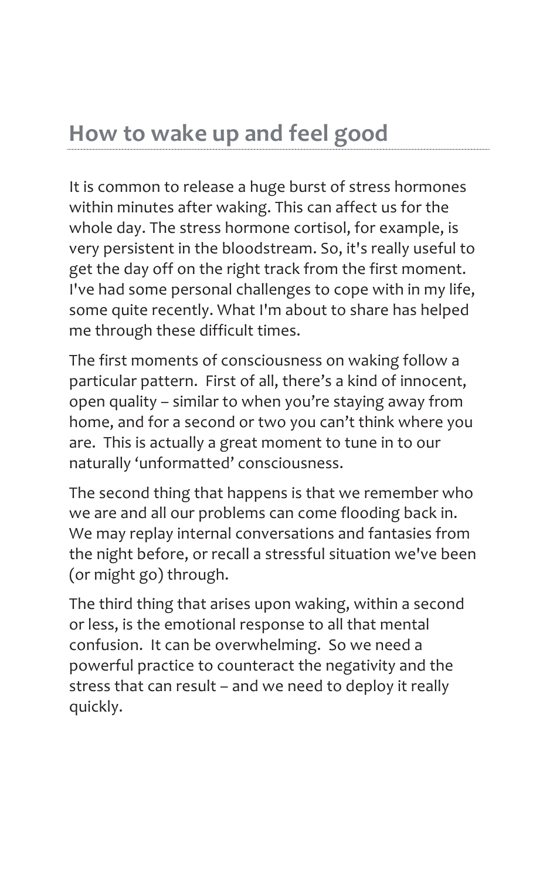## How to wake up and feel good

It is common to release a huge burst of stress hormones within minutes after waking. This can affect us for the whole day. The stress hormone cortisol, for example, is very persistent in the bloodstream. So, it's really useful to get the day off on the right track from the first moment. I've had some personal challenges to cope with in my life, some quite recently. What I'm about to share has helped me through these difficult times.

The first moments of consciousness on waking follow a particular pattern. First of all, there's a kind of innocent, open quality – similar to when you're staying away from home, and for a second or two you can't think where you are. This is actually a great moment to tune in to our naturally 'unformatted' consciousness.

The second thing that happens is that we remember who we are and all our problems can come flooding back in. We may replay internal conversations and fantasies from the night before, or recall a stressful situation we've been (or might go) through.

The third thing that arises upon waking, within a second or less, is the emotional response to all that mental confusion. It can be overwhelming. So we need a powerful practice to counteract the negativity and the stress that can result – and we need to deploy it really quickly.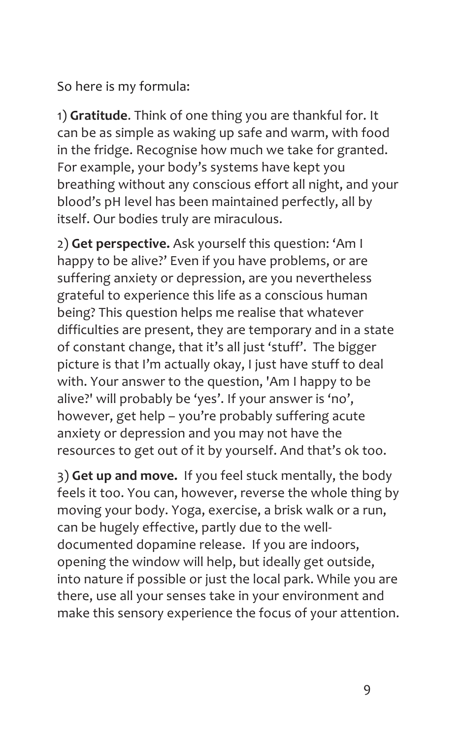So here is my formula:

1) **Gratitude**. Think of one thing you are thankful for. It can be as simple as waking up safe and warm, with food in the fridge. Recognise how much we take for granted. For example, your body's systems have kept you breathing without any conscious effort all night, and your blood's pH level has been maintained perfectly, all by itself. Our bodies truly are miraculous.

2) **Get perspective.** Ask yourself this question: 'Am I happy to be alive?' Even if you have problems, or are suffering anxiety or depression, are you nevertheless grateful to experience this life as a conscious human being? This question helps me realise that whatever difficulties are present, they are temporary and in a state of constant change, that it's all just 'stuff'. The bigger picture is that I'm actually okay, I just have stuff to deal with. Your answer to the question, 'Am I happy to be alive?' will probably be 'yes'. If your answer is 'no', however, get help – you're probably suffering acute anxiety or depression and you may not have the resources to get out of it by yourself. And that's ok too.

3) **Get up and move.** If you feel stuck mentally, the body feels it too. You can, however, reverse the whole thing by moving your body. Yoga, exercise, a brisk walk or a run, can be hugely effective, partly due to the well-documented dopamine release. If you are indoors, opening the window will help, but ideally get outside, into nature if possible or just the local park. While you are there, use all your senses take in your environment and make this sensory experience the focus of your attention.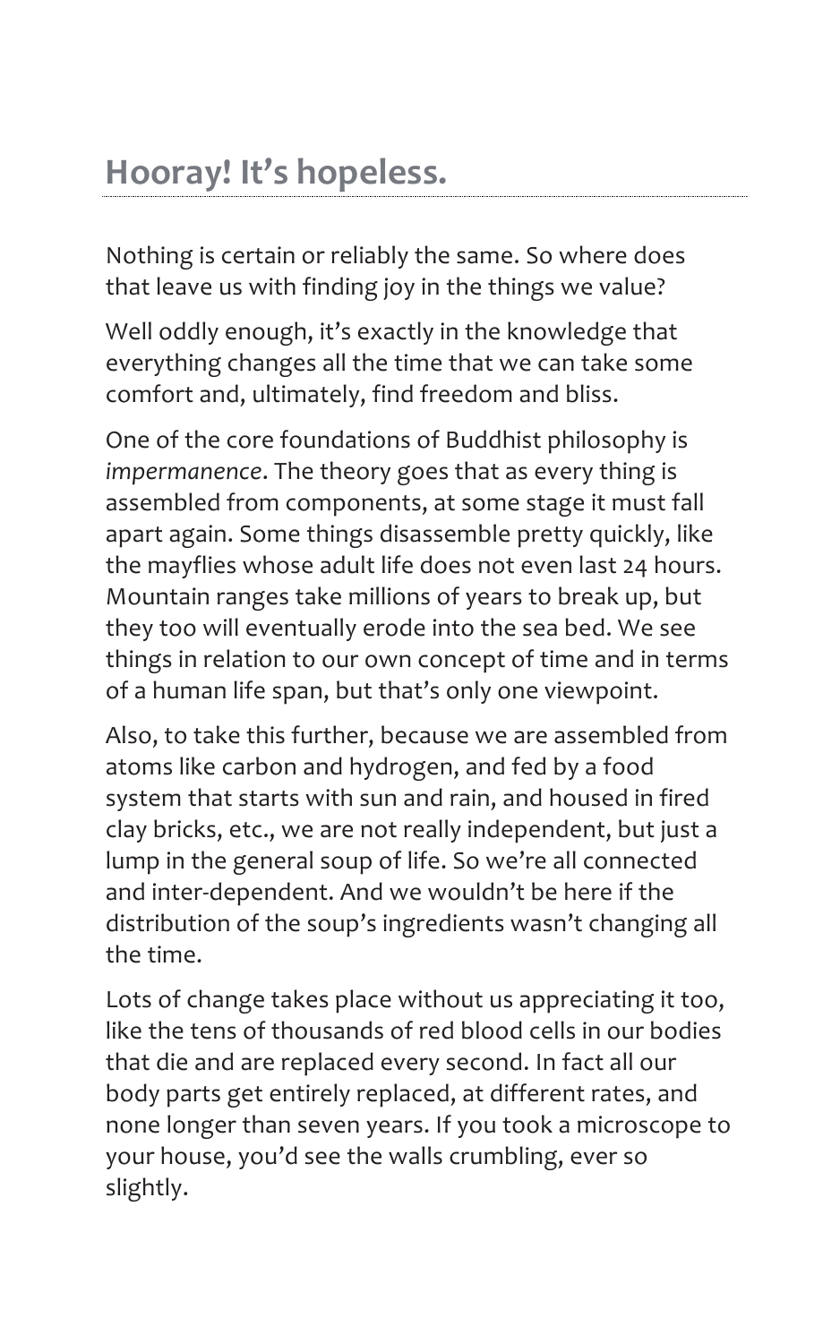## Hooray! It's hopeless.

Nothing is certain or reliably the same. So where does that leave us with finding joy in the things we value?

Well oddly enough, it's exactly in the knowledge that everything changes all the time that we can take some comfort and, ultimately, find freedom and bliss.

One of the core foundations of Buddhist philosophy is *impermanence*. The theory goes that as every thing is assembled from components, at some stage it must fall apart again. Some things disassemble pretty quickly, like the mayflies whose adult life does not even last 24 hours. Mountain ranges take millions of years to break up, but they too will eventually erode into the sea bed. We see things in relation to our own concept of time and in terms of a human life span, but that's only one viewpoint.

Also, to take this further, because we are assembled from atoms like carbon and hydrogen, and fed by a food system that starts with sun and rain, and housed in fired clay bricks, etc., we are not really independent, but just a lump in the general soup of life. So we're all connected and inter-dependent. And we wouldn't be here if the distribution of the soup's ingredients wasn't changing all the time.

Lots of change takes place without us appreciating it too, like the tens of thousands of red blood cells in our bodies that die and are replaced every second. In fact all our body parts get entirely replaced, at different rates, and none longer than seven years. If you took a microscope to your house, you'd see the walls crumbling, ever so slightly.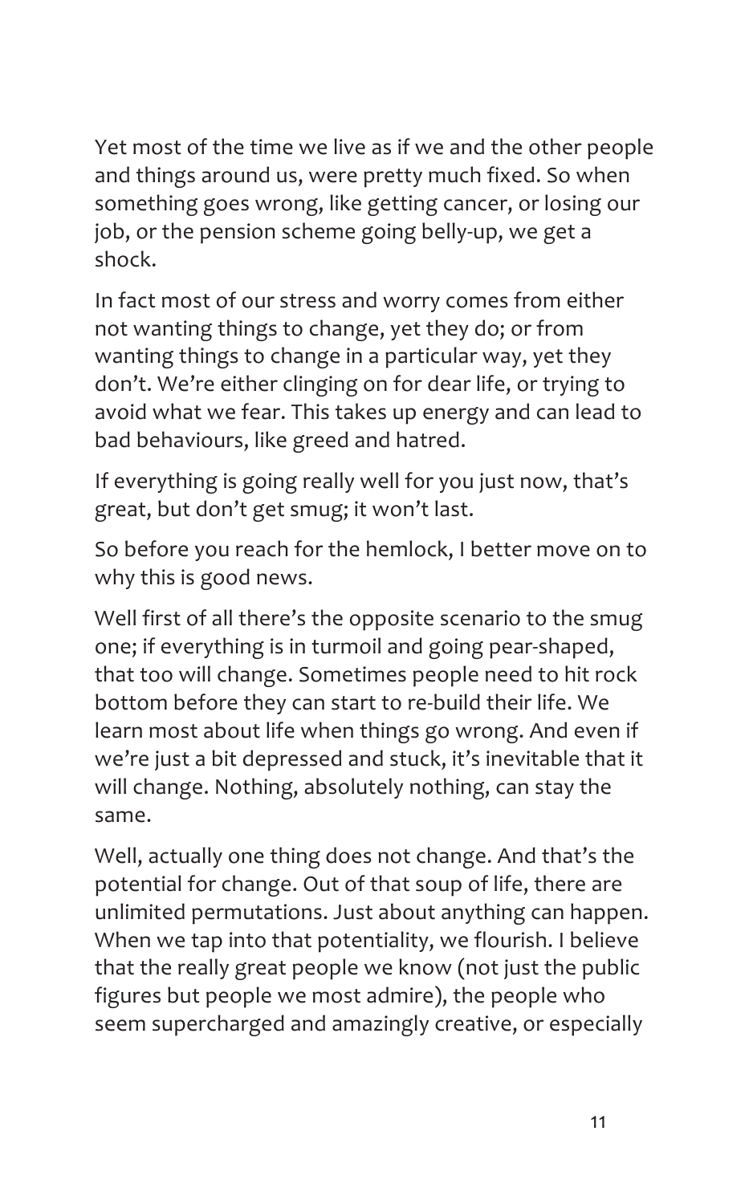Yet most of the time we live as if we and the other people and things around us, were pretty much fixed. So when something goes wrong, like getting cancer, or losing our job, or the pension scheme going belly-up, we get a shock.

In fact most of our stress and worry comes from either not wanting things to change, yet they do; or from wanting things to change in a particular way, yet they don't. We're either clinging on for dear life, or trying to avoid what we fear. This takes up energy and can lead to bad behaviours, like greed and hatred.

If everything is going really well for you just now, that's great, but don't get smug; it won't last.

So before you reach for the hemlock, I better move on to why this is good news.

Well first of all there's the opposite scenario to the smug one; if everything is in turmoil and going pear-shaped, that too will change. Sometimes people need to hit rock bottom before they can start to re-build their life. We learn most about life when things go wrong. And even if we're just a bit depressed and stuck, it's inevitable that it will change. Nothing, absolutely nothing, can stay the same.

Well, actually one thing does not change. And that's the potential for change. Out of that soup of life, there are unlimited permutations. Just about anything can happen. When we tap into that potentiality, we flourish. I believe that the really great people we know (not just the public figures but people we most admire), the people who seem supercharged and amazingly creative, or especially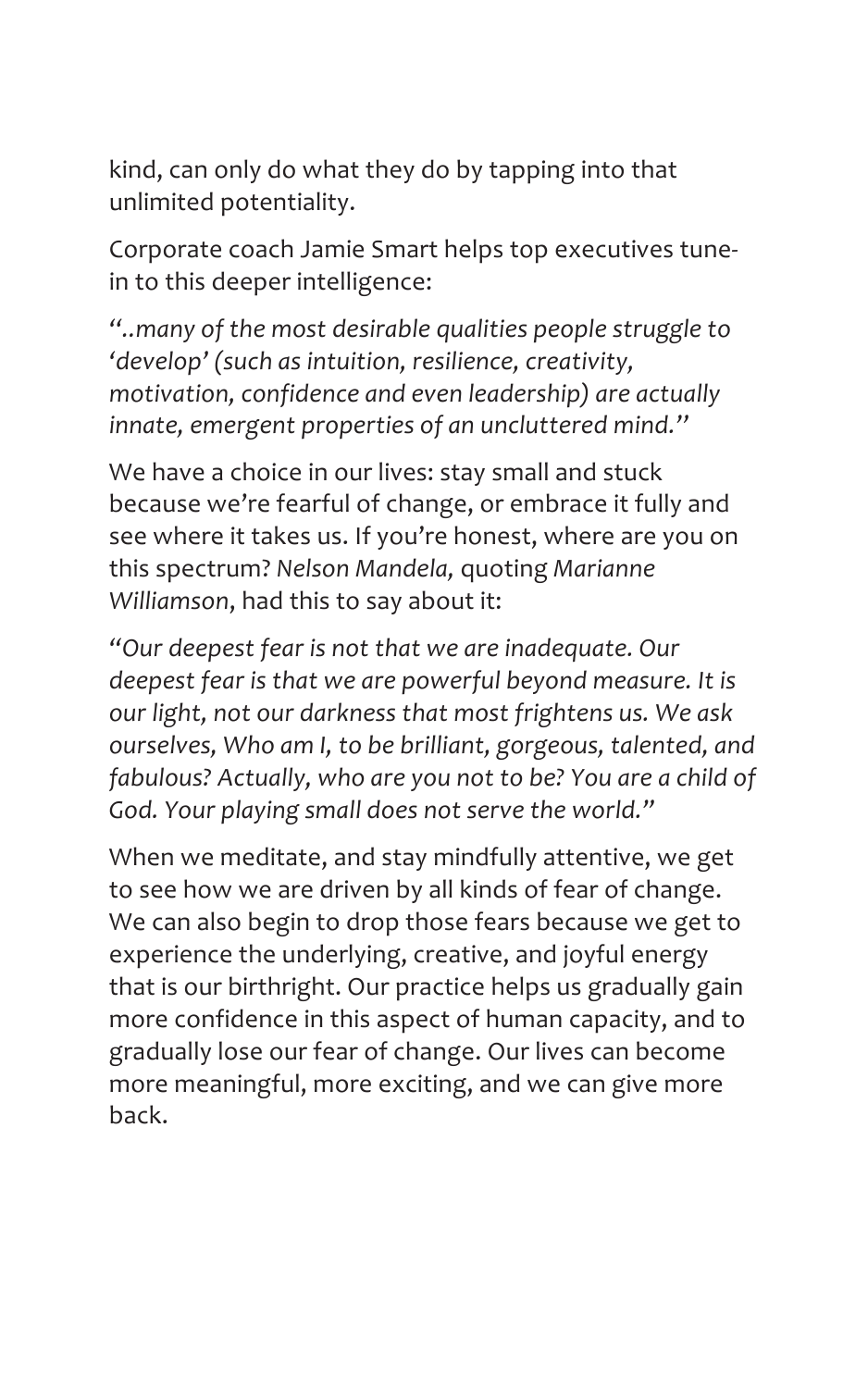kind, can only do what they do by tapping into that unlimited potentiality.

Corporate coach Jamie Smart helps top executives tune-in to this deeper intelligence:

*"..many of the most desirable qualities people struggle to 'develop' (such as intuition, resilience, creativity, motivation, confidence and even leadership) are actually innate, emergent properties of an uncluttered mind."*

We have a choice in our lives: stay small and stuck because we're fearful of change, or embrace it fully and see where it takes us. If you're honest, where are you on this spectrum? *Nelson Mandela,* quoting *Marianne Williamson*, had this to say about it:

*"Our deepest fear is not that we are inadequate. Our deepest fear is that we are powerful beyond measure. It is our light, not our darkness that most frightens us. We ask ourselves, Who am I, to be brilliant, gorgeous, talented, and fabulous? Actually, who are you not to be? You are a child of God. Your playing small does not serve the world."*

When we meditate, and stay mindfully attentive, we get to see how we are driven by all kinds of fear of change. We can also begin to drop those fears because we get to experience the underlying, creative, and joyful energy that is our birthright. Our practice helps us gradually gain more confidence in this aspect of human capacity, and to gradually lose our fear of change. Our lives can become more meaningful, more exciting, and we can give more back.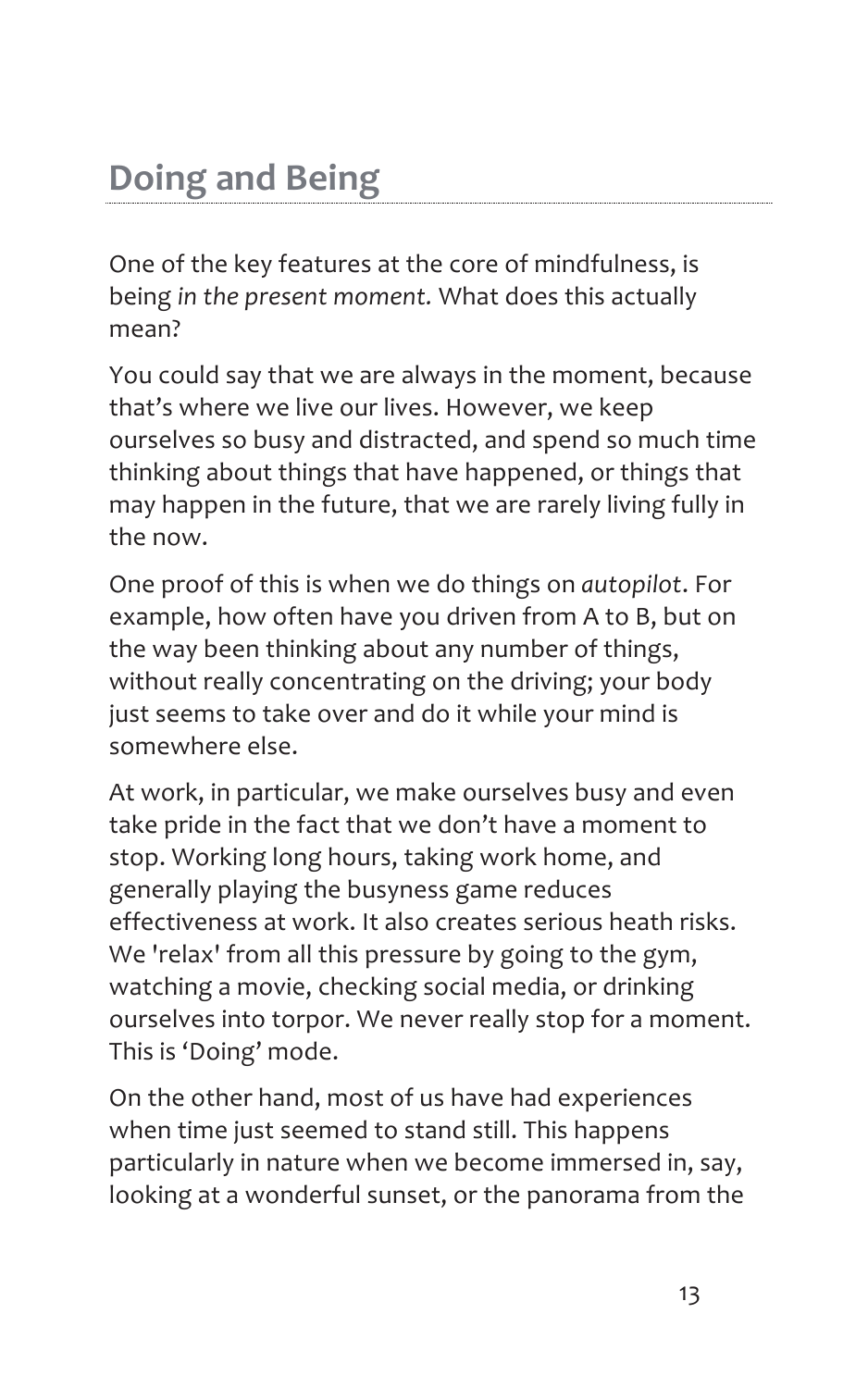## Doing and Being

One of the key features at the core of mindfulness, is being *in the present moment.* What does this actually mean?

You could say that we are always in the moment, because that's where we live our lives. However, we keep ourselves so busy and distracted, and spend so much time thinking about things that have happened, or things that may happen in the future, that we are rarely living fully in the now.

One proof of this is when we do things on *autopilot*. For example, how often have you driven from A to B, but on the way been thinking about any number of things, without really concentrating on the driving; your body just seems to take over and do it while your mind is somewhere else.

At work, in particular, we make ourselves busy and even take pride in the fact that we don't have a moment to stop. Working long hours, taking work home, and generally playing the busyness game reduces effectiveness at work. It also creates serious heath risks. We 'relax' from all this pressure by going to the gym, watching a movie, checking social media, or drinking ourselves into torpor. We never really stop for a moment. This is 'Doing' mode.

On the other hand, most of us have had experiences when time just seemed to stand still. This happens particularly in nature when we become immersed in, say, looking at a wonderful sunset, or the panorama from the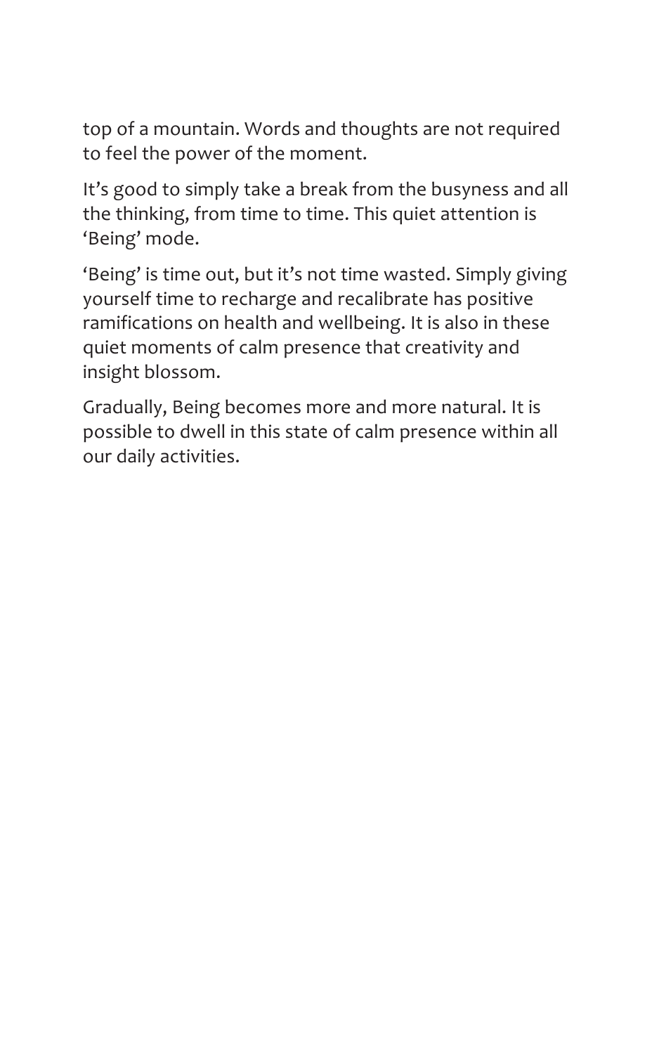top of a mountain. Words and thoughts are not required to feel the power of the moment.

It's good to simply take a break from the busyness and all the thinking, from time to time. This quiet attention is 'Being' mode.

'Being' is time out, but it's not time wasted. Simply giving yourself time to recharge and recalibrate has positive ramifications on health and wellbeing. It is also in these quiet moments of calm presence that creativity and insight blossom.

Gradually, Being becomes more and more natural. It is possible to dwell in this state of calm presence within all our daily activities.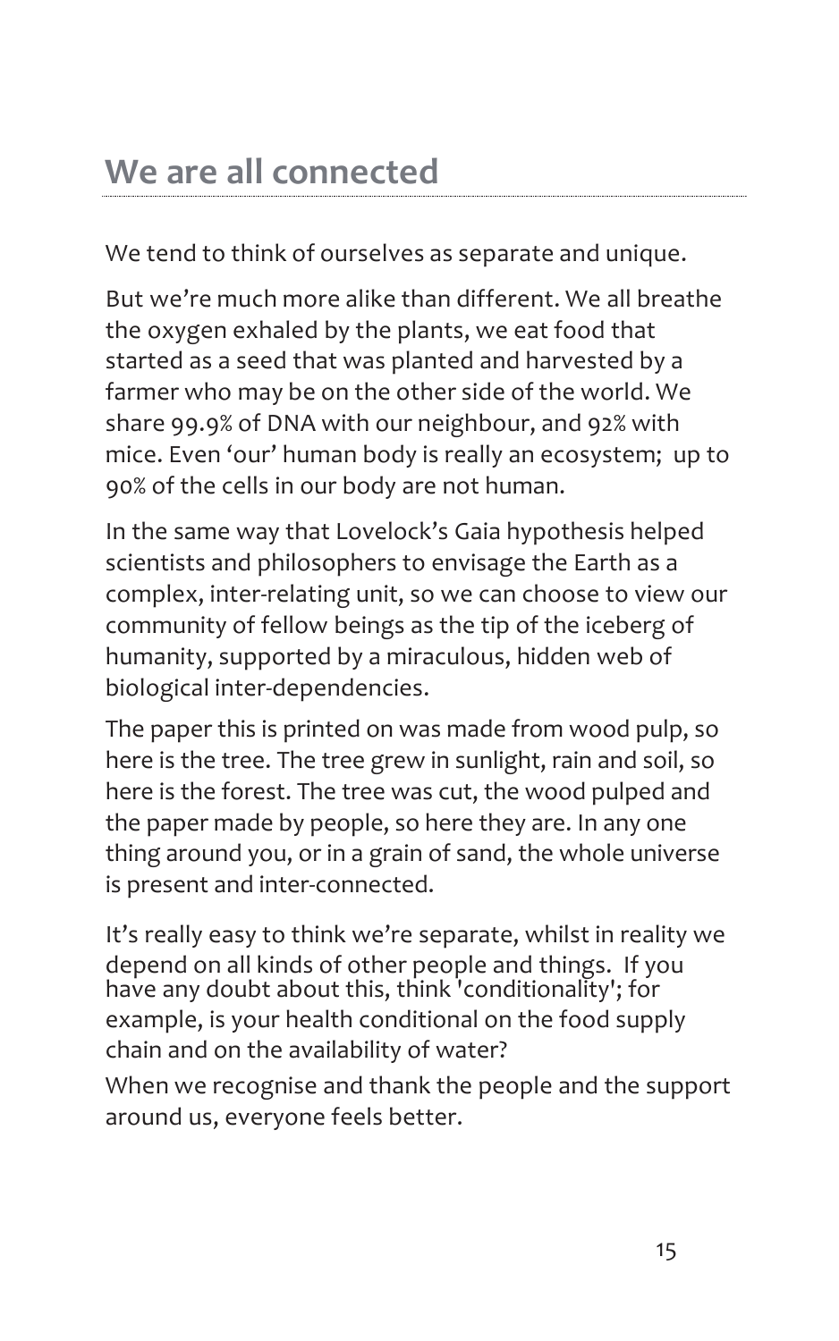## We are all connected

We tend to think of ourselves as separate and unique.

But we're much more alike than different. We all breathe the oxygen exhaled by the plants, we eat food that started as a seed that was planted and harvested by a farmer who may be on the other side of the world. We share 99.9% of DNA with our neighbour, and 92% with mice. Even 'our' human body is really an ecosystem; up to 90% of the cells in our body are not human.

In the same way that Lovelock's Gaia hypothesis helped scientists and philosophers to envisage the Earth as a complex, inter-relating unit, so we can choose to view our community of fellow beings as the tip of the iceberg of humanity, supported by a miraculous, hidden web of biological inter-dependencies.

The paper this is printed on was made from wood pulp, so here is the tree. The tree grew in sunlight, rain and soil, so here is the forest. The tree was cut, the wood pulped and the paper made by people, so here they are. In any one thing around you, or in a grain of sand, the whole universe is present and inter-connected.

It's really easy to think we're separate, whilst in reality we depend on all kinds of other people and things. If you have any doubt about this, think 'conditionality'; for example, is your health conditional on the food supply chain and on the availability of water?

When we recognise and thank the people and the support around us, everyone feels better.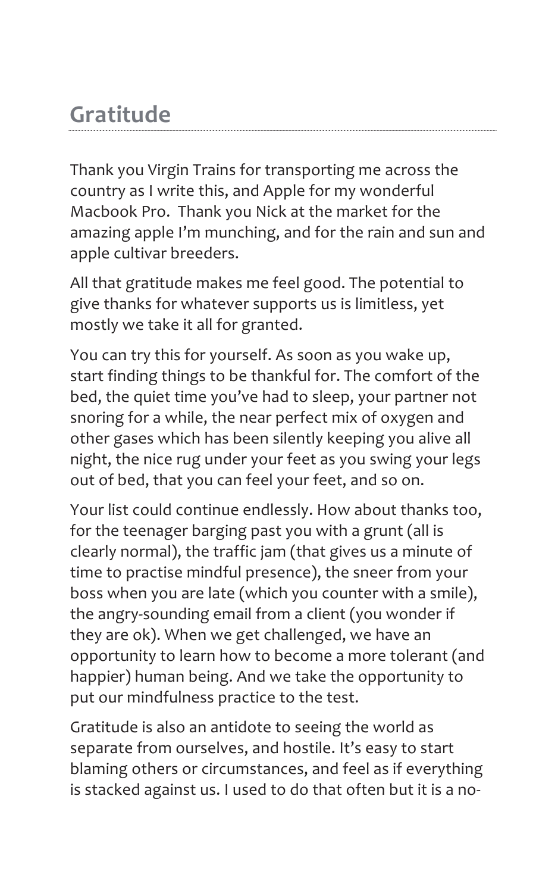## Gratitude

Thank you Virgin Trains for transporting me across the country as I write this, and Apple for my wonderful Macbook Pro. Thank you Nick at the market for the amazing apple I'm munching, and for the rain and sun and apple cultivar breeders.

All that gratitude makes me feel good. The potential to give thanks for whatever supports us is limitless, yet mostly we take it all for granted.

You can try this for yourself. As soon as you wake up, start finding things to be thankful for. The comfort of the bed, the quiet time you've had to sleep, your partner not snoring for a while, the near perfect mix of oxygen and other gases which has been silently keeping you alive all night, the nice rug under your feet as you swing your legs out of bed, that you can feel your feet, and so on.

Your list could continue endlessly. How about thanks too, for the teenager barging past you with a grunt (all is clearly normal), the traffic jam (that gives us a minute of time to practise mindful presence), the sneer from your boss when you are late (which you counter with a smile), the angry-sounding email from a client (you wonder if they are ok). When we get challenged, we have an opportunity to learn how to become a more tolerant (and happier) human being. And we take the opportunity to put our mindfulness practice to the test.

Gratitude is also an antidote to seeing the world as separate from ourselves, and hostile. It's easy to start blaming others or circumstances, and feel as if everything is stacked against us. I used to do that often but it is a no-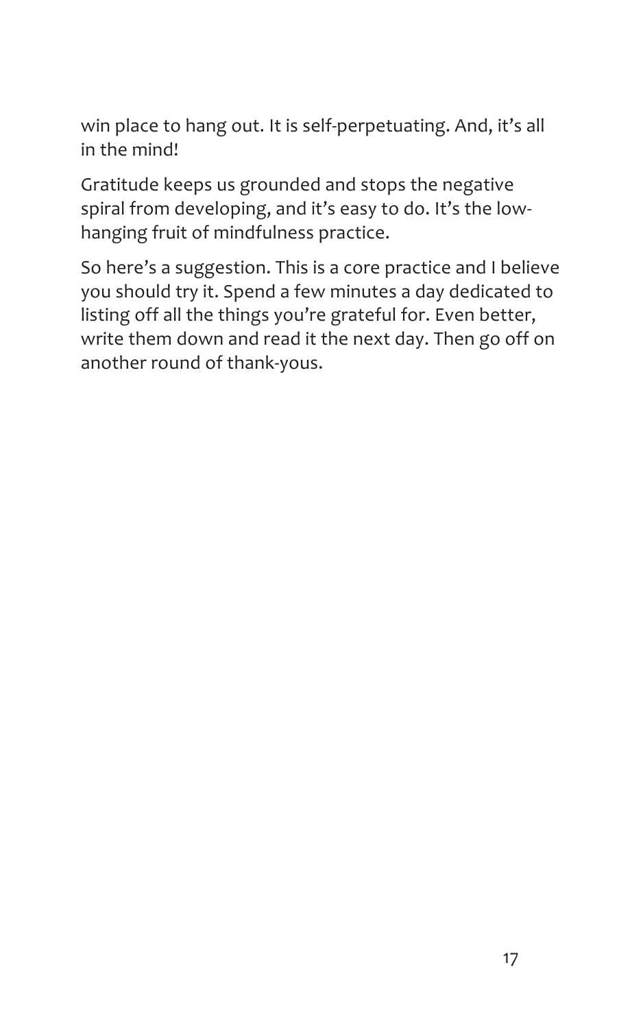win place to hang out. It is self-perpetuating. And, it's all in the mind!

Gratitude keeps us grounded and stops the negative spiral from developing, and it's easy to do. It's the low-hanging fruit of mindfulness practice.

So here's a suggestion. This is a core practice and I believe you should try it. Spend a few minutes a day dedicated to listing off all the things you're grateful for. Even better, write them down and read it the next day. Then go off on another round of thank-yous.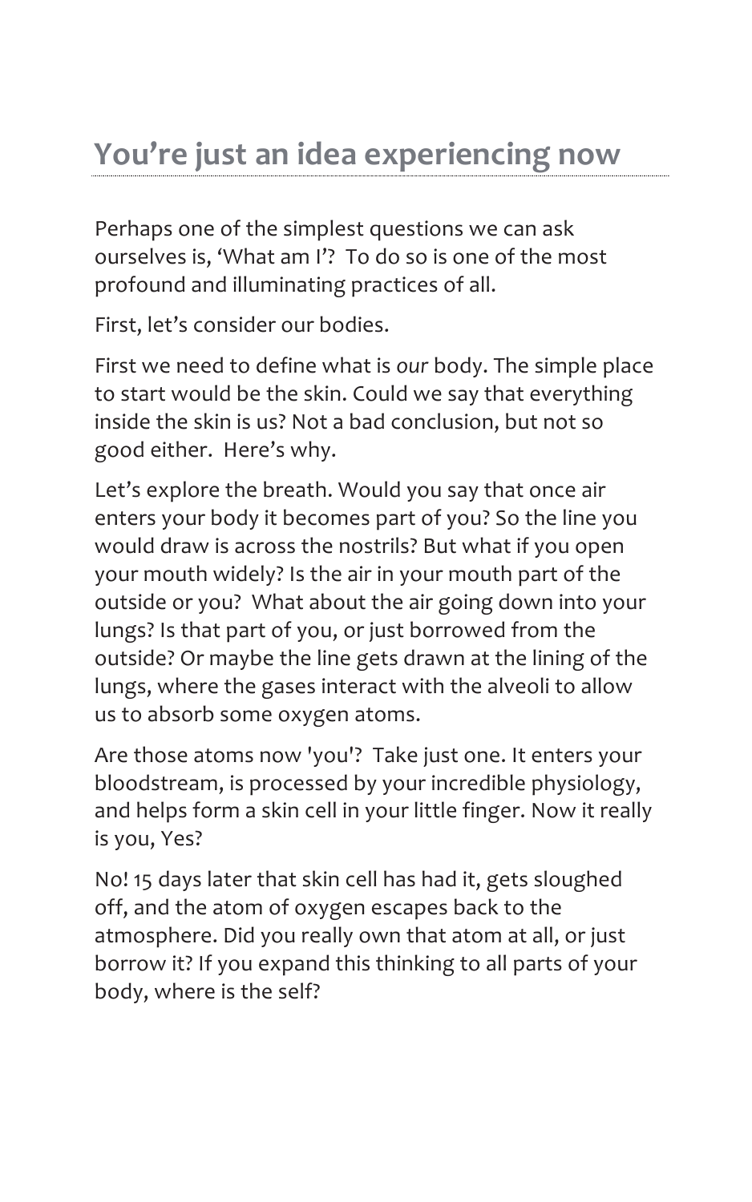## You’re just an idea experiencing now

Perhaps one of the simplest questions we can ask ourselves is, ‘What am I’? To do so is one of the most profound and illuminating practices of all.

First, let’s consider our bodies.

First we need to define what is *our* body. The simple place to start would be the skin. Could we say that everything inside the skin is us? Not a bad conclusion, but not so good either. Here’s why.

Let’s explore the breath. Would you say that once air enters your body it becomes part of you? So the line you would draw is across the nostrils? But what if you open your mouth widely? Is the air in your mouth part of the outside or you? What about the air going down into your lungs? Is that part of you, or just borrowed from the outside? Or maybe the line gets drawn at the lining of the lungs, where the gases interact with the alveoli to allow us to absorb some oxygen atoms.

Are those atoms now 'you'? Take just one. It enters your bloodstream, is processed by your incredible physiology, and helps form a skin cell in your little finger. Now it really is you, Yes?

No! 15 days later that skin cell has had it, gets sloughed off, and the atom of oxygen escapes back to the atmosphere. Did you really own that atom at all, or just borrow it? If you expand this thinking to all parts of your body, where is the self?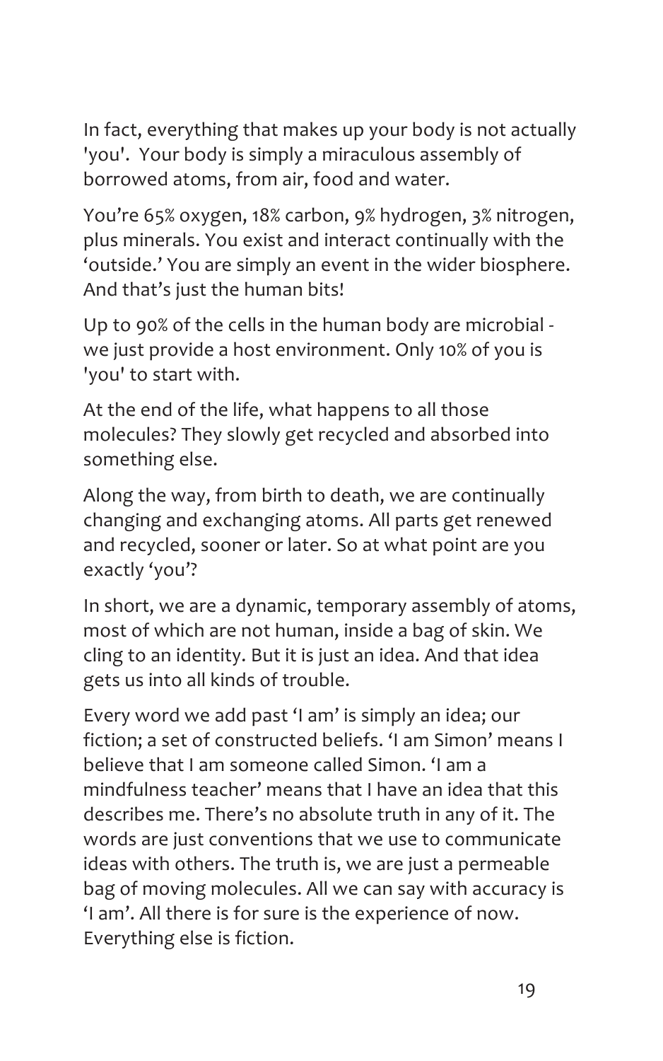In fact, everything that makes up your body is not actually 'you'.  Your body is simply a miraculous assembly of borrowed atoms, from air, food and water.

You're 65% oxygen, 18% carbon, 9% hydrogen, 3% nitrogen, plus minerals. You exist and interact continually with the 'outside.' You are simply an event in the wider biosphere. And that's just the human bits!

Up to 90% of the cells in the human body are microbial - we just provide a host environment. Only 10% of you is 'you' to start with.

At the end of the life, what happens to all those molecules? They slowly get recycled and absorbed into something else.

Along the way, from birth to death, we are continually changing and exchanging atoms. All parts get renewed and recycled, sooner or later. So at what point are you exactly 'you'?

In short, we are a dynamic, temporary assembly of atoms, most of which are not human, inside a bag of skin. We cling to an identity. But it is just an idea. And that idea gets us into all kinds of trouble.

Every word we add past 'I am' is simply an idea; our fiction; a set of constructed beliefs. 'I am Simon' means I believe that I am someone called Simon. 'I am a mindfulness teacher' means that I have an idea that this describes me. There's no absolute truth in any of it. The words are just conventions that we use to communicate ideas with others. The truth is, we are just a permeable bag of moving molecules. All we can say with accuracy is 'I am'. All there is for sure is the experience of now. Everything else is fiction.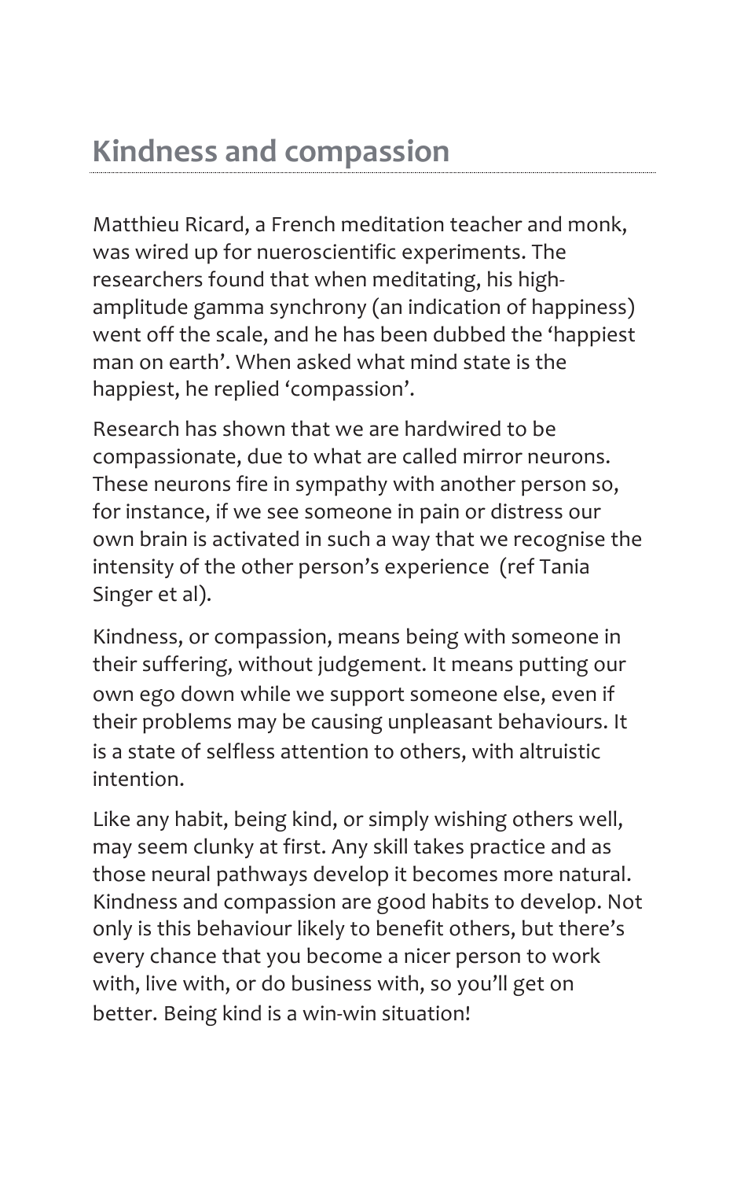## Kindness and compassion

Matthieu Ricard, a French meditation teacher and monk, was wired up for nueroscientific experiments. The researchers found that when meditating, his high-amplitude gamma synchrony (an indication of happiness) went off the scale, and he has been dubbed the 'happiest man on earth'. When asked what mind state is the happiest, he replied 'compassion'.

Research has shown that we are hardwired to be compassionate, due to what are called mirror neurons. These neurons fire in sympathy with another person so, for instance, if we see someone in pain or distress our own brain is activated in such a way that we recognise the intensity of the other person's experience (ref Tania Singer et al).

Kindness, or compassion, means being with someone in their suffering, without judgement. It means putting our own ego down while we support someone else, even if their problems may be causing unpleasant behaviours. It is a state of selfless attention to others, with altruistic intention.

Like any habit, being kind, or simply wishing others well, may seem clunky at first. Any skill takes practice and as those neural pathways develop it becomes more natural. Kindness and compassion are good habits to develop. Not only is this behaviour likely to benefit others, but there's every chance that you become a nicer person to work with, live with, or do business with, so you'll get on better. Being kind is a win-win situation!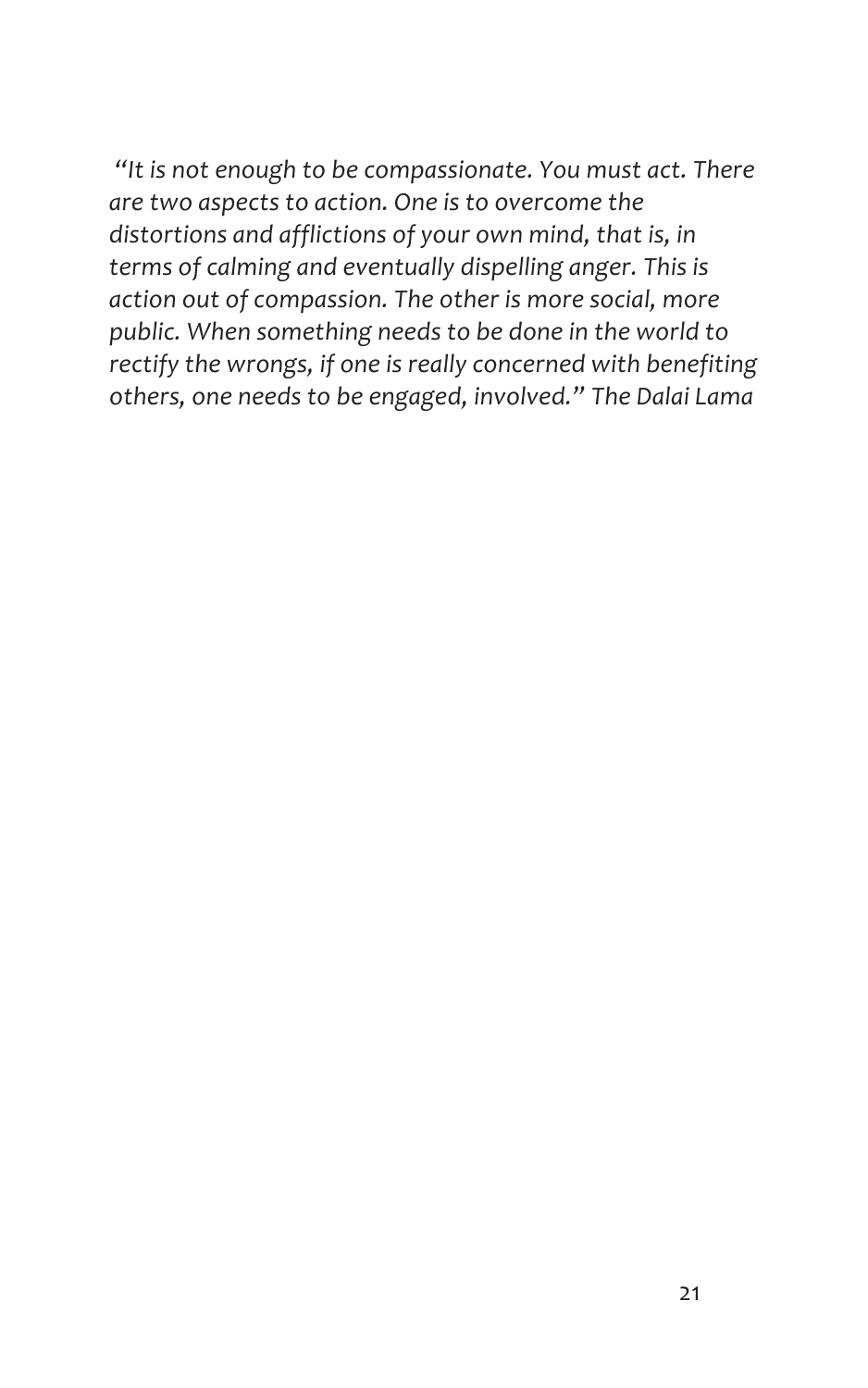*"It is not enough to be compassionate. You must act. There are two aspects to action. One is to overcome the distortions and afflictions of your own mind, that is, in terms of calming and eventually dispelling anger. This is action out of compassion. The other is more social, more public. When something needs to be done in the world to rectify the wrongs, if one is really concerned with benefiting others, one needs to be engaged, involved." The Dalai Lama*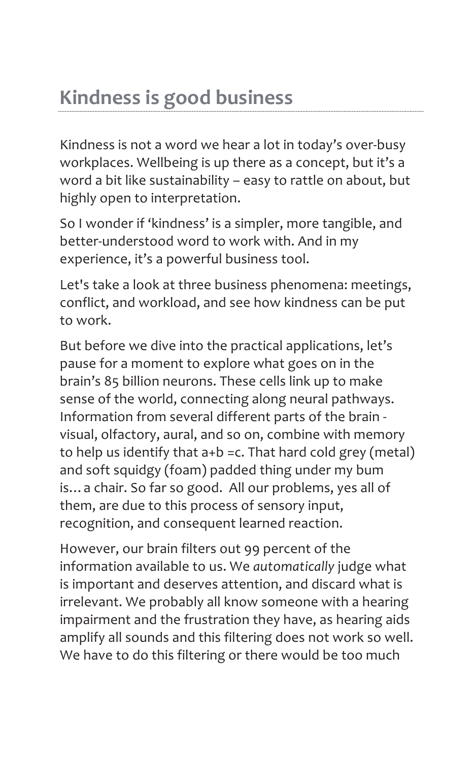## Kindness is good business

Kindness is not a word we hear a lot in today's over-busy workplaces. Wellbeing is up there as a concept, but it's a word a bit like sustainability – easy to rattle on about, but highly open to interpretation.

So I wonder if 'kindness' is a simpler, more tangible, and better-understood word to work with. And in my experience, it's a powerful business tool.

Let's take a look at three business phenomena: meetings, conflict, and workload, and see how kindness can be put to work.

But before we dive into the practical applications, let's pause for a moment to explore what goes on in the brain's 85 billion neurons. These cells link up to make sense of the world, connecting along neural pathways. Information from several different parts of the brain - visual, olfactory, aural, and so on, combine with memory to help us identify that a+b =c. That hard cold grey (metal) and soft squidgy (foam) padded thing under my bum is… a chair. So far so good. All our problems, yes all of them, are due to this process of sensory input, recognition, and consequent learned reaction.

However, our brain filters out 99 percent of the information available to us. We *automatically* judge what is important and deserves attention, and discard what is irrelevant. We probably all know someone with a hearing impairment and the frustration they have, as hearing aids amplify all sounds and this filtering does not work so well. We have to do this filtering or there would be too much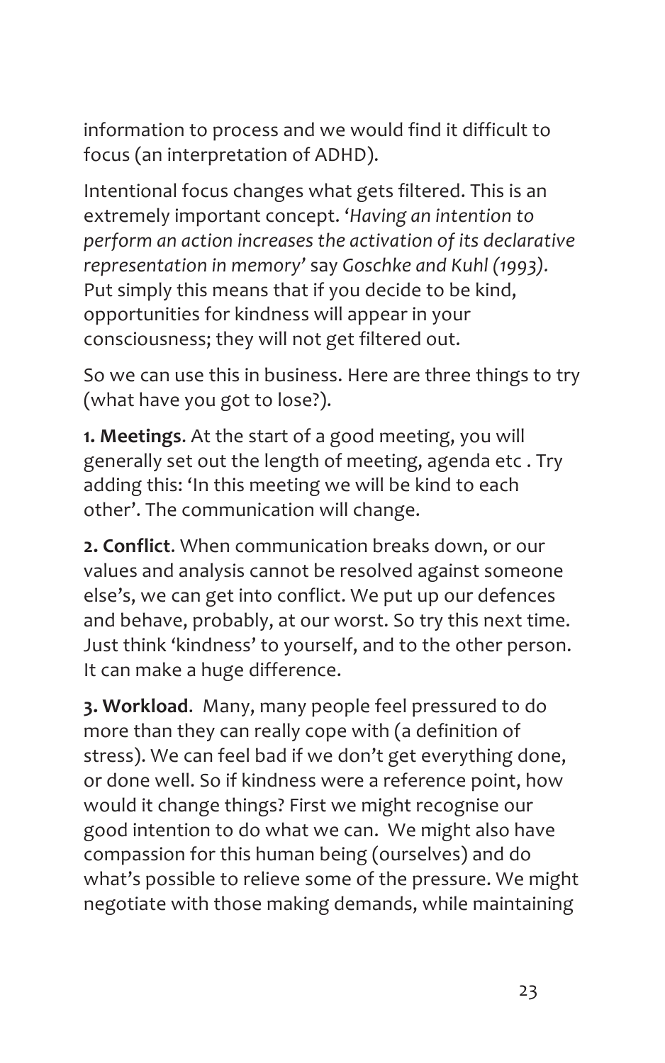information to process and we would find it difficult to focus (an interpretation of ADHD).

Intentional focus changes what gets filtered. This is an extremely important concept. '*Having an intention to perform an action increases the activation of its declarative representation in memory*' say *Goschke and Kuhl (1993)*. Put simply this means that if you decide to be kind, opportunities for kindness will appear in your consciousness; they will not get filtered out.

So we can use this in business. Here are three things to try (what have you got to lose?).

**1. Meetings**. At the start of a good meeting, you will generally set out the length of meeting, agenda etc . Try adding this: 'In this meeting we will be kind to each other'. The communication will change.

**2. Conflict**. When communication breaks down, or our values and analysis cannot be resolved against someone else's, we can get into conflict. We put up our defences and behave, probably, at our worst. So try this next time. Just think 'kindness' to yourself, and to the other person. It can make a huge difference.

**3. Workload**. Many, many people feel pressured to do more than they can really cope with (a definition of stress). We can feel bad if we don't get everything done, or done well. So if kindness were a reference point, how would it change things? First we might recognise our good intention to do what we can. We might also have compassion for this human being (ourselves) and do what's possible to relieve some of the pressure. We might negotiate with those making demands, while maintaining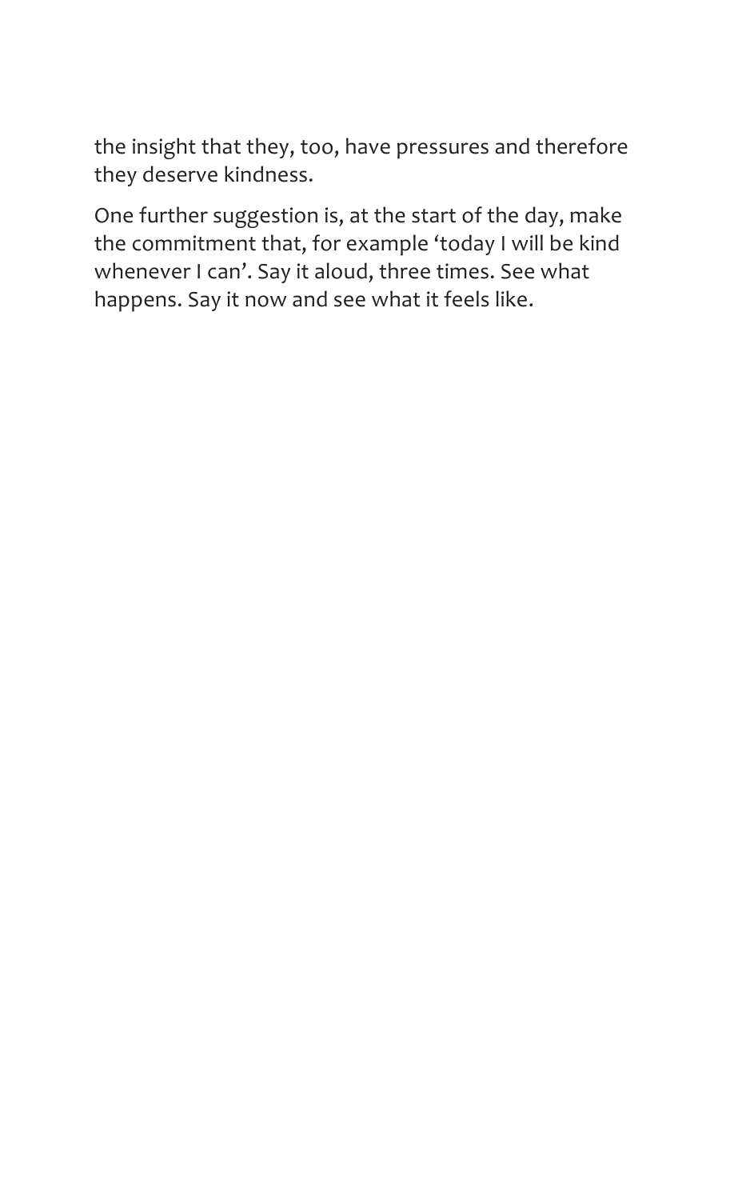the insight that they, too, have pressures and therefore they deserve kindness.

One further suggestion is, at the start of the day, make the commitment that, for example 'today I will be kind whenever I can'. Say it aloud, three times. See what happens. Say it now and see what it feels like.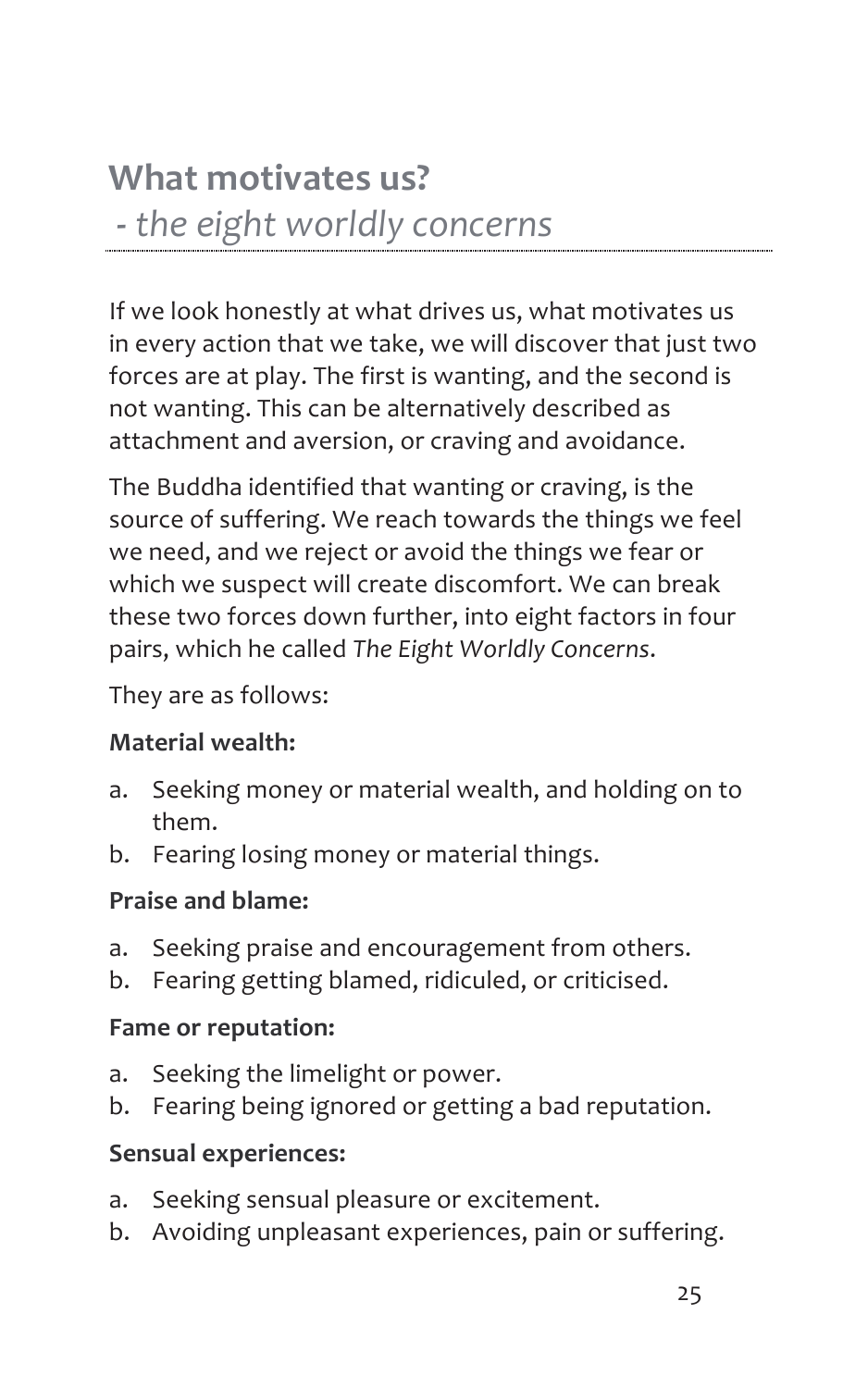## What motivates us?

*- the eight worldly concerns*

If we look honestly at what drives us, what motivates us in every action that we take, we will discover that just two forces are at play. The first is wanting, and the second is not wanting. This can be alternatively described as attachment and aversion, or craving and avoidance.

The Buddha identified that wanting or craving, is the source of suffering. We reach towards the things we feel we need, and we reject or avoid the things we fear or which we suspect will create discomfort. We can break these two forces down further, into eight factors in four pairs, which he called *The Eight Worldly Concerns*.

They are as follows:

**Material wealth:**

a. Seeking money or material wealth, and holding on to them.
b. Fearing losing money or material things.

**Praise and blame:**

a. Seeking praise and encouragement from others.
b. Fearing getting blamed, ridiculed, or criticised.

**Fame or reputation:**

a. Seeking the limelight or power.
b. Fearing being ignored or getting a bad reputation.

**Sensual experiences:**

a. Seeking sensual pleasure or excitement.
b. Avoiding unpleasant experiences, pain or suffering.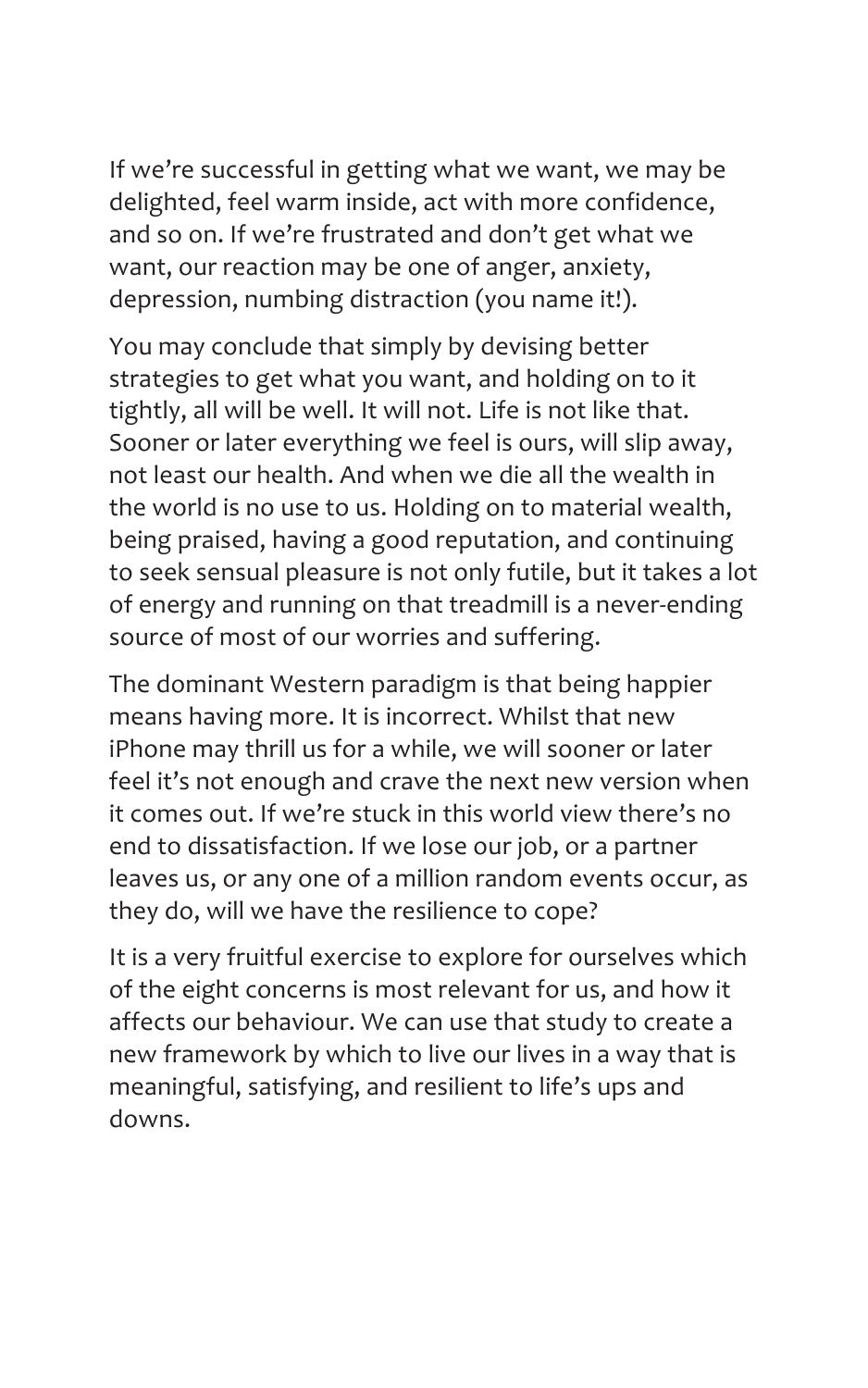If we're successful in getting what we want, we may be delighted, feel warm inside, act with more confidence, and so on. If we're frustrated and don't get what we want, our reaction may be one of anger, anxiety, depression, numbing distraction (you name it!).

You may conclude that simply by devising better strategies to get what you want, and holding on to it tightly, all will be well. It will not. Life is not like that. Sooner or later everything we feel is ours, will slip away, not least our health. And when we die all the wealth in the world is no use to us. Holding on to material wealth, being praised, having a good reputation, and continuing to seek sensual pleasure is not only futile, but it takes a lot of energy and running on that treadmill is a never-ending source of most of our worries and suffering.

The dominant Western paradigm is that being happier means having more. It is incorrect. Whilst that new iPhone may thrill us for a while, we will sooner or later feel it's not enough and crave the next new version when it comes out. If we're stuck in this world view there's no end to dissatisfaction. If we lose our job, or a partner leaves us, or any one of a million random events occur, as they do, will we have the resilience to cope?

It is a very fruitful exercise to explore for ourselves which of the eight concerns is most relevant for us, and how it affects our behaviour. We can use that study to create a new framework by which to live our lives in a way that is meaningful, satisfying, and resilient to life's ups and downs.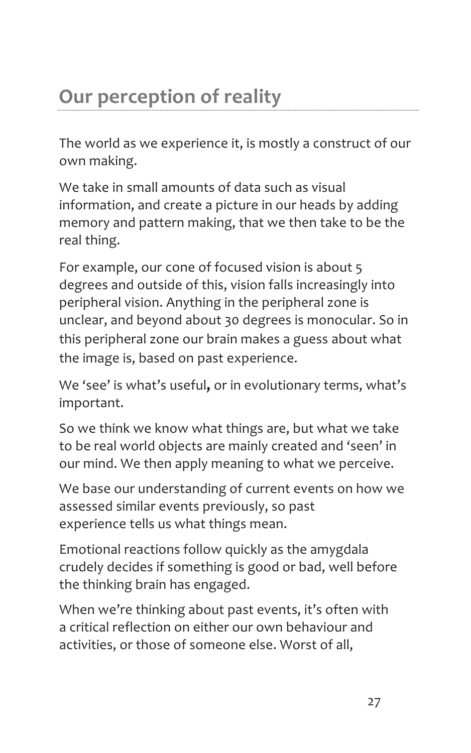## Our perception of reality

The world as we experience it, is mostly a construct of our own making.

We take in small amounts of data such as visual information, and create a picture in our heads by adding memory and pattern making, that we then take to be the real thing.

For example, our cone of focused vision is about 5 degrees and outside of this, vision falls increasingly into peripheral vision. Anything in the peripheral zone is unclear, and beyond about 30 degrees is monocular. So in this peripheral zone our brain makes a guess about what the image is, based on past experience.

We 'see' is what's useful**,** or in evolutionary terms, what's important.

So we think we know what things are, but what we take to be real world objects are mainly created and 'seen' in our mind. We then apply meaning to what we perceive.

We base our understanding of current events on how we assessed similar events previously, so past experience tells us what things mean.

Emotional reactions follow quickly as the amygdala crudely decides if something is good or bad, well before the thinking brain has engaged.

When we're thinking about past events, it's often with a critical reflection on either our own behaviour and activities, or those of someone else. Worst of all,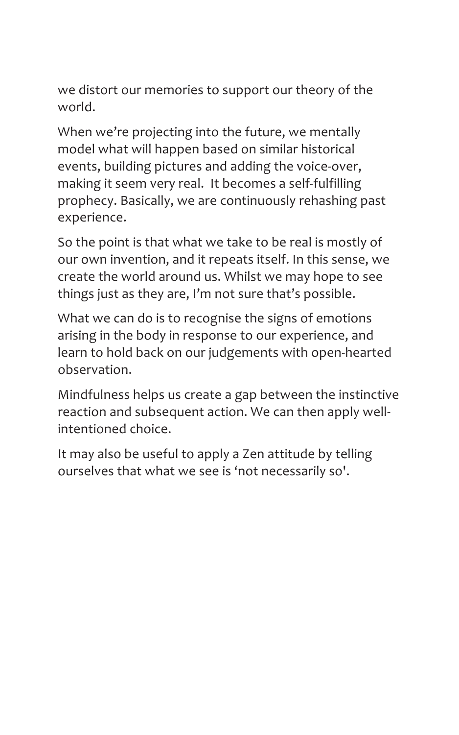we distort our memories to support our theory of the world.

When we're projecting into the future, we mentally model what will happen based on similar historical events, building pictures and adding the voice-over, making it seem very real.  It becomes a self-fulfilling prophecy. Basically, we are continuously rehashing past experience.

So the point is that what we take to be real is mostly of our own invention, and it repeats itself. In this sense, we create the world around us. Whilst we may hope to see things just as they are, I'm not sure that's possible.

What we can do is to recognise the signs of emotions arising in the body in response to our experience, and learn to hold back on our judgements with open-hearted observation.

Mindfulness helps us create a gap between the instinctive reaction and subsequent action. We can then apply well-intentioned choice.

It may also be useful to apply a Zen attitude by telling ourselves that what we see is 'not necessarily so'.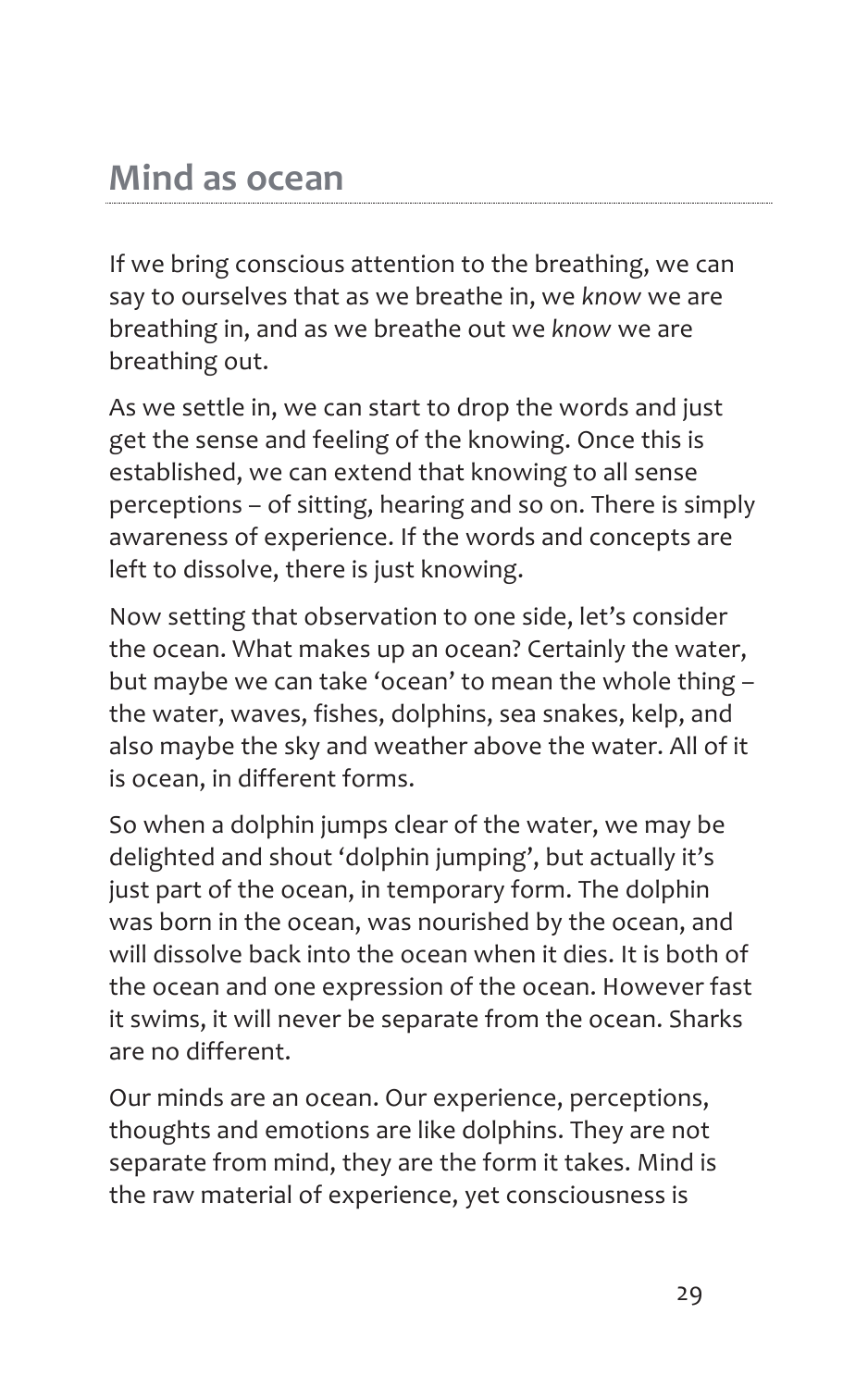## Mind as ocean

If we bring conscious attention to the breathing, we can say to ourselves that as we breathe in, we *know* we are breathing in, and as we breathe out we *know* we are breathing out.

As we settle in, we can start to drop the words and just get the sense and feeling of the knowing. Once this is established, we can extend that knowing to all sense perceptions – of sitting, hearing and so on. There is simply awareness of experience. If the words and concepts are left to dissolve, there is just knowing.

Now setting that observation to one side, let's consider the ocean. What makes up an ocean? Certainly the water, but maybe we can take 'ocean' to mean the whole thing – the water, waves, fishes, dolphins, sea snakes, kelp, and also maybe the sky and weather above the water. All of it is ocean, in different forms.

So when a dolphin jumps clear of the water, we may be delighted and shout 'dolphin jumping', but actually it's just part of the ocean, in temporary form. The dolphin was born in the ocean, was nourished by the ocean, and will dissolve back into the ocean when it dies. It is both of the ocean and one expression of the ocean. However fast it swims, it will never be separate from the ocean. Sharks are no different.

Our minds are an ocean. Our experience, perceptions, thoughts and emotions are like dolphins. They are not separate from mind, they are the form it takes. Mind is the raw material of experience, yet consciousness is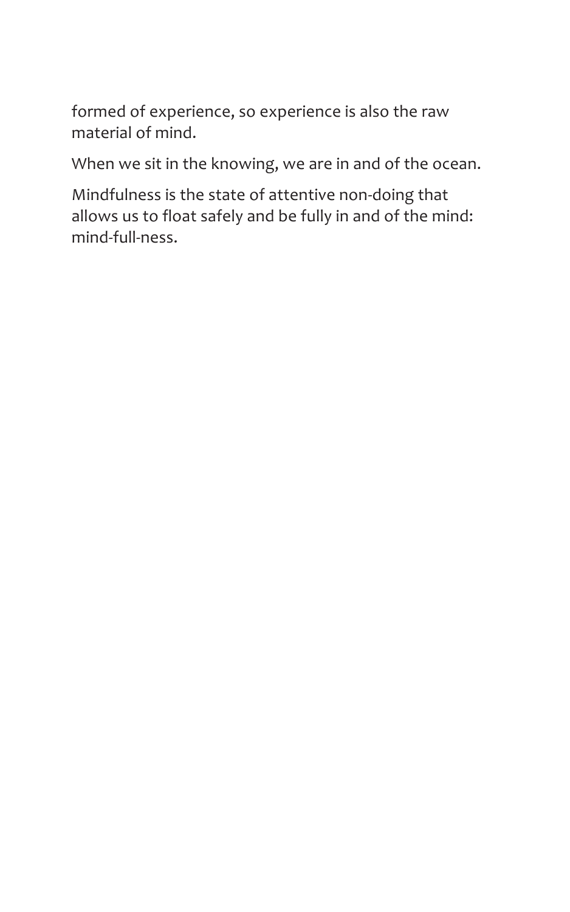formed of experience, so experience is also the raw material of mind.

When we sit in the knowing, we are in and of the ocean.

Mindfulness is the state of attentive non-doing that allows us to float safely and be fully in and of the mind: mind-full-ness.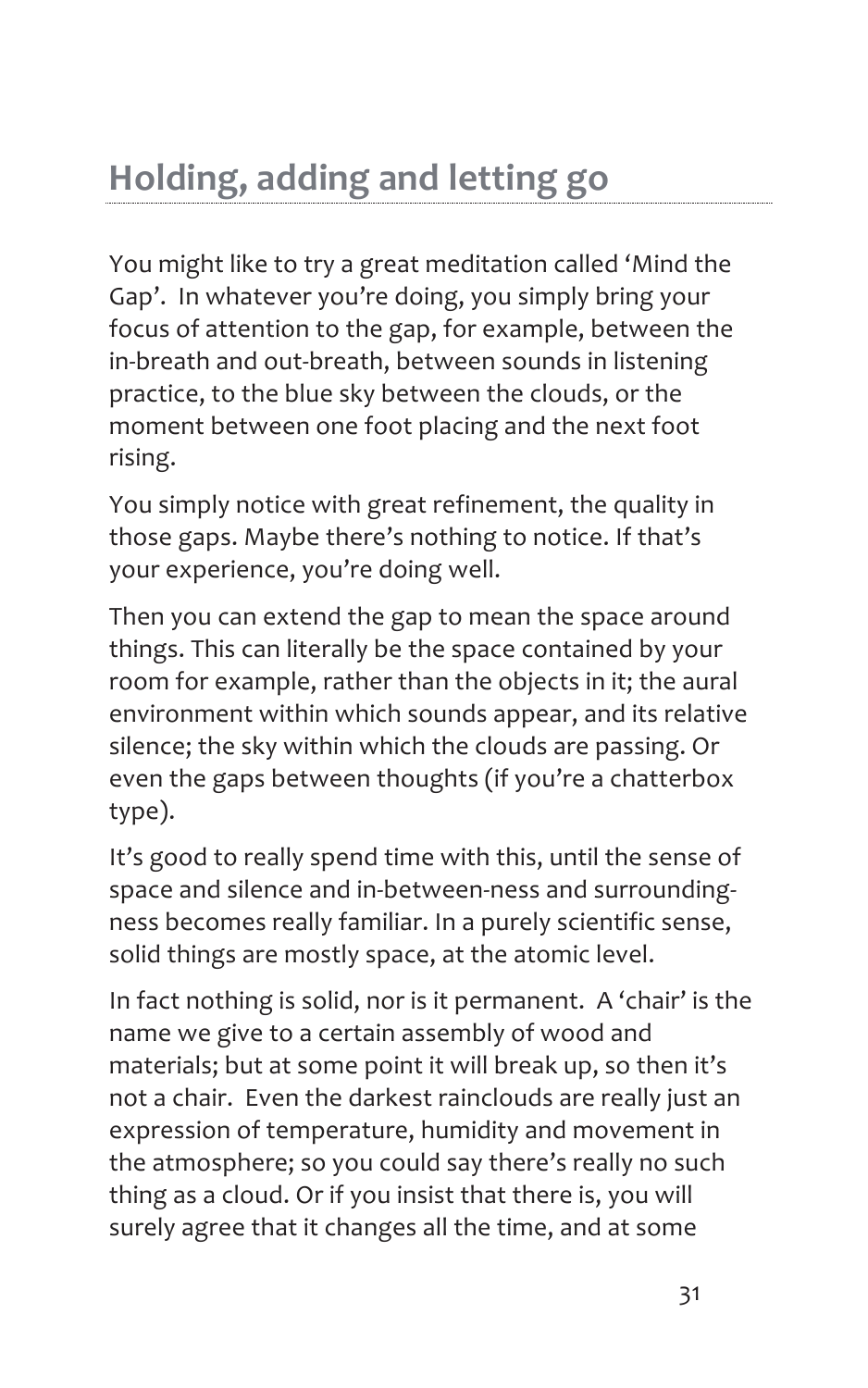# Holding, adding and letting go

You might like to try a great meditation called 'Mind the Gap'. In whatever you're doing, you simply bring your focus of attention to the gap, for example, between the in-breath and out-breath, between sounds in listening practice, to the blue sky between the clouds, or the moment between one foot placing and the next foot rising.

You simply notice with great refinement, the quality in those gaps. Maybe there's nothing to notice. If that's your experience, you're doing well.

Then you can extend the gap to mean the space around things. This can literally be the space contained by your room for example, rather than the objects in it; the aural environment within which sounds appear, and its relative silence; the sky within which the clouds are passing. Or even the gaps between thoughts (if you're a chatterbox type).

It's good to really spend time with this, until the sense of space and silence and in-between-ness and surrounding-ness becomes really familiar. In a purely scientific sense, solid things are mostly space, at the atomic level.

In fact nothing is solid, nor is it permanent. A 'chair' is the name we give to a certain assembly of wood and materials; but at some point it will break up, so then it's not a chair. Even the darkest rainclouds are really just an expression of temperature, humidity and movement in the atmosphere; so you could say there's really no such thing as a cloud. Or if you insist that there is, you will surely agree that it changes all the time, and at some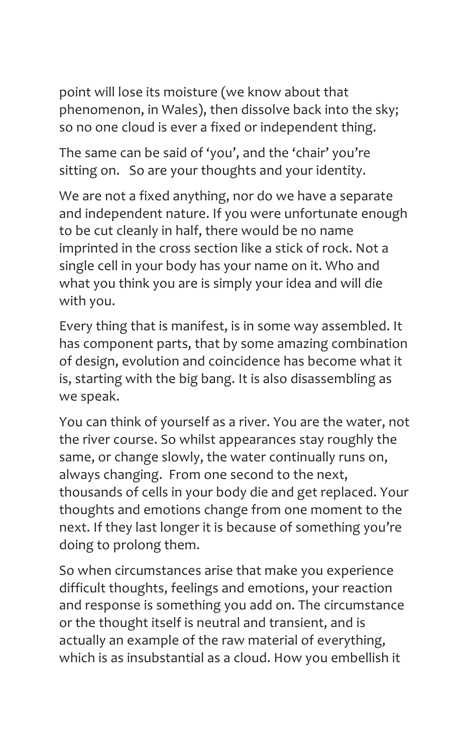point will lose its moisture (we know about that phenomenon, in Wales), then dissolve back into the sky; so no one cloud is ever a fixed or independent thing.

The same can be said of 'you', and the 'chair' you're sitting on. So are your thoughts and your identity.

We are not a fixed anything, nor do we have a separate and independent nature. If you were unfortunate enough to be cut cleanly in half, there would be no name imprinted in the cross section like a stick of rock. Not a single cell in your body has your name on it. Who and what you think you are is simply your idea and will die with you.

Every thing that is manifest, is in some way assembled. It has component parts, that by some amazing combination of design, evolution and coincidence has become what it is, starting with the big bang. It is also disassembling as we speak.

You can think of yourself as a river. You are the water, not the river course. So whilst appearances stay roughly the same, or change slowly, the water continually runs on, always changing. From one second to the next, thousands of cells in your body die and get replaced. Your thoughts and emotions change from one moment to the next. If they last longer it is because of something you're doing to prolong them.

So when circumstances arise that make you experience difficult thoughts, feelings and emotions, your reaction and response is something you add on. The circumstance or the thought itself is neutral and transient, and is actually an example of the raw material of everything, which is as insubstantial as a cloud. How you embellish it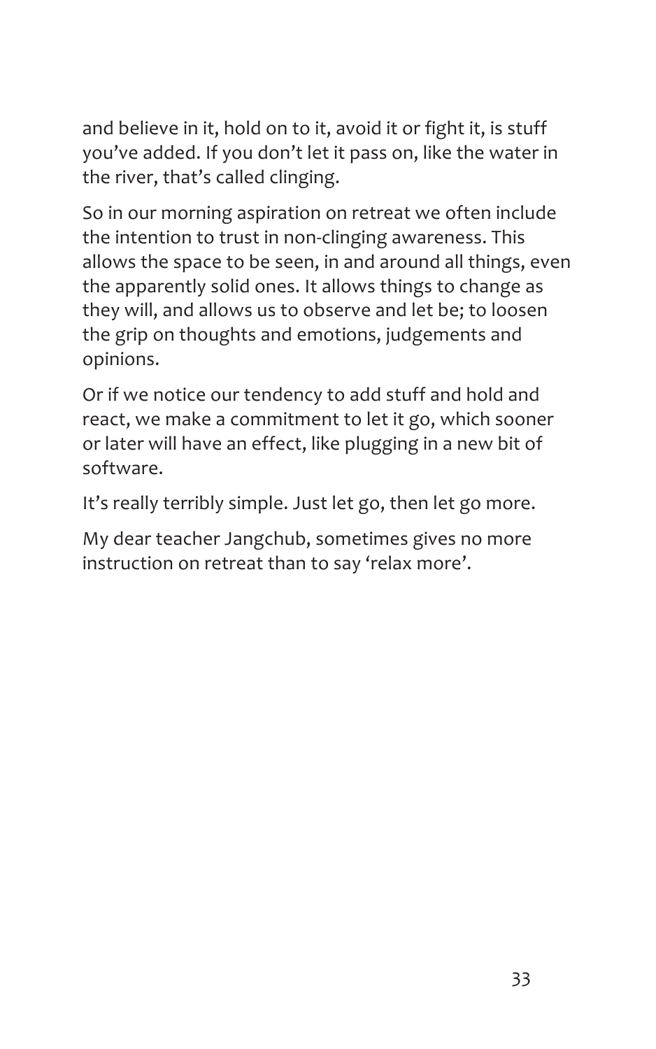and believe in it, hold on to it, avoid it or fight it, is stuff you've added. If you don't let it pass on, like the water in the river, that's called clinging.

So in our morning aspiration on retreat we often include the intention to trust in non-clinging awareness. This allows the space to be seen, in and around all things, even the apparently solid ones. It allows things to change as they will, and allows us to observe and let be; to loosen the grip on thoughts and emotions, judgements and opinions.

Or if we notice our tendency to add stuff and hold and react, we make a commitment to let it go, which sooner or later will have an effect, like plugging in a new bit of software.

It's really terribly simple. Just let go, then let go more.

My dear teacher Jangchub, sometimes gives no more instruction on retreat than to say 'relax more'.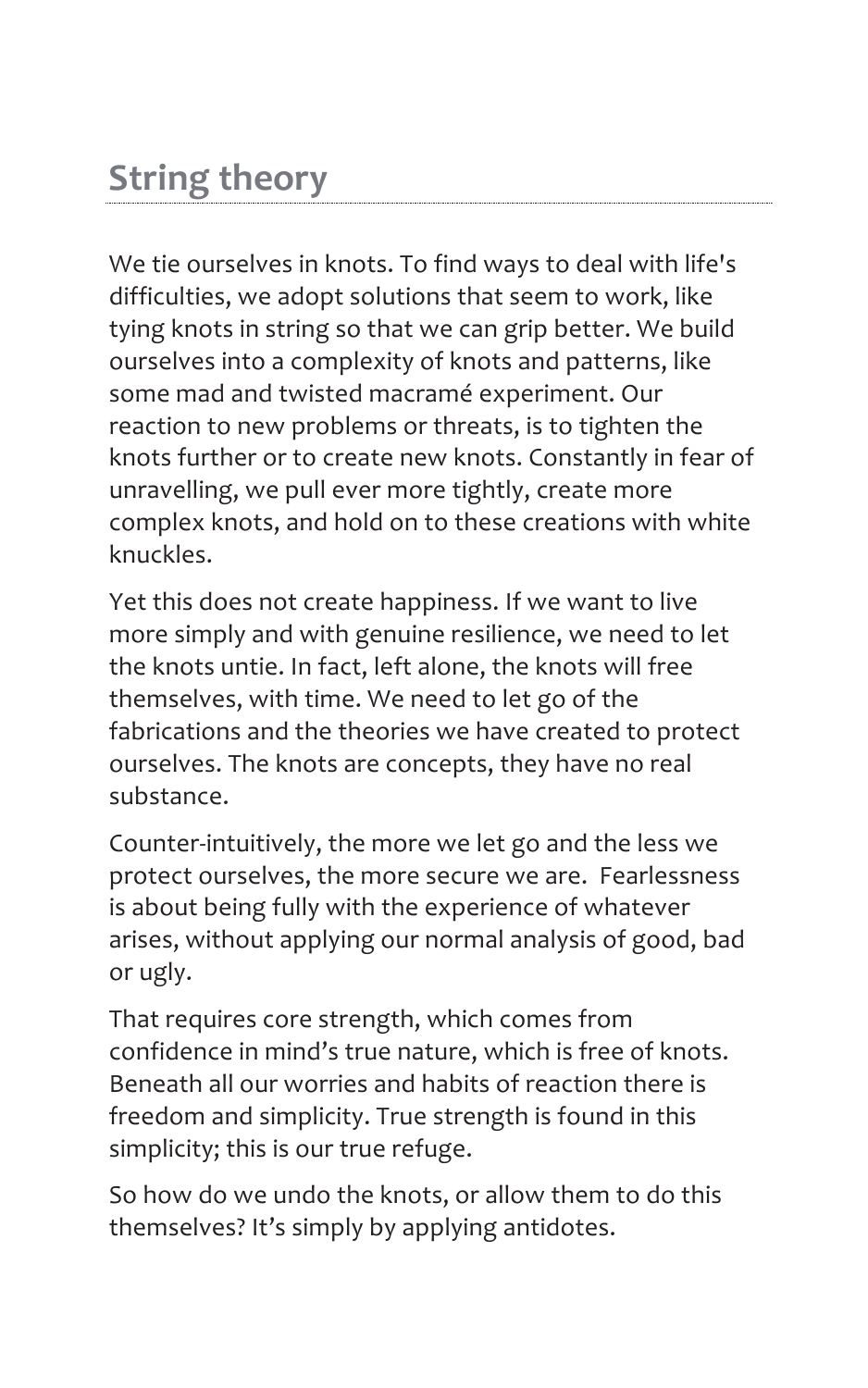## String theory

We tie ourselves in knots. To find ways to deal with life's difficulties, we adopt solutions that seem to work, like tying knots in string so that we can grip better. We build ourselves into a complexity of knots and patterns, like some mad and twisted macramé experiment. Our reaction to new problems or threats, is to tighten the knots further or to create new knots. Constantly in fear of unravelling, we pull ever more tightly, create more complex knots, and hold on to these creations with white knuckles.

Yet this does not create happiness. If we want to live more simply and with genuine resilience, we need to let the knots untie. In fact, left alone, the knots will free themselves, with time. We need to let go of the fabrications and the theories we have created to protect ourselves. The knots are concepts, they have no real substance.

Counter-intuitively, the more we let go and the less we protect ourselves, the more secure we are. Fearlessness is about being fully with the experience of whatever arises, without applying our normal analysis of good, bad or ugly.

That requires core strength, which comes from confidence in mind's true nature, which is free of knots. Beneath all our worries and habits of reaction there is freedom and simplicity. True strength is found in this simplicity; this is our true refuge.

So how do we undo the knots, or allow them to do this themselves? It's simply by applying antidotes.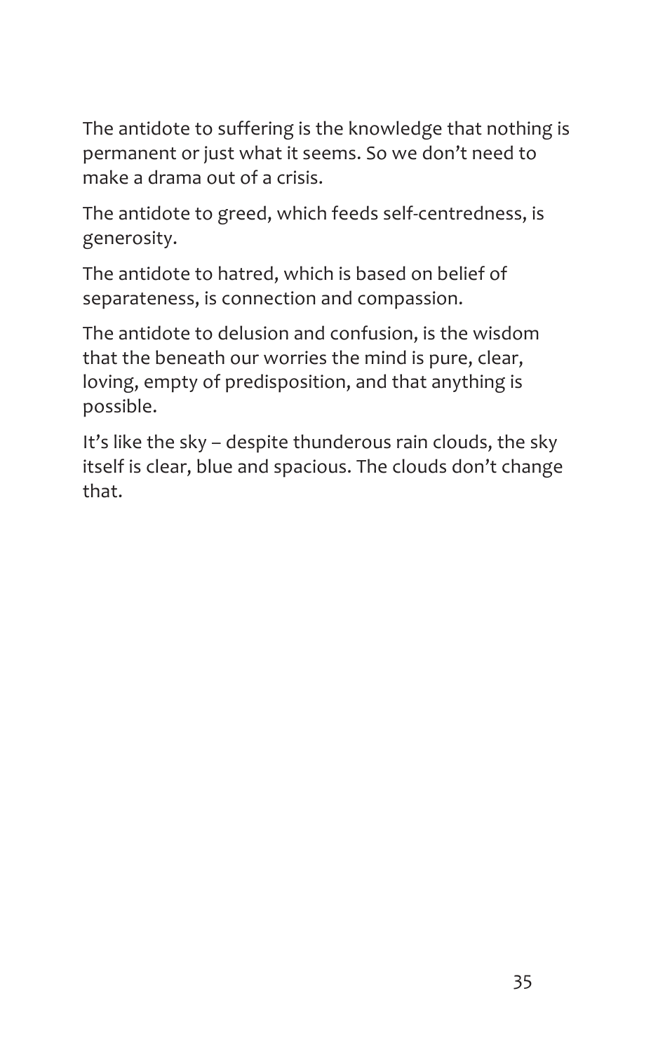The antidote to suffering is the knowledge that nothing is permanent or just what it seems. So we don't need to make a drama out of a crisis.

The antidote to greed, which feeds self-centredness, is generosity.

The antidote to hatred, which is based on belief of separateness, is connection and compassion.

The antidote to delusion and confusion, is the wisdom that the beneath our worries the mind is pure, clear, loving, empty of predisposition, and that anything is possible.

It's like the sky – despite thunderous rain clouds, the sky itself is clear, blue and spacious. The clouds don't change that.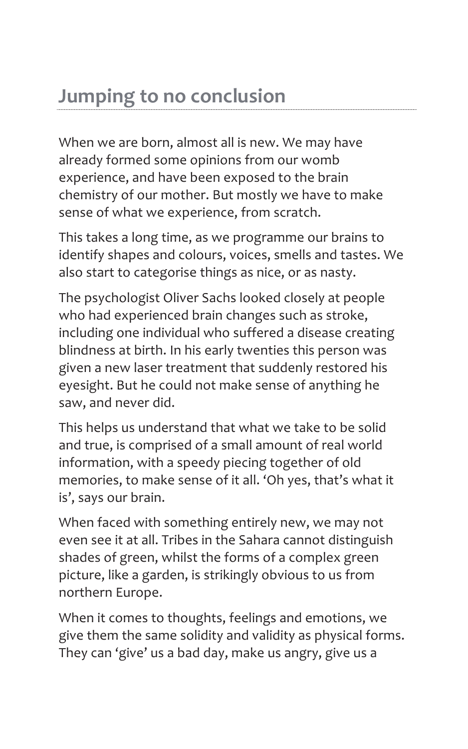## Jumping to no conclusion

When we are born, almost all is new. We may have already formed some opinions from our womb experience, and have been exposed to the brain chemistry of our mother. But mostly we have to make sense of what we experience, from scratch.

This takes a long time, as we programme our brains to identify shapes and colours, voices, smells and tastes. We also start to categorise things as nice, or as nasty.

The psychologist Oliver Sachs looked closely at people who had experienced brain changes such as stroke, including one individual who suffered a disease creating blindness at birth. In his early twenties this person was given a new laser treatment that suddenly restored his eyesight. But he could not make sense of anything he saw, and never did.

This helps us understand that what we take to be solid and true, is comprised of a small amount of real world information, with a speedy piecing together of old memories, to make sense of it all. 'Oh yes, that's what it is', says our brain.

When faced with something entirely new, we may not even see it at all. Tribes in the Sahara cannot distinguish shades of green, whilst the forms of a complex green picture, like a garden, is strikingly obvious to us from northern Europe.

When it comes to thoughts, feelings and emotions, we give them the same solidity and validity as physical forms. They can 'give' us a bad day, make us angry, give us a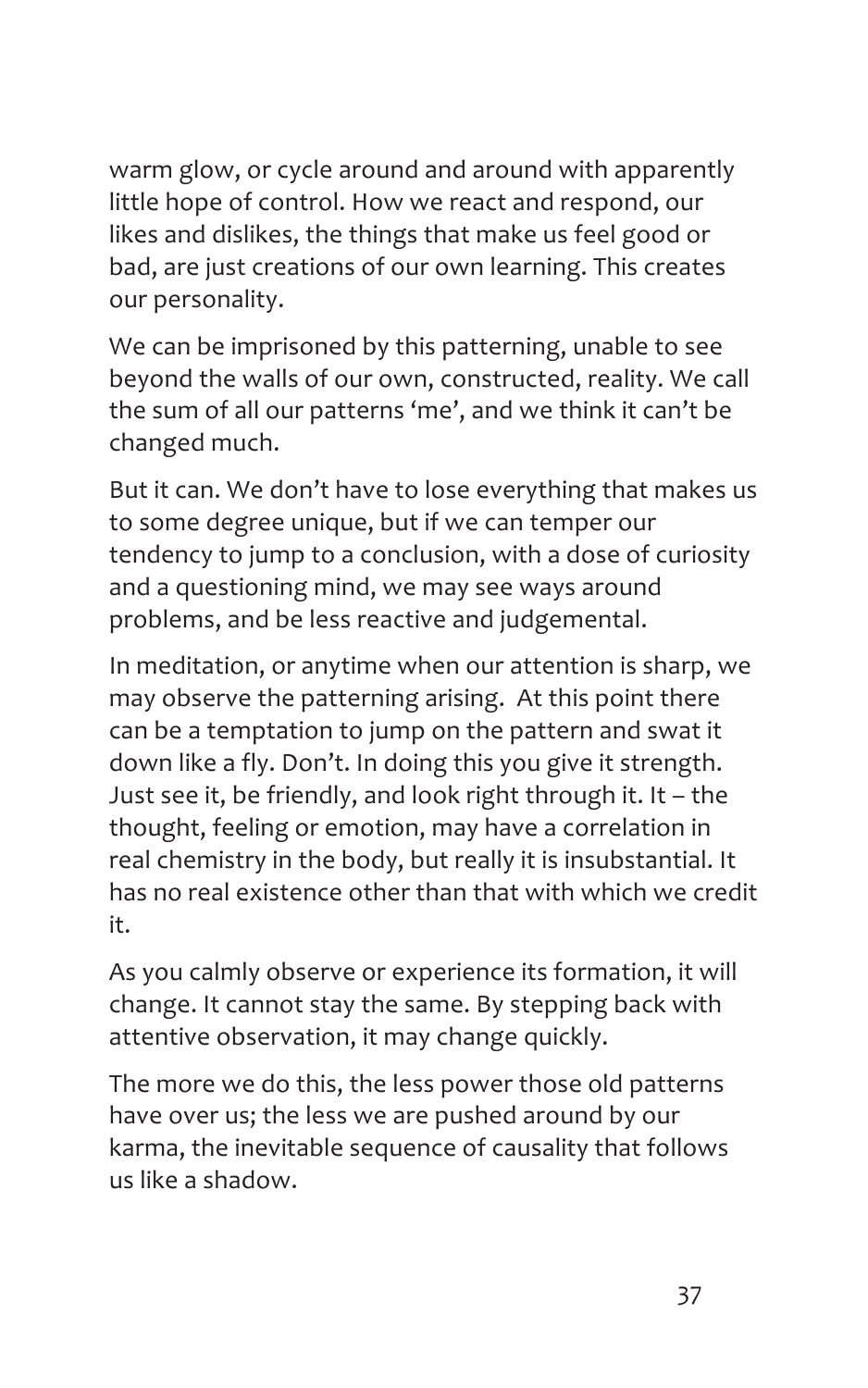warm glow, or cycle around and around with apparently little hope of control. How we react and respond, our likes and dislikes, the things that make us feel good or bad, are just creations of our own learning. This creates our personality.

We can be imprisoned by this patterning, unable to see beyond the walls of our own, constructed, reality. We call the sum of all our patterns 'me', and we think it can't be changed much.

But it can. We don't have to lose everything that makes us to some degree unique, but if we can temper our tendency to jump to a conclusion, with a dose of curiosity and a questioning mind, we may see ways around problems, and be less reactive and judgemental.

In meditation, or anytime when our attention is sharp, we may observe the patterning arising. At this point there can be a temptation to jump on the pattern and swat it down like a fly. Don't. In doing this you give it strength. Just see it, be friendly, and look right through it. It – the thought, feeling or emotion, may have a correlation in real chemistry in the body, but really it is insubstantial. It has no real existence other than that with which we credit it.

As you calmly observe or experience its formation, it will change. It cannot stay the same. By stepping back with attentive observation, it may change quickly.

The more we do this, the less power those old patterns have over us; the less we are pushed around by our karma, the inevitable sequence of causality that follows us like a shadow.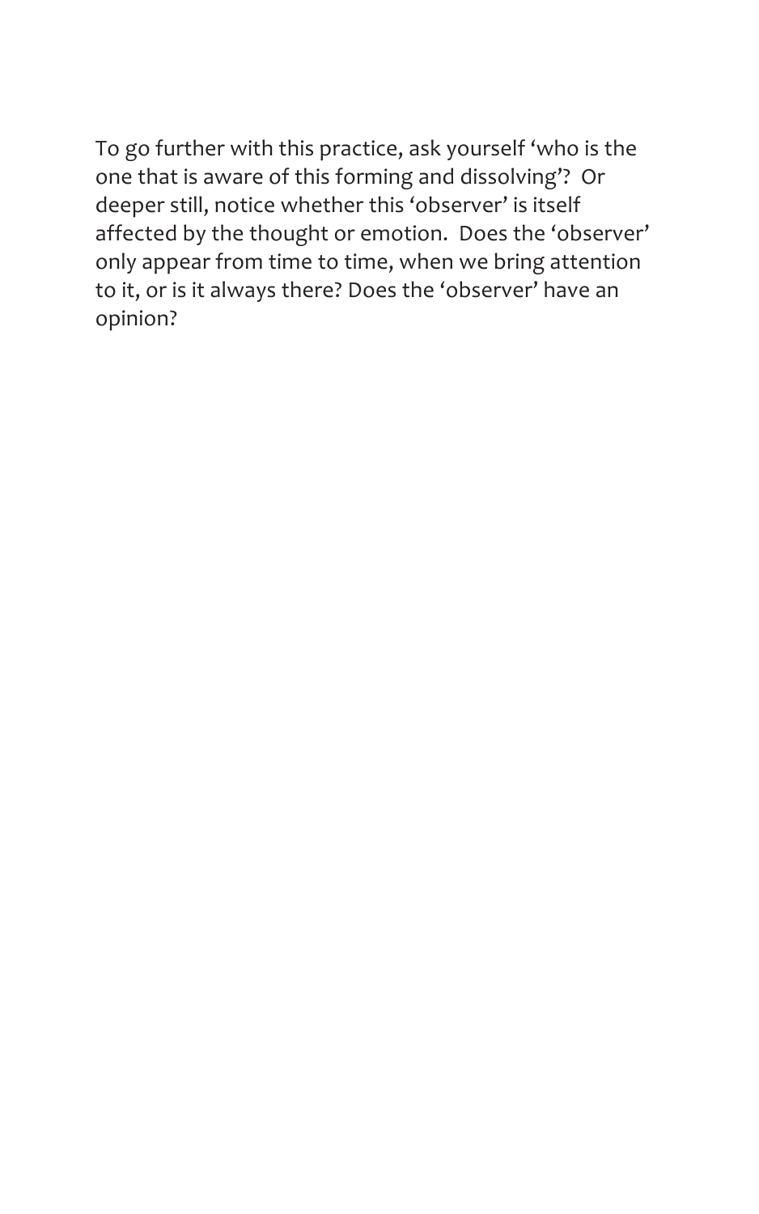To go further with this practice, ask yourself 'who is the one that is aware of this forming and dissolving'? Or deeper still, notice whether this 'observer' is itself affected by the thought or emotion. Does the 'observer' only appear from time to time, when we bring attention to it, or is it always there? Does the 'observer' have an opinion?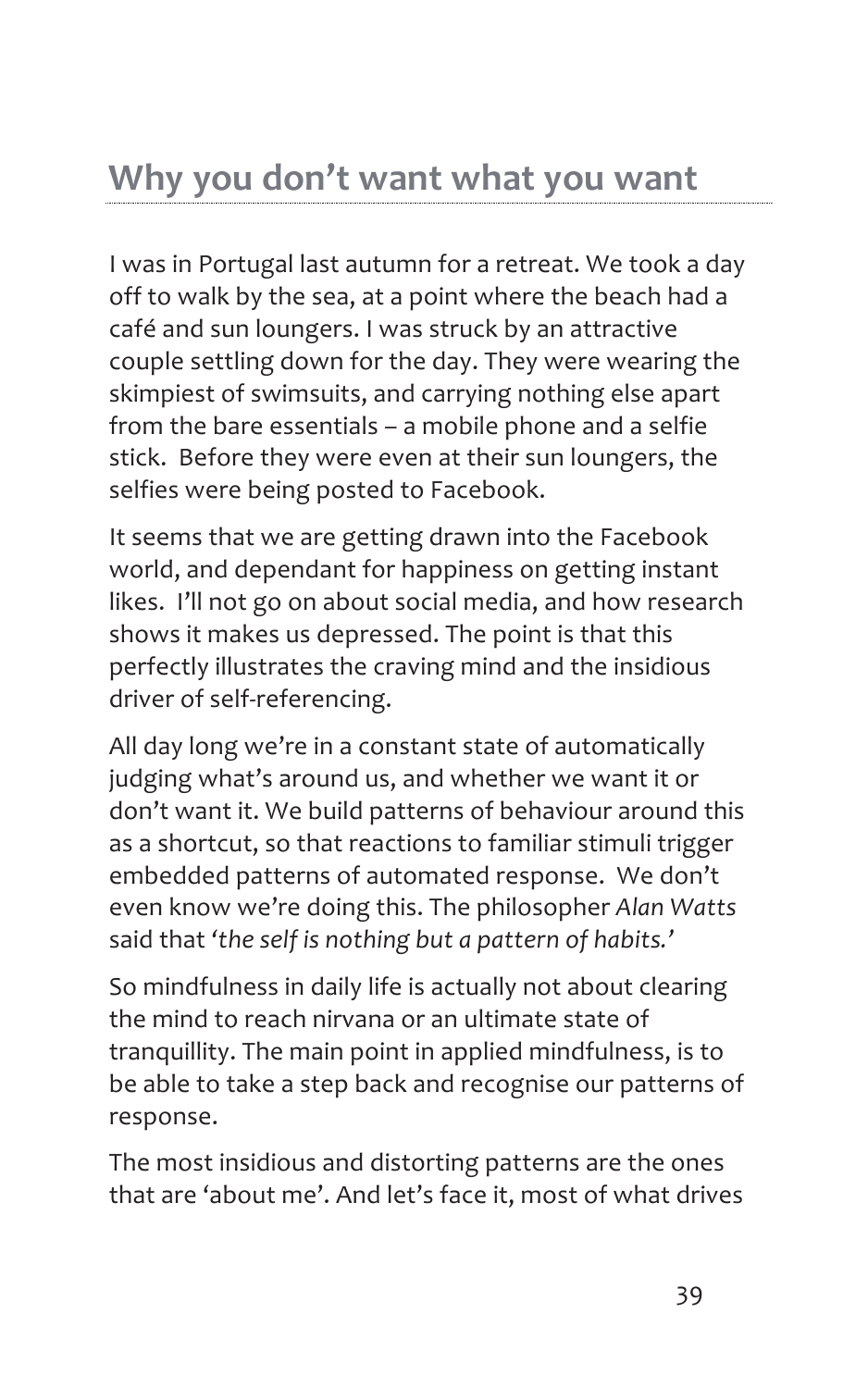## Why you don't want what you want

I was in Portugal last autumn for a retreat. We took a day off to walk by the sea, at a point where the beach had a café and sun loungers. I was struck by an attractive couple settling down for the day. They were wearing the skimpiest of swimsuits, and carrying nothing else apart from the bare essentials – a mobile phone and a selfie stick. Before they were even at their sun loungers, the selfies were being posted to Facebook.

It seems that we are getting drawn into the Facebook world, and dependant for happiness on getting instant likes. I'll not go on about social media, and how research shows it makes us depressed. The point is that this perfectly illustrates the craving mind and the insidious driver of self-referencing.

All day long we're in a constant state of automatically judging what's around us, and whether we want it or don't want it. We build patterns of behaviour around this as a shortcut, so that reactions to familiar stimuli trigger embedded patterns of automated response. We don't even know we're doing this. The philosopher *Alan Watts* said that *'the self is nothing but a pattern of habits.'*

So mindfulness in daily life is actually not about clearing the mind to reach nirvana or an ultimate state of tranquillity. The main point in applied mindfulness, is to be able to take a step back and recognise our patterns of response.

The most insidious and distorting patterns are the ones that are 'about me'. And let's face it, most of what drives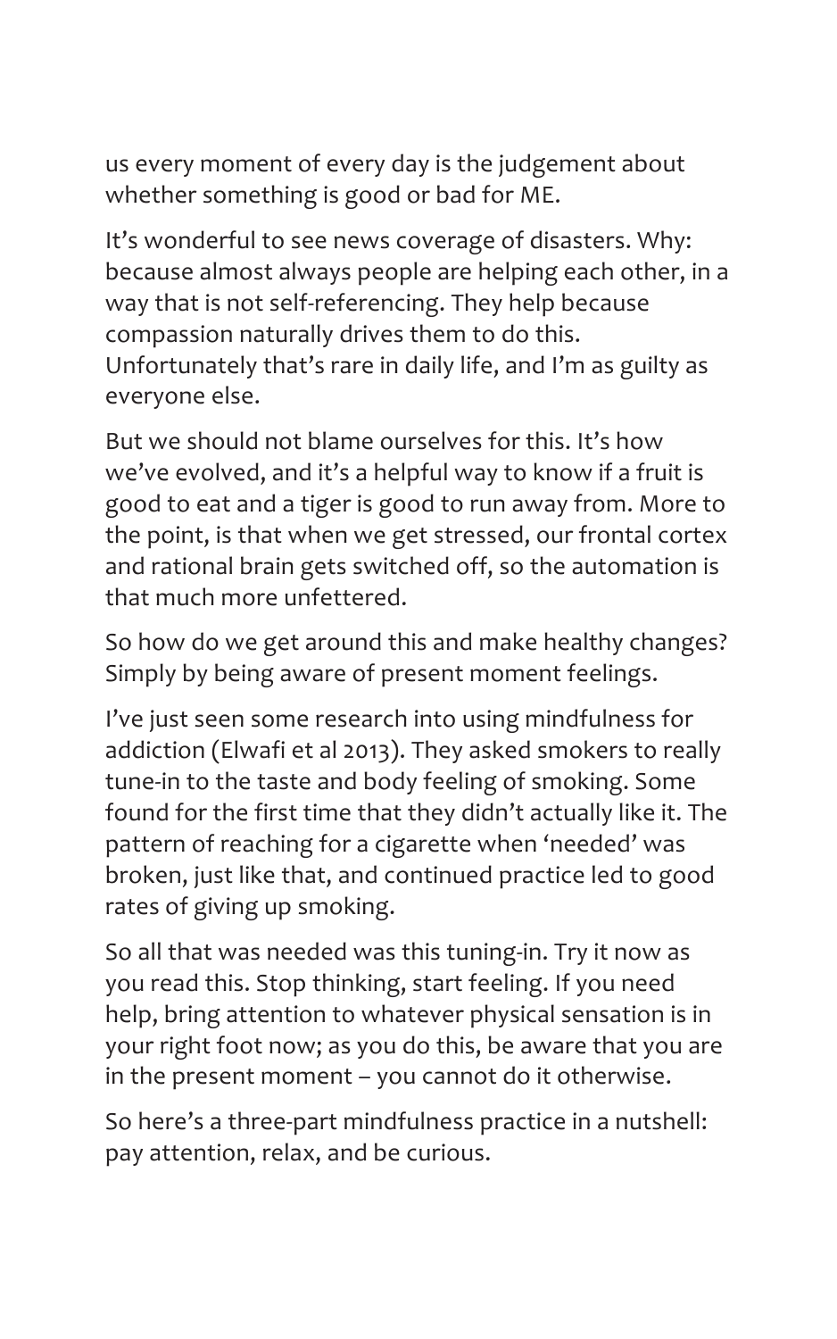us every moment of every day is the judgement about whether something is good or bad for ME.

It's wonderful to see news coverage of disasters. Why: because almost always people are helping each other, in a way that is not self-referencing. They help because compassion naturally drives them to do this. Unfortunately that's rare in daily life, and I'm as guilty as everyone else.

But we should not blame ourselves for this. It's how we've evolved, and it's a helpful way to know if a fruit is good to eat and a tiger is good to run away from. More to the point, is that when we get stressed, our frontal cortex and rational brain gets switched off, so the automation is that much more unfettered.

So how do we get around this and make healthy changes? Simply by being aware of present moment feelings.

I've just seen some research into using mindfulness for addiction (Elwafi et al 2013). They asked smokers to really tune-in to the taste and body feeling of smoking. Some found for the first time that they didn't actually like it. The pattern of reaching for a cigarette when 'needed' was broken, just like that, and continued practice led to good rates of giving up smoking.

So all that was needed was this tuning-in. Try it now as you read this. Stop thinking, start feeling. If you need help, bring attention to whatever physical sensation is in your right foot now; as you do this, be aware that you are in the present moment – you cannot do it otherwise.

So here's a three-part mindfulness practice in a nutshell: pay attention, relax, and be curious.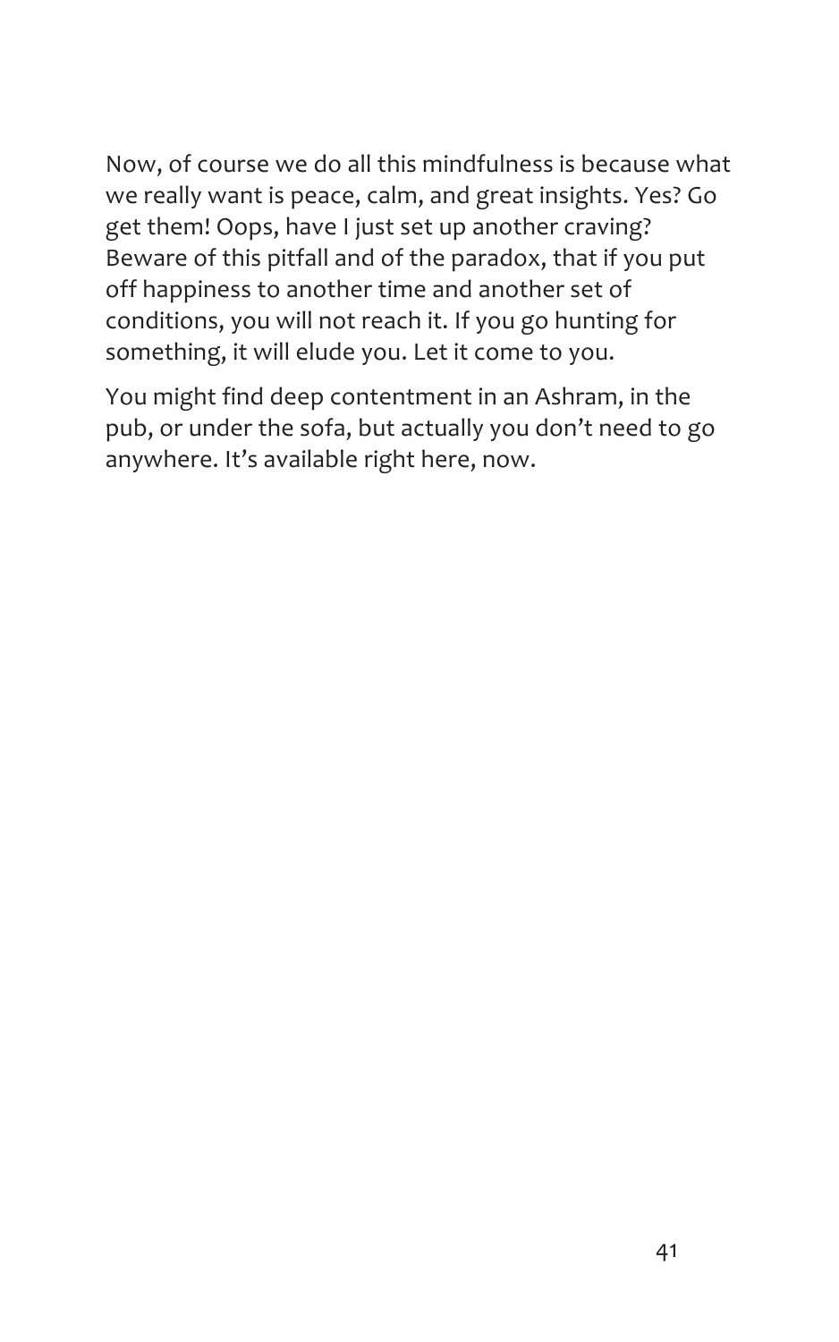Now, of course we do all this mindfulness is because what we really want is peace, calm, and great insights. Yes? Go get them! Oops, have I just set up another craving? Beware of this pitfall and of the paradox, that if you put off happiness to another time and another set of conditions, you will not reach it. If you go hunting for something, it will elude you. Let it come to you.

You might find deep contentment in an Ashram, in the pub, or under the sofa, but actually you don't need to go anywhere. It's available right here, now.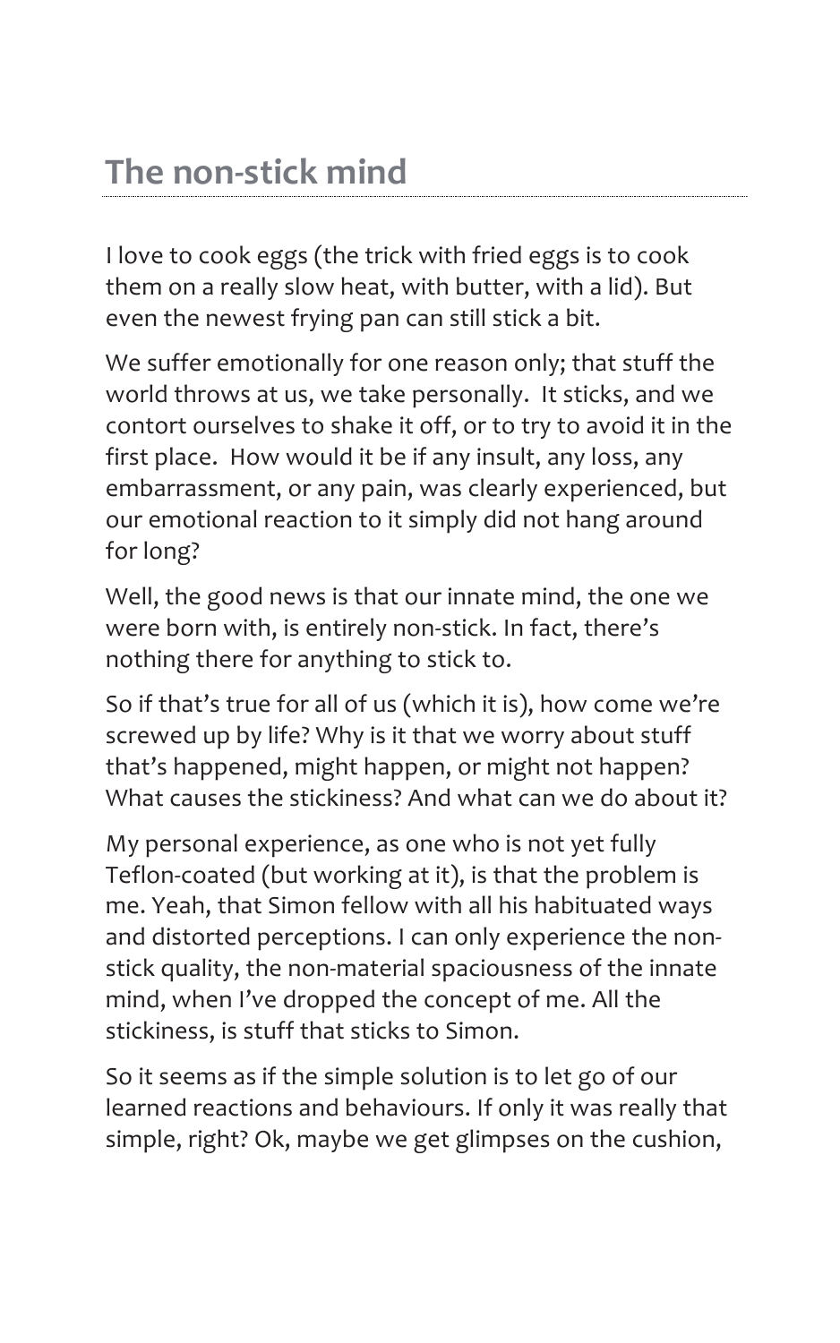## The non-stick mind

I love to cook eggs (the trick with fried eggs is to cook them on a really slow heat, with butter, with a lid). But even the newest frying pan can still stick a bit.

We suffer emotionally for one reason only; that stuff the world throws at us, we take personally.  It sticks, and we contort ourselves to shake it off, or to try to avoid it in the first place.  How would it be if any insult, any loss, any embarrassment, or any pain, was clearly experienced, but our emotional reaction to it simply did not hang around for long?

Well, the good news is that our innate mind, the one we were born with, is entirely non-stick. In fact, there's nothing there for anything to stick to.

So if that's true for all of us (which it is), how come we're screwed up by life? Why is it that we worry about stuff that's happened, might happen, or might not happen? What causes the stickiness? And what can we do about it?

My personal experience, as one who is not yet fully Teflon-coated (but working at it), is that the problem is me. Yeah, that Simon fellow with all his habituated ways and distorted perceptions. I can only experience the non-stick quality, the non-material spaciousness of the innate mind, when I've dropped the concept of me. All the stickiness, is stuff that sticks to Simon.

So it seems as if the simple solution is to let go of our learned reactions and behaviours. If only it was really that simple, right? Ok, maybe we get glimpses on the cushion,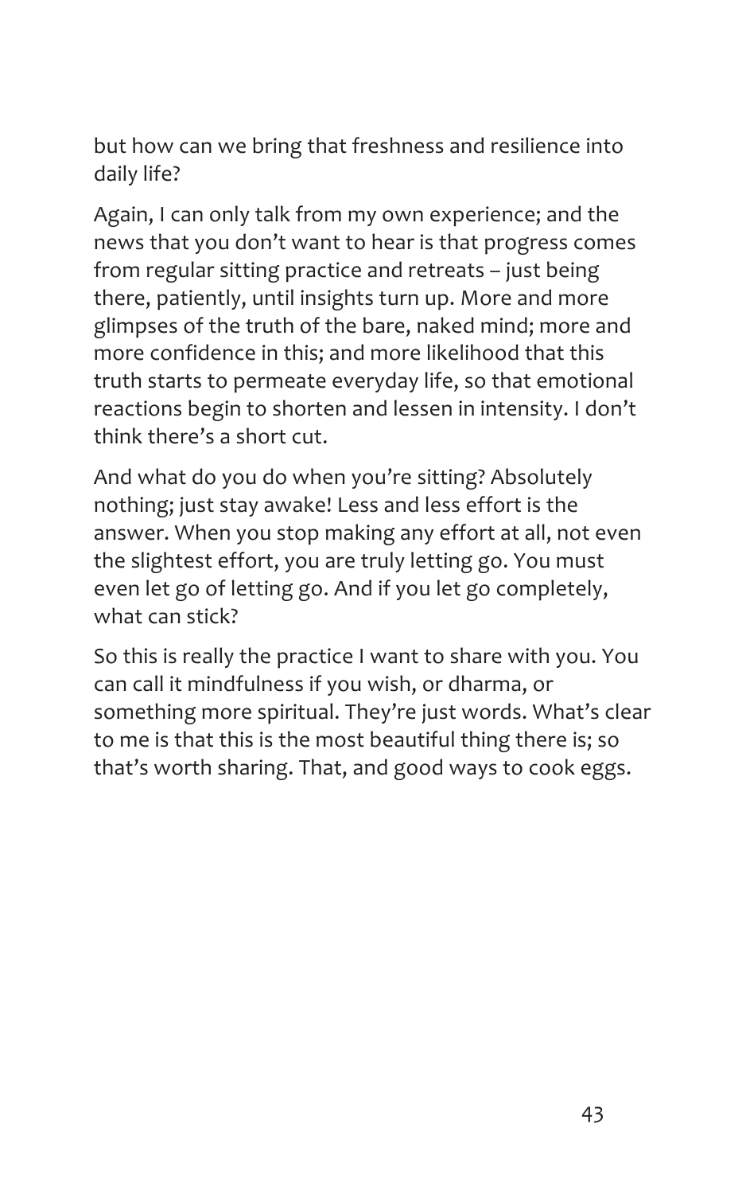but how can we bring that freshness and resilience into daily life?

Again, I can only talk from my own experience; and the news that you don't want to hear is that progress comes from regular sitting practice and retreats – just being there, patiently, until insights turn up. More and more glimpses of the truth of the bare, naked mind; more and more confidence in this; and more likelihood that this truth starts to permeate everyday life, so that emotional reactions begin to shorten and lessen in intensity. I don't think there's a short cut.

And what do you do when you're sitting? Absolutely nothing; just stay awake! Less and less effort is the answer. When you stop making any effort at all, not even the slightest effort, you are truly letting go. You must even let go of letting go. And if you let go completely, what can stick?

So this is really the practice I want to share with you. You can call it mindfulness if you wish, or dharma, or something more spiritual. They're just words. What's clear to me is that this is the most beautiful thing there is; so that's worth sharing. That, and good ways to cook eggs.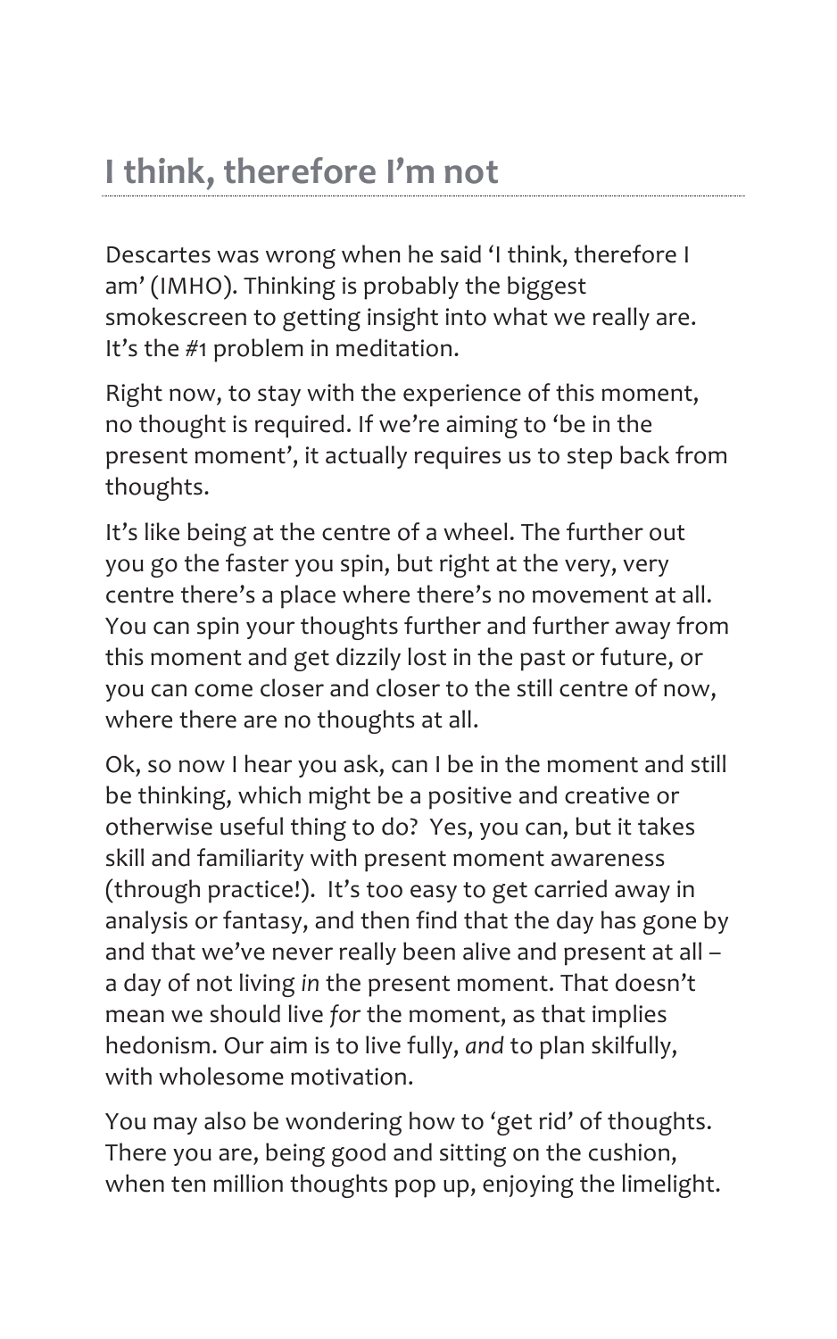## I think, therefore I'm not

Descartes was wrong when he said 'I think, therefore I am' (IMHO). Thinking is probably the biggest smokescreen to getting insight into what we really are. It's the #1 problem in meditation.

Right now, to stay with the experience of this moment, no thought is required. If we're aiming to 'be in the present moment', it actually requires us to step back from thoughts.

It's like being at the centre of a wheel. The further out you go the faster you spin, but right at the very, very centre there's a place where there's no movement at all. You can spin your thoughts further and further away from this moment and get dizzily lost in the past or future, or you can come closer and closer to the still centre of now, where there are no thoughts at all.

Ok, so now I hear you ask, can I be in the moment and still be thinking, which might be a positive and creative or otherwise useful thing to do? Yes, you can, but it takes skill and familiarity with present moment awareness (through practice!). It's too easy to get carried away in analysis or fantasy, and then find that the day has gone by and that we've never really been alive and present at all – a day of not living *in* the present moment. That doesn't mean we should live *for* the moment, as that implies hedonism. Our aim is to live fully, *and* to plan skilfully, with wholesome motivation.

You may also be wondering how to 'get rid' of thoughts. There you are, being good and sitting on the cushion, when ten million thoughts pop up, enjoying the limelight.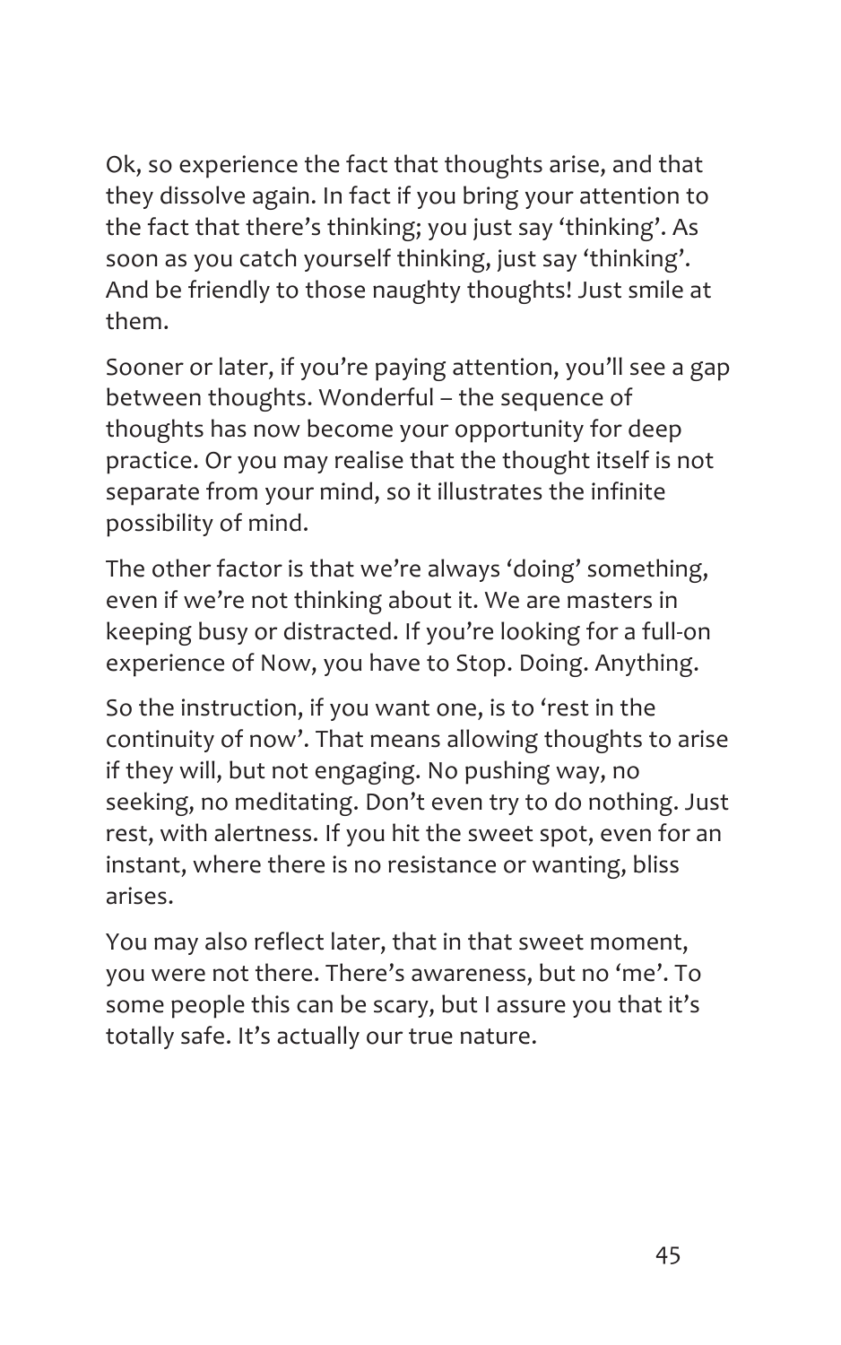Ok, so experience the fact that thoughts arise, and that they dissolve again. In fact if you bring your attention to the fact that there's thinking; you just say 'thinking'. As soon as you catch yourself thinking, just say 'thinking'. And be friendly to those naughty thoughts! Just smile at them.

Sooner or later, if you're paying attention, you'll see a gap between thoughts. Wonderful – the sequence of thoughts has now become your opportunity for deep practice. Or you may realise that the thought itself is not separate from your mind, so it illustrates the infinite possibility of mind.

The other factor is that we're always 'doing' something, even if we're not thinking about it. We are masters in keeping busy or distracted. If you're looking for a full-on experience of Now, you have to Stop. Doing. Anything.

So the instruction, if you want one, is to 'rest in the continuity of now'. That means allowing thoughts to arise if they will, but not engaging. No pushing way, no seeking, no meditating. Don't even try to do nothing. Just rest, with alertness. If you hit the sweet spot, even for an instant, where there is no resistance or wanting, bliss arises.

You may also reflect later, that in that sweet moment, you were not there. There's awareness, but no 'me'. To some people this can be scary, but I assure you that it's totally safe. It's actually our true nature.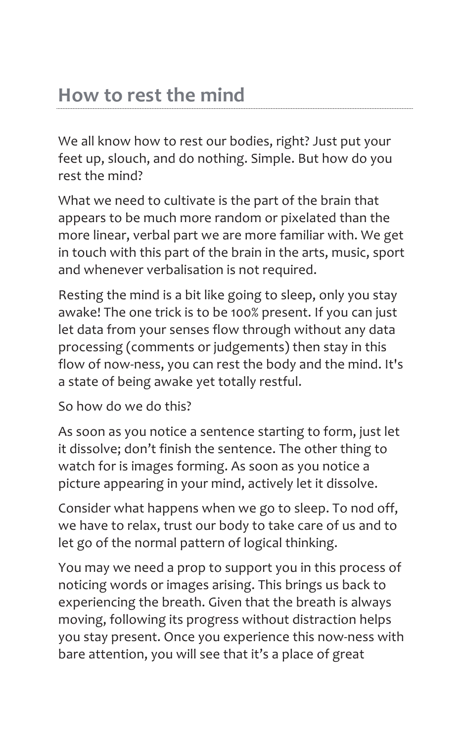## How to rest the mind

We all know how to rest our bodies, right? Just put your feet up, slouch, and do nothing. Simple. But how do you rest the mind?

What we need to cultivate is the part of the brain that appears to be much more random or pixelated than the more linear, verbal part we are more familiar with. We get in touch with this part of the brain in the arts, music, sport and whenever verbalisation is not required.

Resting the mind is a bit like going to sleep, only you stay awake! The one trick is to be 100% present. If you can just let data from your senses flow through without any data processing (comments or judgements) then stay in this flow of now-ness, you can rest the body and the mind. It's a state of being awake yet totally restful.

So how do we do this?

As soon as you notice a sentence starting to form, just let it dissolve; don't finish the sentence. The other thing to watch for is images forming. As soon as you notice a picture appearing in your mind, actively let it dissolve.

Consider what happens when we go to sleep. To nod off, we have to relax, trust our body to take care of us and to let go of the normal pattern of logical thinking.

You may we need a prop to support you in this process of noticing words or images arising. This brings us back to experiencing the breath. Given that the breath is always moving, following its progress without distraction helps you stay present. Once you experience this now-ness with bare attention, you will see that it's a place of great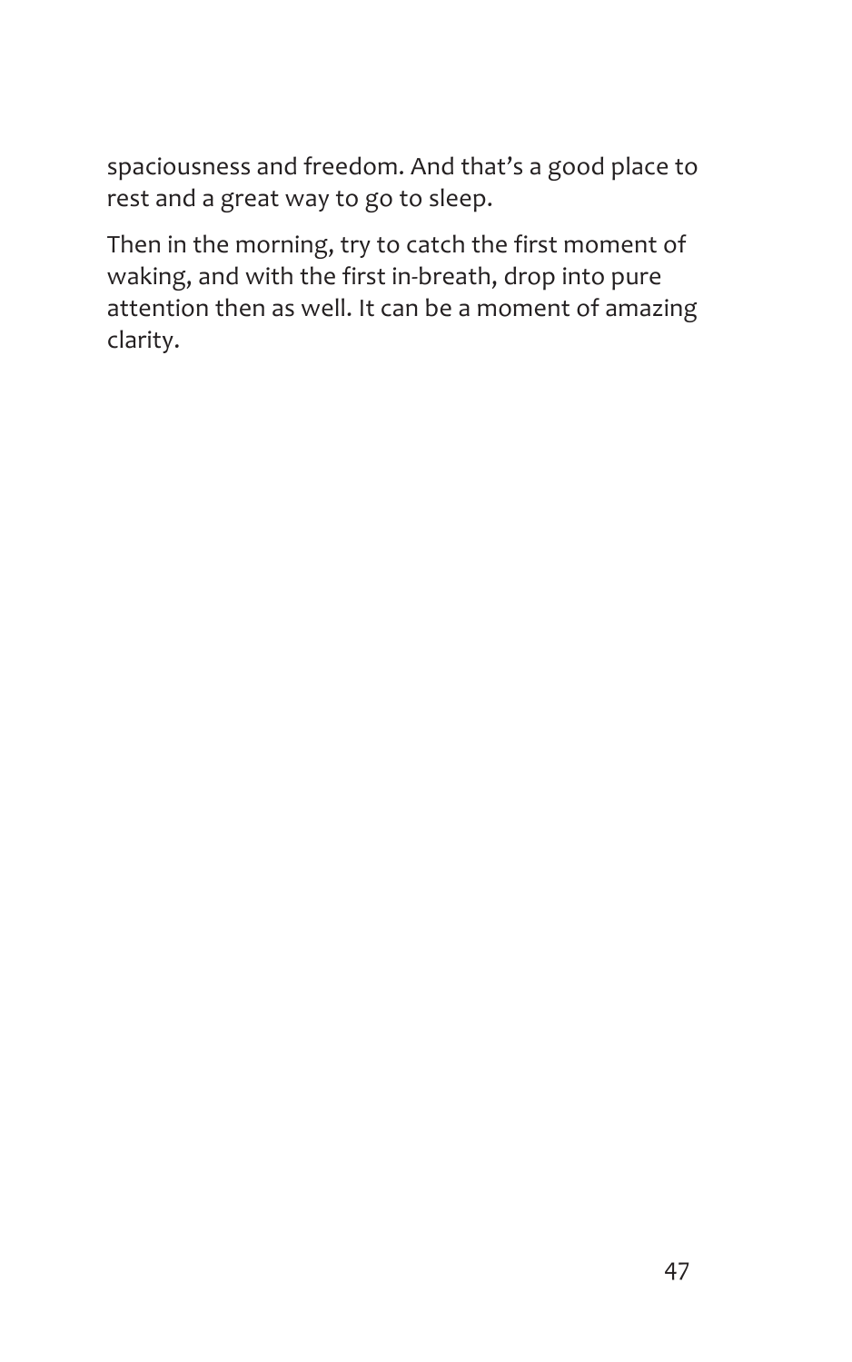spaciousness and freedom. And that's a good place to rest and a great way to go to sleep.

Then in the morning, try to catch the first moment of waking, and with the first in-breath, drop into pure attention then as well. It can be a moment of amazing clarity.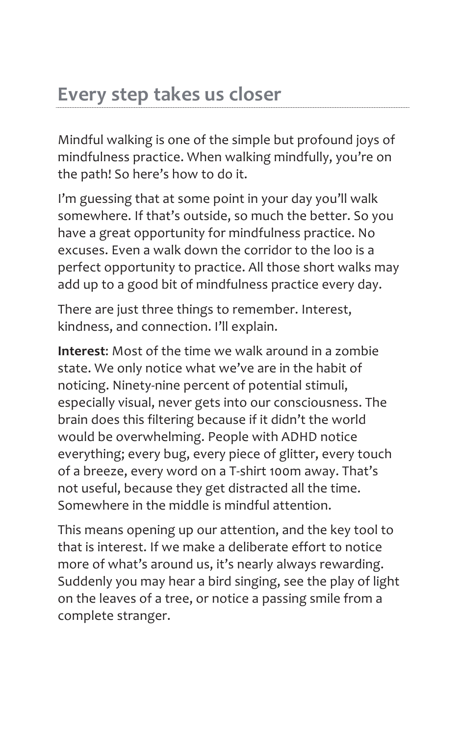## Every step takes us closer

Mindful walking is one of the simple but profound joys of mindfulness practice. When walking mindfully, you're on the path! So here's how to do it.

I'm guessing that at some point in your day you'll walk somewhere. If that's outside, so much the better. So you have a great opportunity for mindfulness practice. No excuses. Even a walk down the corridor to the loo is a perfect opportunity to practice. All those short walks may add up to a good bit of mindfulness practice every day.

There are just three things to remember. Interest, kindness, and connection. I'll explain.

**Interest**: Most of the time we walk around in a zombie state. We only notice what we've are in the habit of noticing. Ninety-nine percent of potential stimuli, especially visual, never gets into our consciousness. The brain does this filtering because if it didn't the world would be overwhelming. People with ADHD notice everything; every bug, every piece of glitter, every touch of a breeze, every word on a T-shirt 100m away. That's not useful, because they get distracted all the time. Somewhere in the middle is mindful attention.

This means opening up our attention, and the key tool to that is interest. If we make a deliberate effort to notice more of what's around us, it's nearly always rewarding. Suddenly you may hear a bird singing, see the play of light on the leaves of a tree, or notice a passing smile from a complete stranger.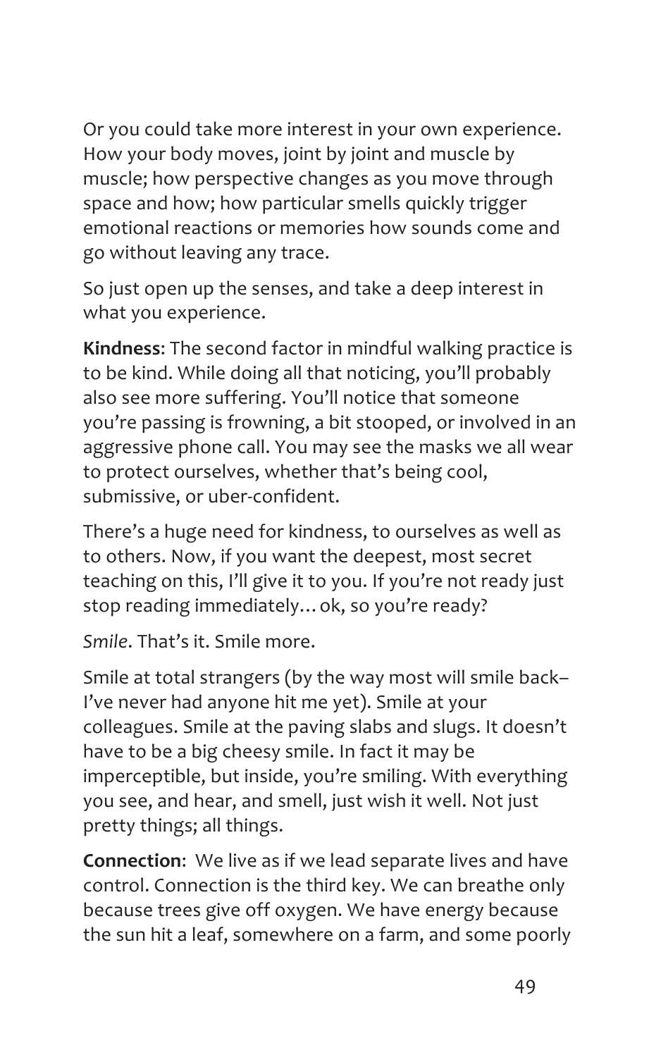Or you could take more interest in your own experience. How your body moves, joint by joint and muscle by muscle; how perspective changes as you move through space and how; how particular smells quickly trigger emotional reactions or memories how sounds come and go without leaving any trace.

So just open up the senses, and take a deep interest in what you experience.

**Kindness**: The second factor in mindful walking practice is to be kind. While doing all that noticing, you'll probably also see more suffering. You'll notice that someone you're passing is frowning, a bit stooped, or involved in an aggressive phone call. You may see the masks we all wear to protect ourselves, whether that's being cool, submissive, or uber-confident.

There's a huge need for kindness, to ourselves as well as to others. Now, if you want the deepest, most secret teaching on this, I'll give it to you. If you're not ready just stop reading immediately… ok, so you're ready?

*Smile*. That's it. Smile more.

Smile at total strangers (by the way most will smile back– I've never had anyone hit me yet). Smile at your colleagues. Smile at the paving slabs and slugs. It doesn't have to be a big cheesy smile. In fact it may be imperceptible, but inside, you're smiling. With everything you see, and hear, and smell, just wish it well. Not just pretty things; all things.

**Connection**: We live as if we lead separate lives and have control. Connection is the third key. We can breathe only because trees give off oxygen. We have energy because the sun hit a leaf, somewhere on a farm, and some poorly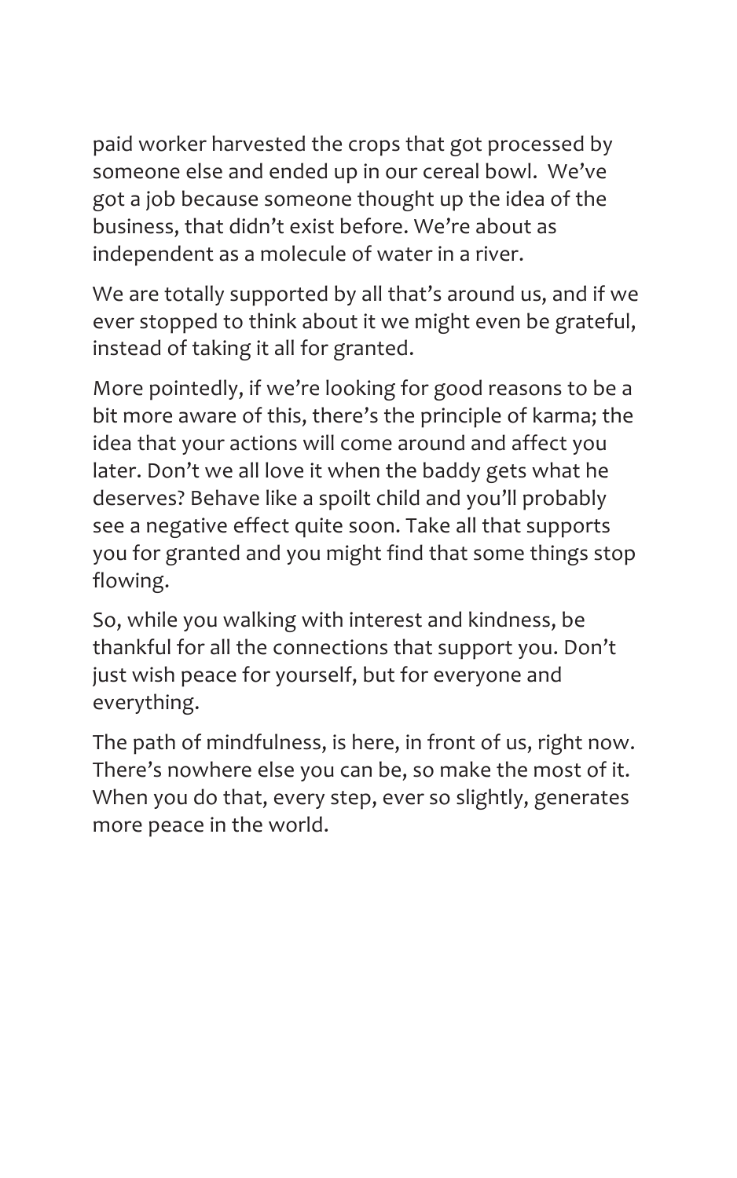paid worker harvested the crops that got processed by someone else and ended up in our cereal bowl. We've got a job because someone thought up the idea of the business, that didn't exist before. We're about as independent as a molecule of water in a river.

We are totally supported by all that's around us, and if we ever stopped to think about it we might even be grateful, instead of taking it all for granted.

More pointedly, if we're looking for good reasons to be a bit more aware of this, there's the principle of karma; the idea that your actions will come around and affect you later. Don't we all love it when the baddy gets what he deserves? Behave like a spoilt child and you'll probably see a negative effect quite soon. Take all that supports you for granted and you might find that some things stop flowing.

So, while you walking with interest and kindness, be thankful for all the connections that support you. Don't just wish peace for yourself, but for everyone and everything.

The path of mindfulness, is here, in front of us, right now. There's nowhere else you can be, so make the most of it. When you do that, every step, ever so slightly, generates more peace in the world.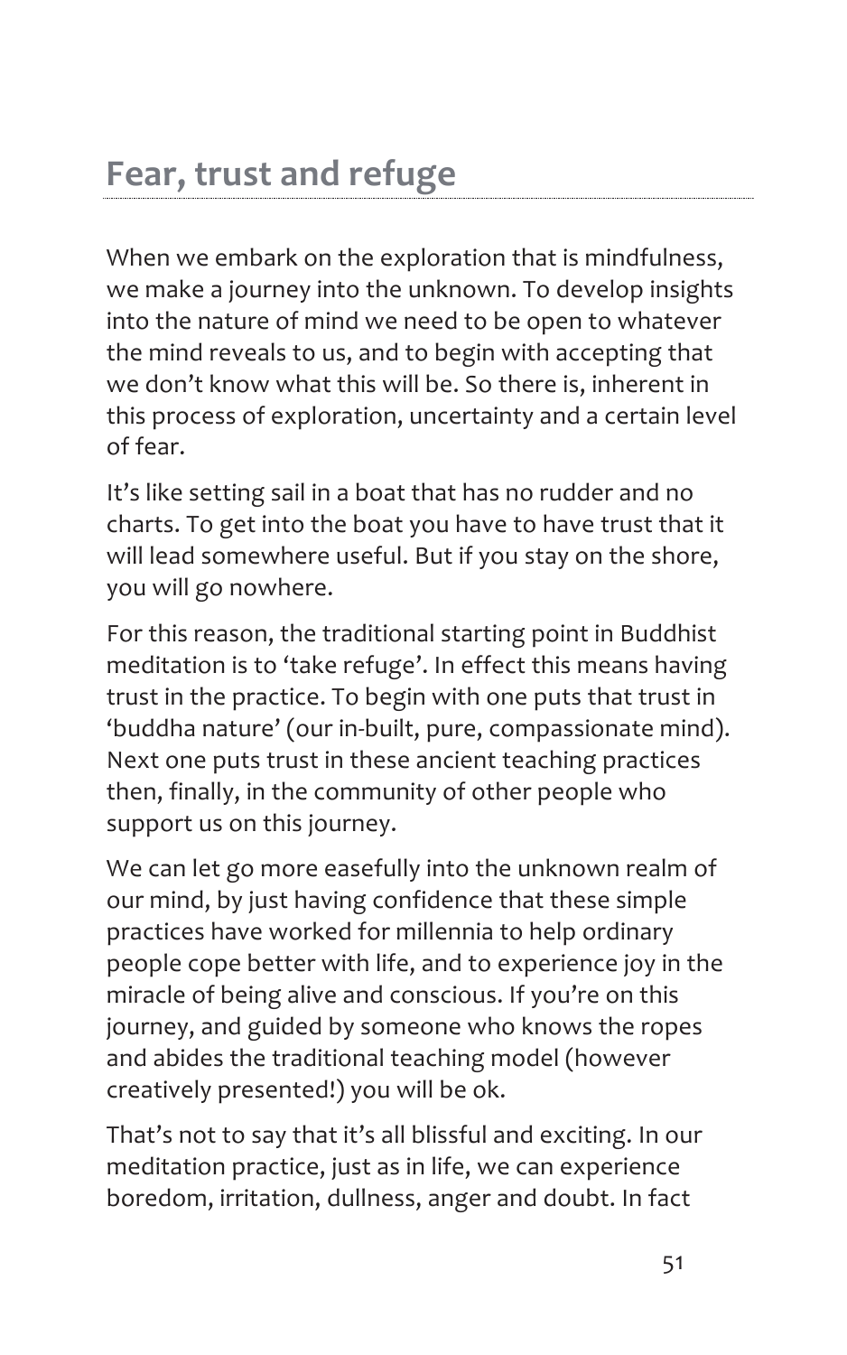## Fear, trust and refuge

When we embark on the exploration that is mindfulness, we make a journey into the unknown. To develop insights into the nature of mind we need to be open to whatever the mind reveals to us, and to begin with accepting that we don't know what this will be. So there is, inherent in this process of exploration, uncertainty and a certain level of fear.

It's like setting sail in a boat that has no rudder and no charts. To get into the boat you have to have trust that it will lead somewhere useful. But if you stay on the shore, you will go nowhere.

For this reason, the traditional starting point in Buddhist meditation is to 'take refuge'. In effect this means having trust in the practice. To begin with one puts that trust in 'buddha nature' (our in-built, pure, compassionate mind). Next one puts trust in these ancient teaching practices then, finally, in the community of other people who support us on this journey.

We can let go more easefully into the unknown realm of our mind, by just having confidence that these simple practices have worked for millennia to help ordinary people cope better with life, and to experience joy in the miracle of being alive and conscious. If you're on this journey, and guided by someone who knows the ropes and abides the traditional teaching model (however creatively presented!) you will be ok.

That's not to say that it's all blissful and exciting. In our meditation practice, just as in life, we can experience boredom, irritation, dullness, anger and doubt. In fact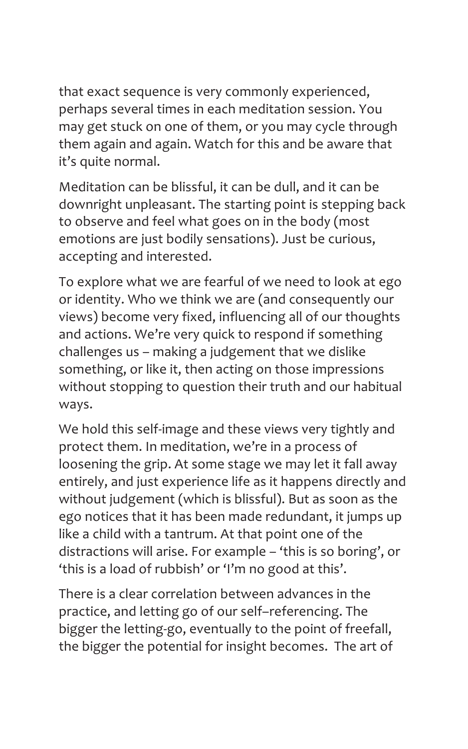that exact sequence is very commonly experienced, perhaps several times in each meditation session. You may get stuck on one of them, or you may cycle through them again and again. Watch for this and be aware that it's quite normal.

Meditation can be blissful, it can be dull, and it can be downright unpleasant. The starting point is stepping back to observe and feel what goes on in the body (most emotions are just bodily sensations). Just be curious, accepting and interested.

To explore what we are fearful of we need to look at ego or identity. Who we think we are (and consequently our views) become very fixed, influencing all of our thoughts and actions. We're very quick to respond if something challenges us – making a judgement that we dislike something, or like it, then acting on those impressions without stopping to question their truth and our habitual ways.

We hold this self-image and these views very tightly and protect them. In meditation, we're in a process of loosening the grip. At some stage we may let it fall away entirely, and just experience life as it happens directly and without judgement (which is blissful). But as soon as the ego notices that it has been made redundant, it jumps up like a child with a tantrum. At that point one of the distractions will arise. For example – 'this is so boring', or 'this is a load of rubbish' or 'I'm no good at this'.

There is a clear correlation between advances in the practice, and letting go of our self–referencing. The bigger the letting-go, eventually to the point of freefall, the bigger the potential for insight becomes. The art of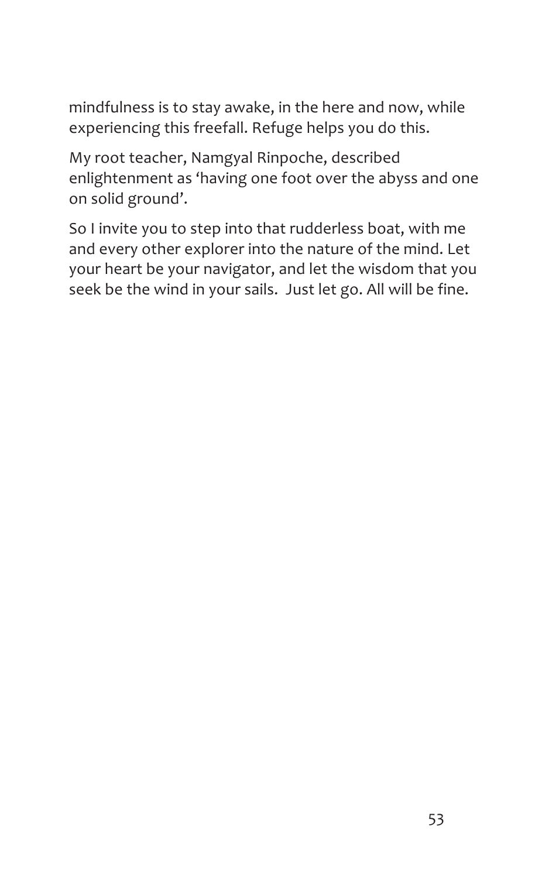mindfulness is to stay awake, in the here and now, while experiencing this freefall. Refuge helps you do this.

My root teacher, Namgyal Rinpoche, described enlightenment as ‘having one foot over the abyss and one on solid ground’.

So I invite you to step into that rudderless boat, with me and every other explorer into the nature of the mind. Let your heart be your navigator, and let the wisdom that you seek be the wind in your sails.  Just let go. All will be fine.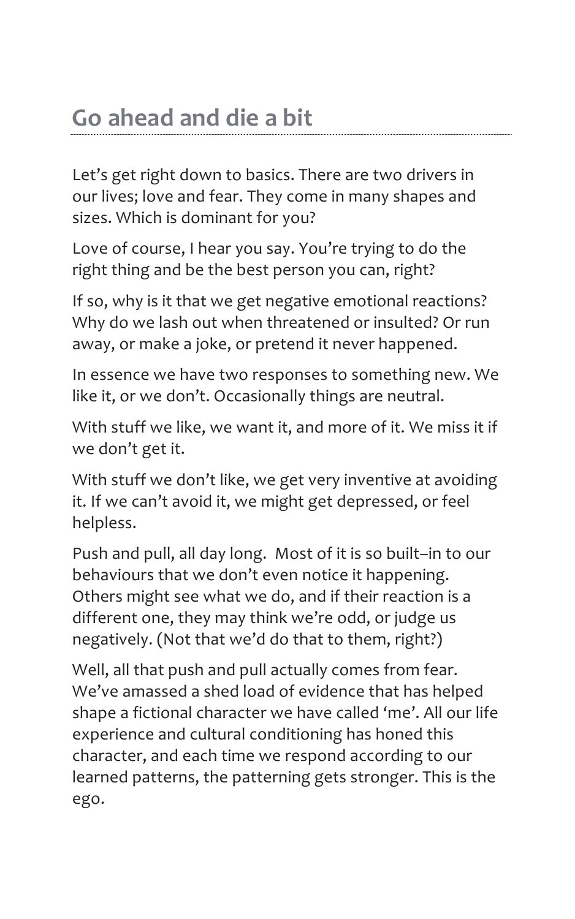## Go ahead and die a bit

Let's get right down to basics. There are two drivers in our lives; love and fear. They come in many shapes and sizes. Which is dominant for you?

Love of course, I hear you say. You're trying to do the right thing and be the best person you can, right?

If so, why is it that we get negative emotional reactions? Why do we lash out when threatened or insulted? Or run away, or make a joke, or pretend it never happened.

In essence we have two responses to something new. We like it, or we don't. Occasionally things are neutral.

With stuff we like, we want it, and more of it. We miss it if we don't get it.

With stuff we don't like, we get very inventive at avoiding it. If we can't avoid it, we might get depressed, or feel helpless.

Push and pull, all day long. Most of it is so built–in to our behaviours that we don't even notice it happening. Others might see what we do, and if their reaction is a different one, they may think we're odd, or judge us negatively. (Not that we'd do that to them, right?)

Well, all that push and pull actually comes from fear. We've amassed a shed load of evidence that has helped shape a fictional character we have called 'me'. All our life experience and cultural conditioning has honed this character, and each time we respond according to our learned patterns, the patterning gets stronger. This is the ego.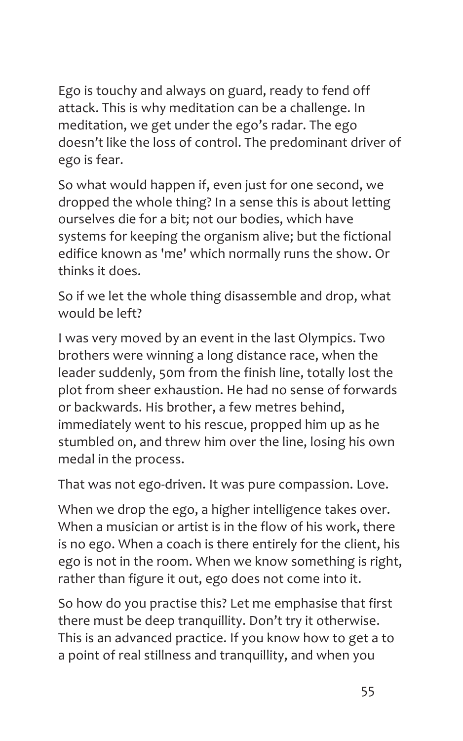Ego is touchy and always on guard, ready to fend off attack. This is why meditation can be a challenge. In meditation, we get under the ego's radar. The ego doesn't like the loss of control. The predominant driver of ego is fear.

So what would happen if, even just for one second, we dropped the whole thing? In a sense this is about letting ourselves die for a bit; not our bodies, which have systems for keeping the organism alive; but the fictional edifice known as 'me' which normally runs the show. Or thinks it does.

So if we let the whole thing disassemble and drop, what would be left?

I was very moved by an event in the last Olympics. Two brothers were winning a long distance race, when the leader suddenly, 50m from the finish line, totally lost the plot from sheer exhaustion. He had no sense of forwards or backwards. His brother, a few metres behind, immediately went to his rescue, propped him up as he stumbled on, and threw him over the line, losing his own medal in the process.

That was not ego-driven. It was pure compassion. Love.

When we drop the ego, a higher intelligence takes over. When a musician or artist is in the flow of his work, there is no ego. When a coach is there entirely for the client, his ego is not in the room. When we know something is right, rather than figure it out, ego does not come into it.

So how do you practise this? Let me emphasise that first there must be deep tranquillity. Don't try it otherwise. This is an advanced practice. If you know how to get a to a point of real stillness and tranquillity, and when you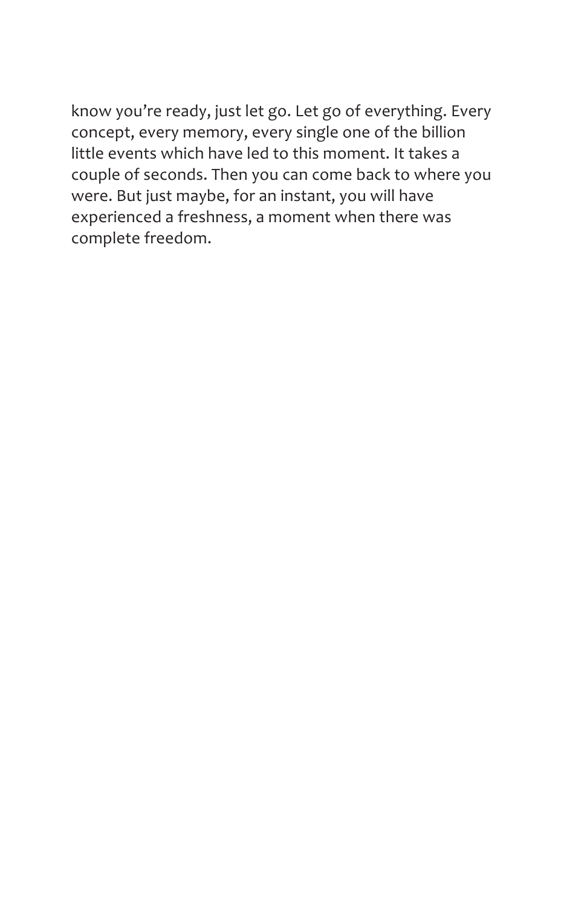know you're ready, just let go. Let go of everything. Every concept, every memory, every single one of the billion little events which have led to this moment. It takes a couple of seconds. Then you can come back to where you were. But just maybe, for an instant, you will have experienced a freshness, a moment when there was complete freedom.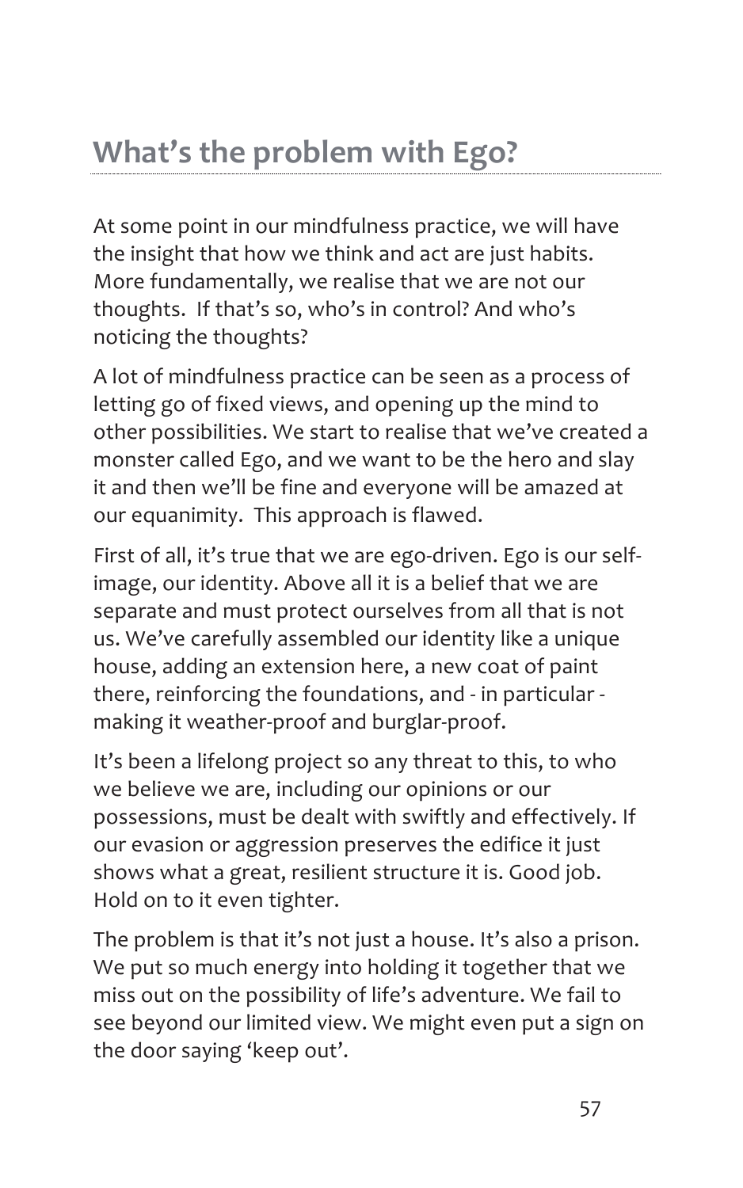## What's the problem with Ego?

At some point in our mindfulness practice, we will have the insight that how we think and act are just habits. More fundamentally, we realise that we are not our thoughts. If that's so, who's in control? And who's noticing the thoughts?

A lot of mindfulness practice can be seen as a process of letting go of fixed views, and opening up the mind to other possibilities. We start to realise that we've created a monster called Ego, and we want to be the hero and slay it and then we'll be fine and everyone will be amazed at our equanimity. This approach is flawed.

First of all, it's true that we are ego-driven. Ego is our self-image, our identity. Above all it is a belief that we are separate and must protect ourselves from all that is not us. We've carefully assembled our identity like a unique house, adding an extension here, a new coat of paint there, reinforcing the foundations, and - in particular - making it weather-proof and burglar-proof.

It's been a lifelong project so any threat to this, to who we believe we are, including our opinions or our possessions, must be dealt with swiftly and effectively. If our evasion or aggression preserves the edifice it just shows what a great, resilient structure it is. Good job. Hold on to it even tighter.

The problem is that it's not just a house. It's also a prison. We put so much energy into holding it together that we miss out on the possibility of life's adventure. We fail to see beyond our limited view. We might even put a sign on the door saying 'keep out'.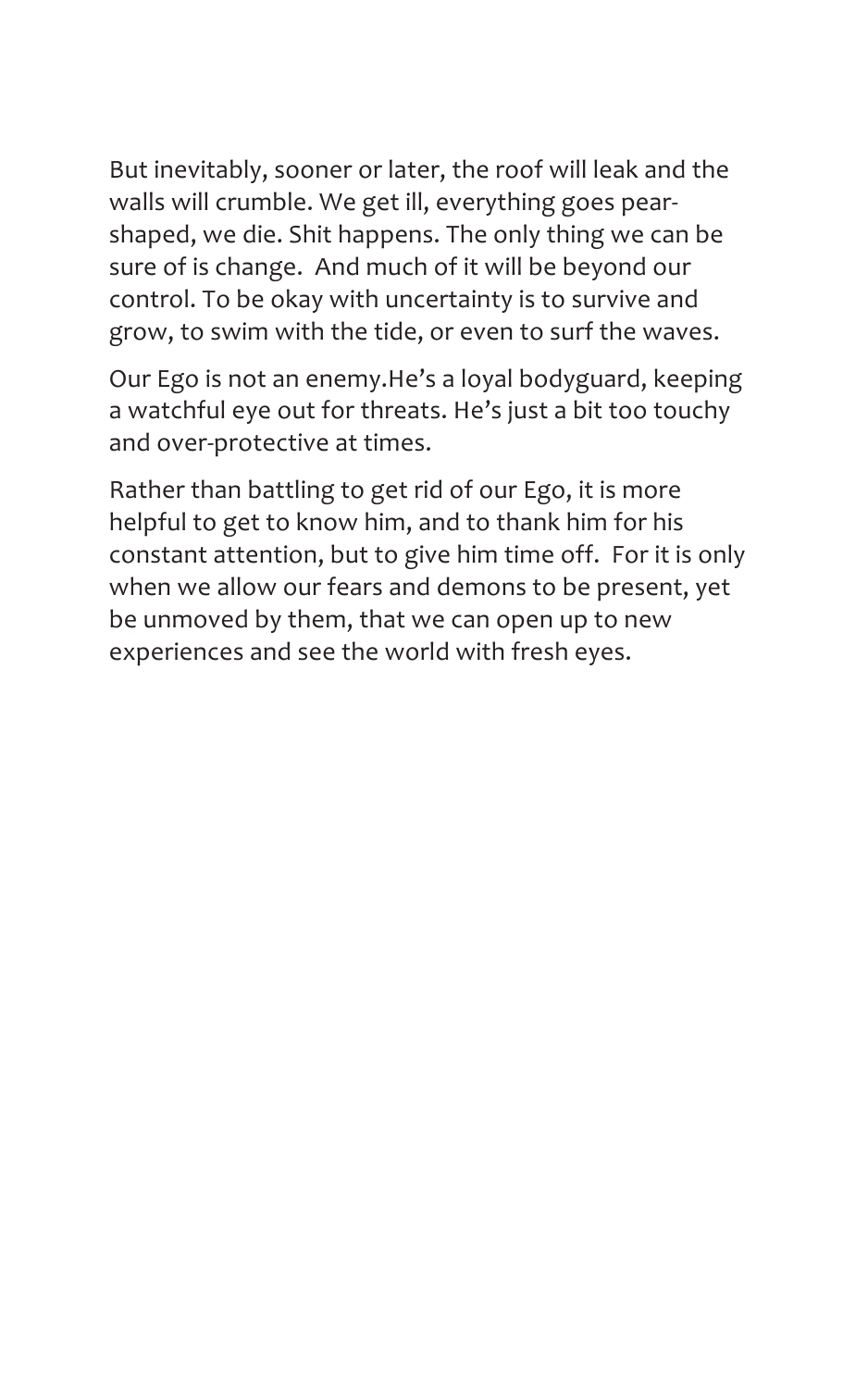But inevitably, sooner or later, the roof will leak and the walls will crumble. We get ill, everything goes pear-shaped, we die. Shit happens. The only thing we can be sure of is change. And much of it will be beyond our control. To be okay with uncertainty is to survive and grow, to swim with the tide, or even to surf the waves.

Our Ego is not an enemy.He's a loyal bodyguard, keeping a watchful eye out for threats. He's just a bit too touchy and over-protective at times.

Rather than battling to get rid of our Ego, it is more helpful to get to know him, and to thank him for his constant attention, but to give him time off. For it is only when we allow our fears and demons to be present, yet be unmoved by them, that we can open up to new experiences and see the world with fresh eyes.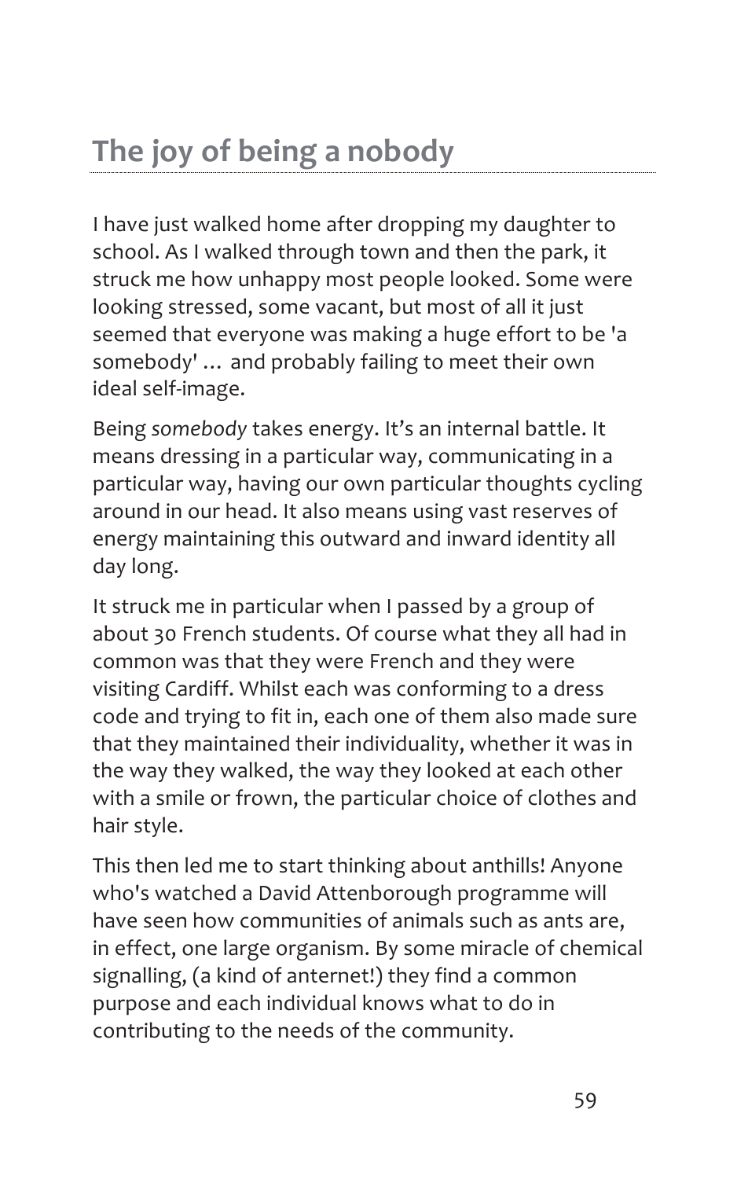## The joy of being a nobody

I have just walked home after dropping my daughter to school. As I walked through town and then the park, it struck me how unhappy most people looked. Some were looking stressed, some vacant, but most of all it just seemed that everyone was making a huge effort to be 'a somebody' … and probably failing to meet their own ideal self-image.

Being *somebody* takes energy. It's an internal battle. It means dressing in a particular way, communicating in a particular way, having our own particular thoughts cycling around in our head. It also means using vast reserves of energy maintaining this outward and inward identity all day long.

It struck me in particular when I passed by a group of about 30 French students. Of course what they all had in common was that they were French and they were visiting Cardiff. Whilst each was conforming to a dress code and trying to fit in, each one of them also made sure that they maintained their individuality, whether it was in the way they walked, the way they looked at each other with a smile or frown, the particular choice of clothes and hair style.

This then led me to start thinking about anthills! Anyone who's watched a David Attenborough programme will have seen how communities of animals such as ants are, in effect, one large organism. By some miracle of chemical signalling, (a kind of anternet!) they find a common purpose and each individual knows what to do in contributing to the needs of the community.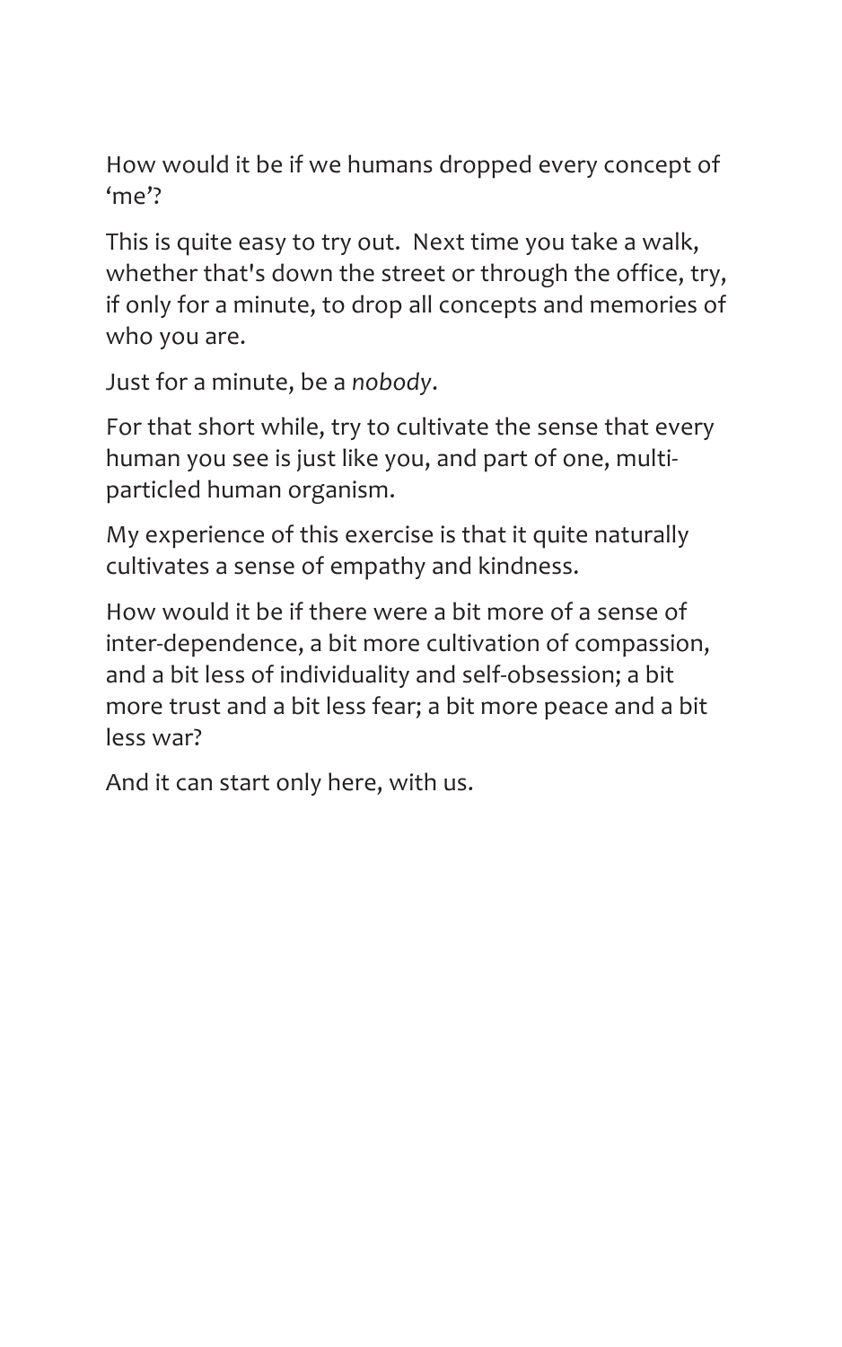How would it be if we humans dropped every concept of 'me'?

This is quite easy to try out. Next time you take a walk, whether that's down the street or through the office, try, if only for a minute, to drop all concepts and memories of who you are.

Just for a minute, be a *nobody*.

For that short while, try to cultivate the sense that every human you see is just like you, and part of one, multi-particled human organism.

My experience of this exercise is that it quite naturally cultivates a sense of empathy and kindness.

How would it be if there were a bit more of a sense of inter-dependence, a bit more cultivation of compassion, and a bit less of individuality and self-obsession; a bit more trust and a bit less fear; a bit more peace and a bit less war?

And it can start only here, with us.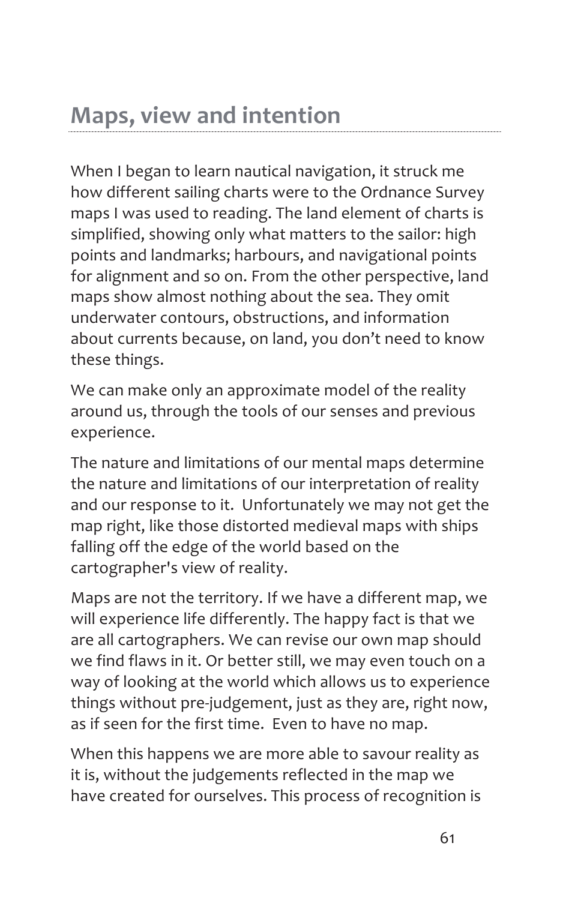## Maps, view and intention

When I began to learn nautical navigation, it struck me how different sailing charts were to the Ordnance Survey maps I was used to reading. The land element of charts is simplified, showing only what matters to the sailor: high points and landmarks; harbours, and navigational points for alignment and so on. From the other perspective, land maps show almost nothing about the sea. They omit underwater contours, obstructions, and information about currents because, on land, you don't need to know these things.

We can make only an approximate model of the reality around us, through the tools of our senses and previous experience.

The nature and limitations of our mental maps determine the nature and limitations of our interpretation of reality and our response to it. Unfortunately we may not get the map right, like those distorted medieval maps with ships falling off the edge of the world based on the cartographer's view of reality.

Maps are not the territory. If we have a different map, we will experience life differently. The happy fact is that we are all cartographers. We can revise our own map should we find flaws in it. Or better still, we may even touch on a way of looking at the world which allows us to experience things without pre-judgement, just as they are, right now, as if seen for the first time. Even to have no map.

When this happens we are more able to savour reality as it is, without the judgements reflected in the map we have created for ourselves. This process of recognition is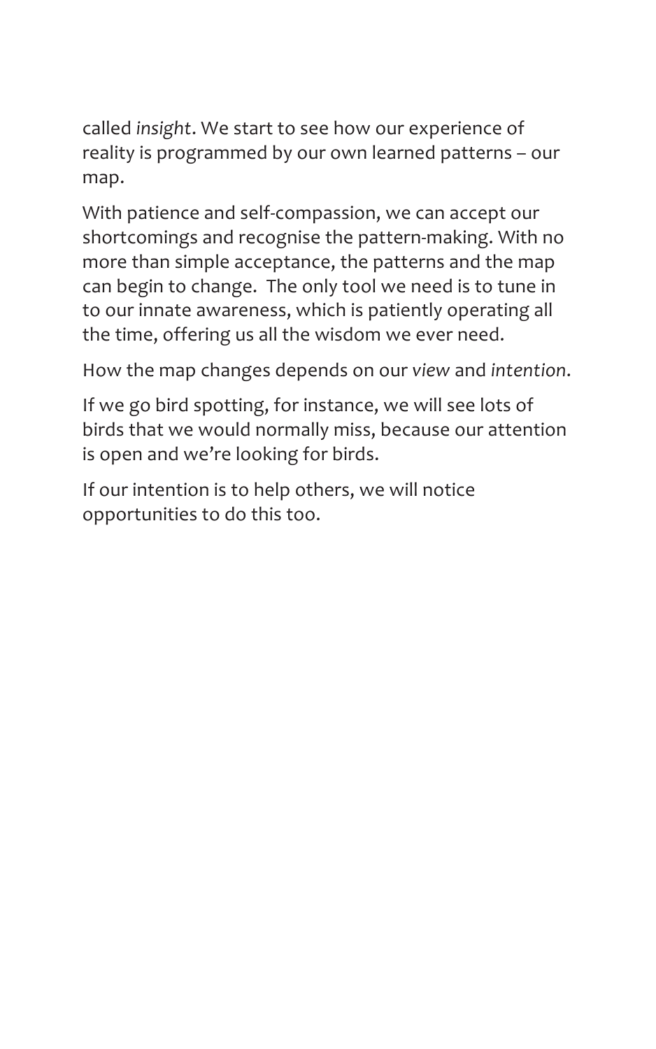called *insight*. We start to see how our experience of reality is programmed by our own learned patterns – our map.

With patience and self-compassion, we can accept our shortcomings and recognise the pattern-making. With no more than simple acceptance, the patterns and the map can begin to change.  The only tool we need is to tune in to our innate awareness, which is patiently operating all the time, offering us all the wisdom we ever need.

How the map changes depends on our *view* and *intention*.

If we go bird spotting, for instance, we will see lots of birds that we would normally miss, because our attention is open and we're looking for birds.

If our intention is to help others, we will notice opportunities to do this too.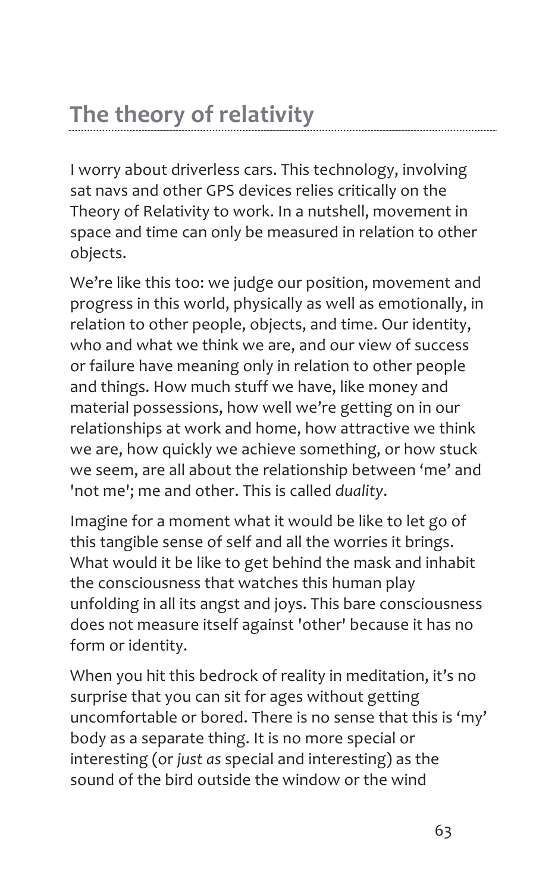# The theory of relativity

I worry about driverless cars. This technology, involving sat navs and other GPS devices relies critically on the Theory of Relativity to work. In a nutshell, movement in space and time can only be measured in relation to other objects.

We're like this too: we judge our position, movement and progress in this world, physically as well as emotionally, in relation to other people, objects, and time. Our identity, who and what we think we are, and our view of success or failure have meaning only in relation to other people and things. How much stuff we have, like money and material possessions, how well we're getting on in our relationships at work and home, how attractive we think we are, how quickly we achieve something, or how stuck we seem, are all about the relationship between 'me' and 'not me'; me and other. This is called *duality*.

Imagine for a moment what it would be like to let go of this tangible sense of self and all the worries it brings. What would it be like to get behind the mask and inhabit the consciousness that watches this human play unfolding in all its angst and joys. This bare consciousness does not measure itself against 'other' because it has no form or identity.

When you hit this bedrock of reality in meditation, it's no surprise that you can sit for ages without getting uncomfortable or bored. There is no sense that this is 'my' body as a separate thing. It is no more special or interesting (or *just as* special and interesting) as the sound of the bird outside the window or the wind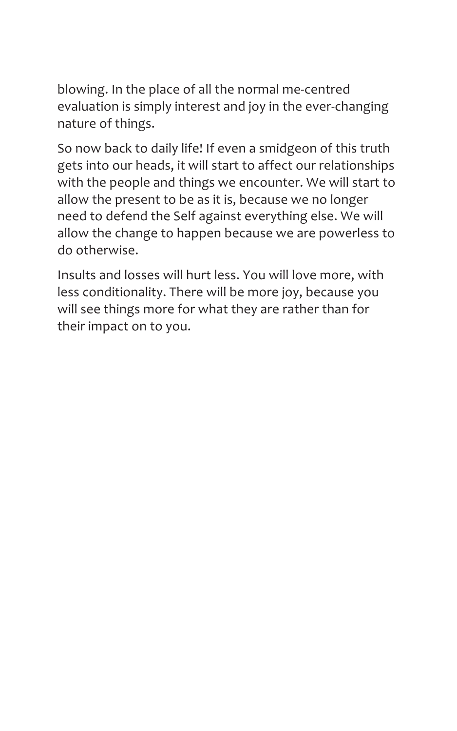blowing. In the place of all the normal me-centred evaluation is simply interest and joy in the ever-changing nature of things.

So now back to daily life! If even a smidgeon of this truth gets into our heads, it will start to affect our relationships with the people and things we encounter. We will start to allow the present to be as it is, because we no longer need to defend the Self against everything else. We will allow the change to happen because we are powerless to do otherwise.

Insults and losses will hurt less. You will love more, with less conditionality. There will be more joy, because you will see things more for what they are rather than for their impact on to you.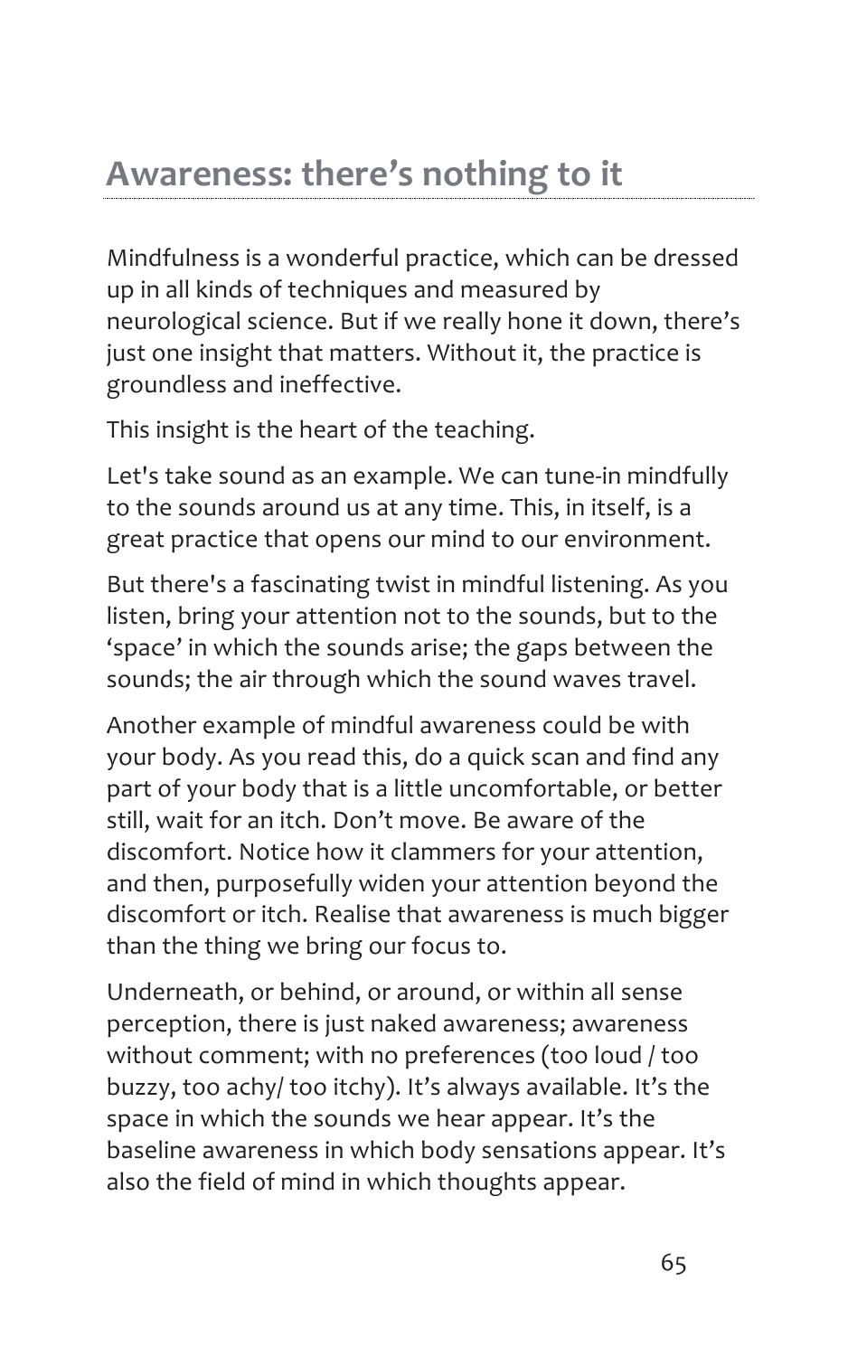## Awareness: there's nothing to it

Mindfulness is a wonderful practice, which can be dressed up in all kinds of techniques and measured by neurological science. But if we really hone it down, there's just one insight that matters. Without it, the practice is groundless and ineffective.

This insight is the heart of the teaching.

Let's take sound as an example. We can tune-in mindfully to the sounds around us at any time. This, in itself, is a great practice that opens our mind to our environment.

But there's a fascinating twist in mindful listening. As you listen, bring your attention not to the sounds, but to the 'space' in which the sounds arise; the gaps between the sounds; the air through which the sound waves travel.

Another example of mindful awareness could be with your body. As you read this, do a quick scan and find any part of your body that is a little uncomfortable, or better still, wait for an itch. Don't move. Be aware of the discomfort. Notice how it clammers for your attention, and then, purposefully widen your attention beyond the discomfort or itch. Realise that awareness is much bigger than the thing we bring our focus to.

Underneath, or behind, or around, or within all sense perception, there is just naked awareness; awareness without comment; with no preferences (too loud / too buzzy, too achy/ too itchy). It's always available. It's the space in which the sounds we hear appear. It's the baseline awareness in which body sensations appear. It's also the field of mind in which thoughts appear.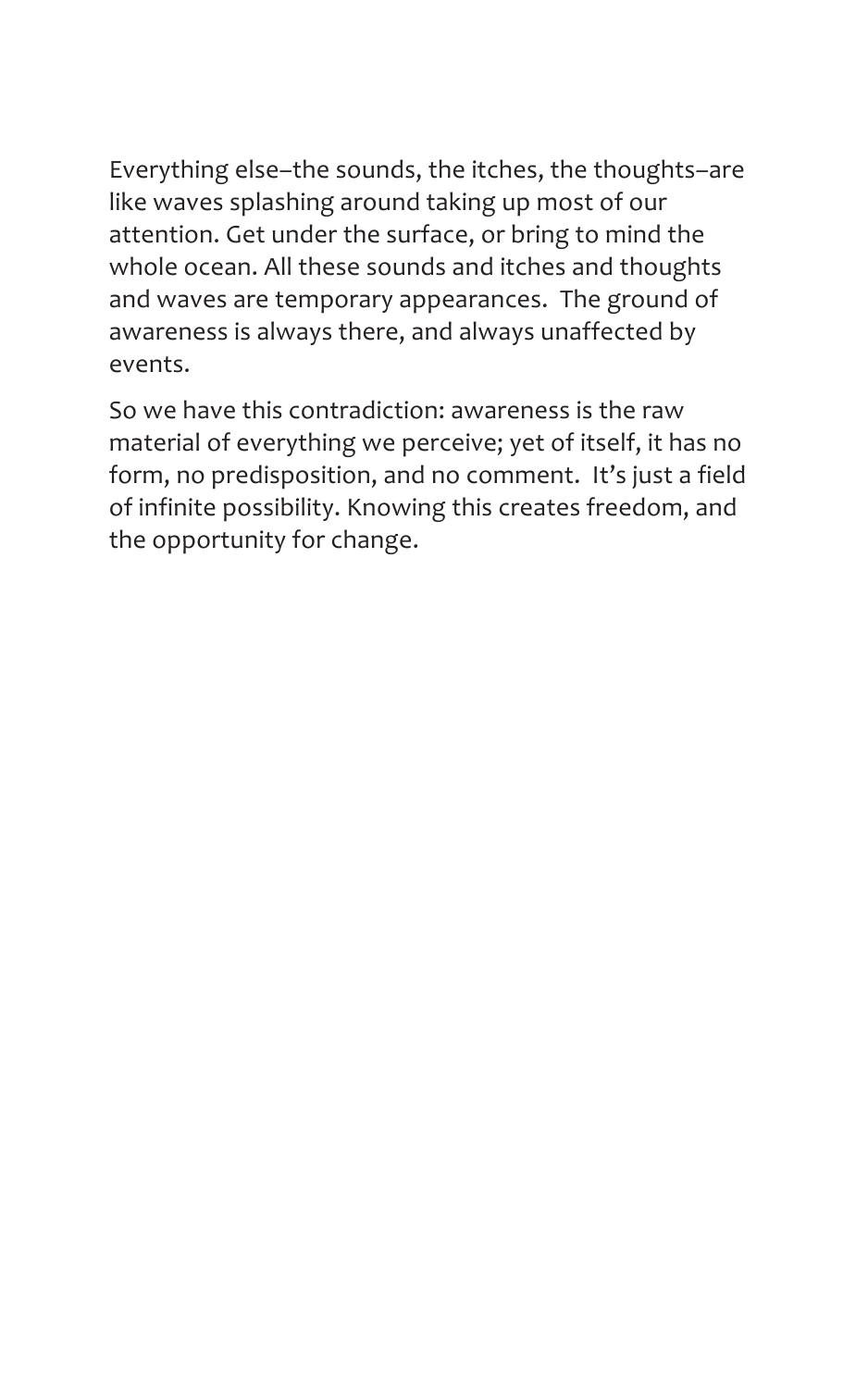Everything else–the sounds, the itches, the thoughts–are like waves splashing around taking up most of our attention. Get under the surface, or bring to mind the whole ocean. All these sounds and itches and thoughts and waves are temporary appearances. The ground of awareness is always there, and always unaffected by events.

So we have this contradiction: awareness is the raw material of everything we perceive; yet of itself, it has no form, no predisposition, and no comment. It's just a field of infinite possibility. Knowing this creates freedom, and the opportunity for change.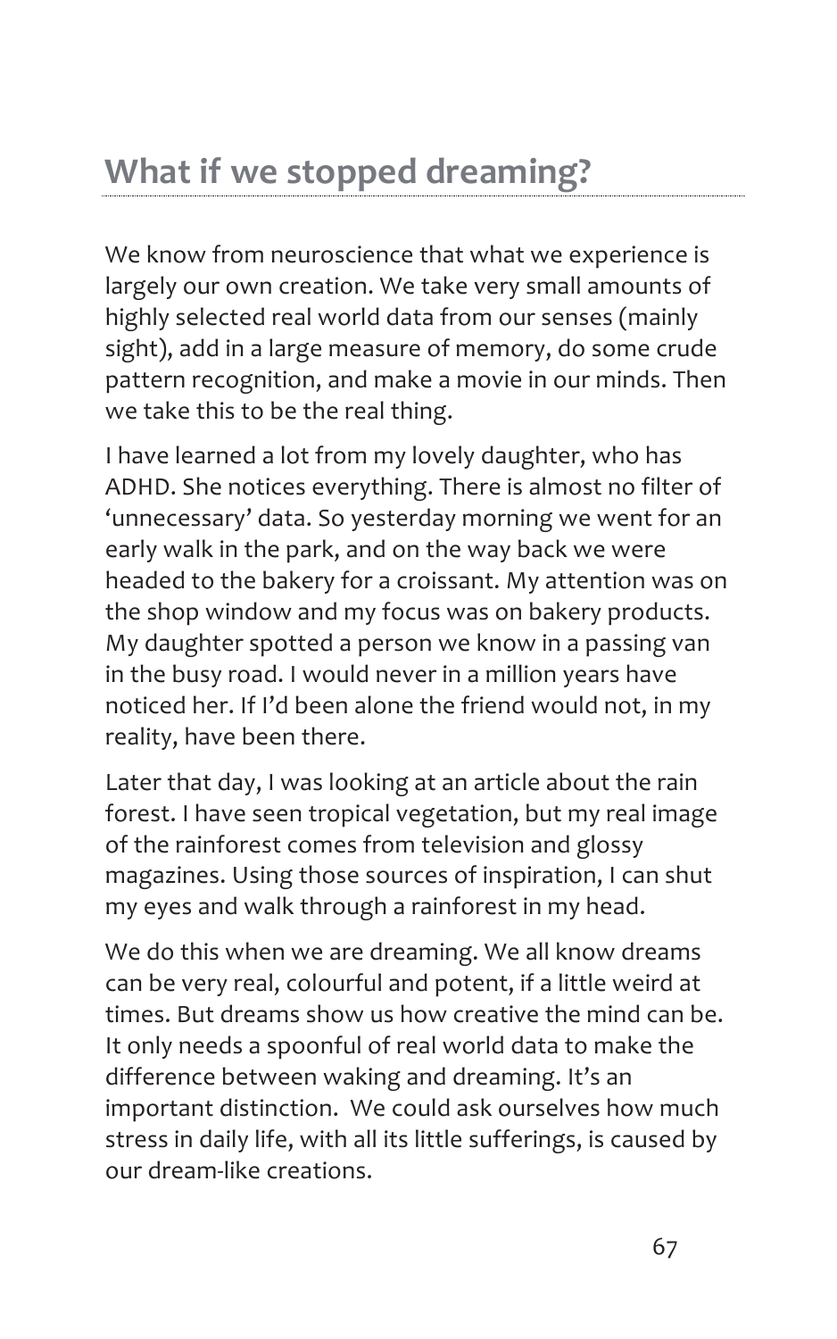## What if we stopped dreaming?

We know from neuroscience that what we experience is largely our own creation. We take very small amounts of highly selected real world data from our senses (mainly sight), add in a large measure of memory, do some crude pattern recognition, and make a movie in our minds. Then we take this to be the real thing.

I have learned a lot from my lovely daughter, who has ADHD. She notices everything. There is almost no filter of 'unnecessary' data. So yesterday morning we went for an early walk in the park, and on the way back we were headed to the bakery for a croissant. My attention was on the shop window and my focus was on bakery products. My daughter spotted a person we know in a passing van in the busy road. I would never in a million years have noticed her. If I'd been alone the friend would not, in my reality, have been there.

Later that day, I was looking at an article about the rain forest. I have seen tropical vegetation, but my real image of the rainforest comes from television and glossy magazines. Using those sources of inspiration, I can shut my eyes and walk through a rainforest in my head.

We do this when we are dreaming. We all know dreams can be very real, colourful and potent, if a little weird at times. But dreams show us how creative the mind can be. It only needs a spoonful of real world data to make the difference between waking and dreaming. It's an important distinction. We could ask ourselves how much stress in daily life, with all its little sufferings, is caused by our dream-like creations.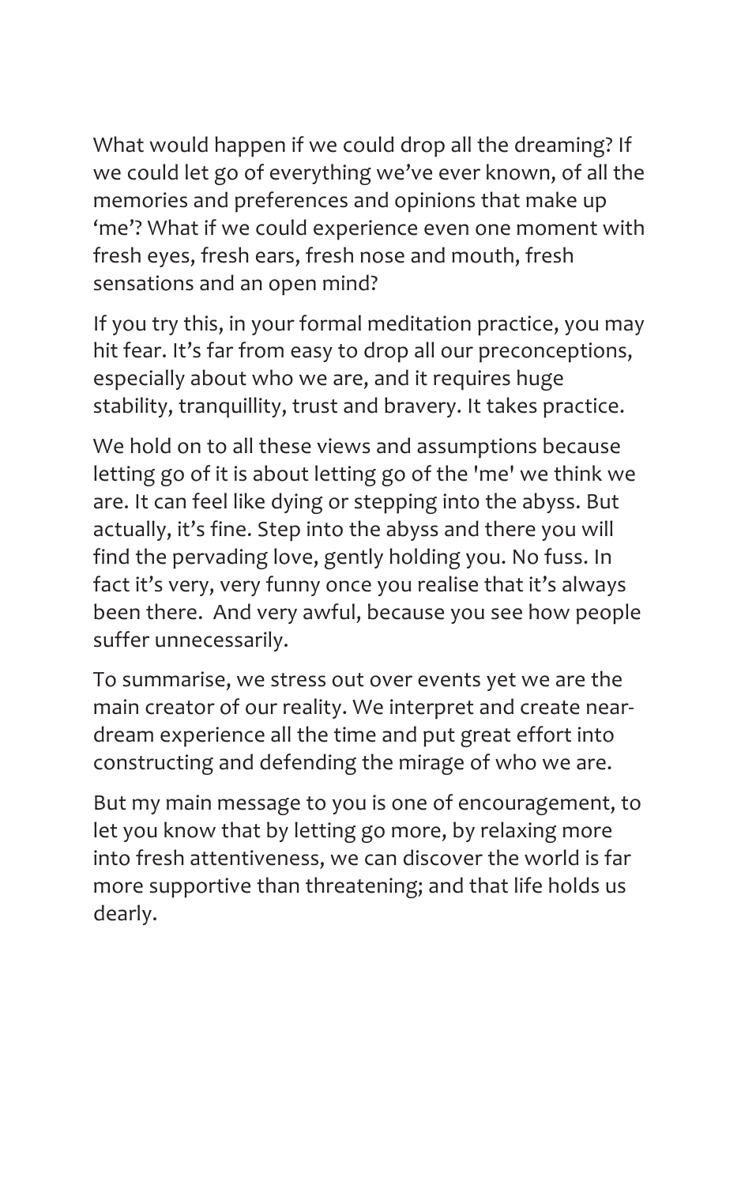What would happen if we could drop all the dreaming? If we could let go of everything we've ever known, of all the memories and preferences and opinions that make up 'me'? What if we could experience even one moment with fresh eyes, fresh ears, fresh nose and mouth, fresh sensations and an open mind?

If you try this, in your formal meditation practice, you may hit fear. It's far from easy to drop all our preconceptions, especially about who we are, and it requires huge stability, tranquillity, trust and bravery. It takes practice.

We hold on to all these views and assumptions because letting go of it is about letting go of the 'me' we think we are. It can feel like dying or stepping into the abyss. But actually, it's fine. Step into the abyss and there you will find the pervading love, gently holding you. No fuss. In fact it's very, very funny once you realise that it's always been there. And very awful, because you see how people suffer unnecessarily.

To summarise, we stress out over events yet we are the main creator of our reality. We interpret and create near-dream experience all the time and put great effort into constructing and defending the mirage of who we are.

But my main message to you is one of encouragement, to let you know that by letting go more, by relaxing more into fresh attentiveness, we can discover the world is far more supportive than threatening; and that life holds us dearly.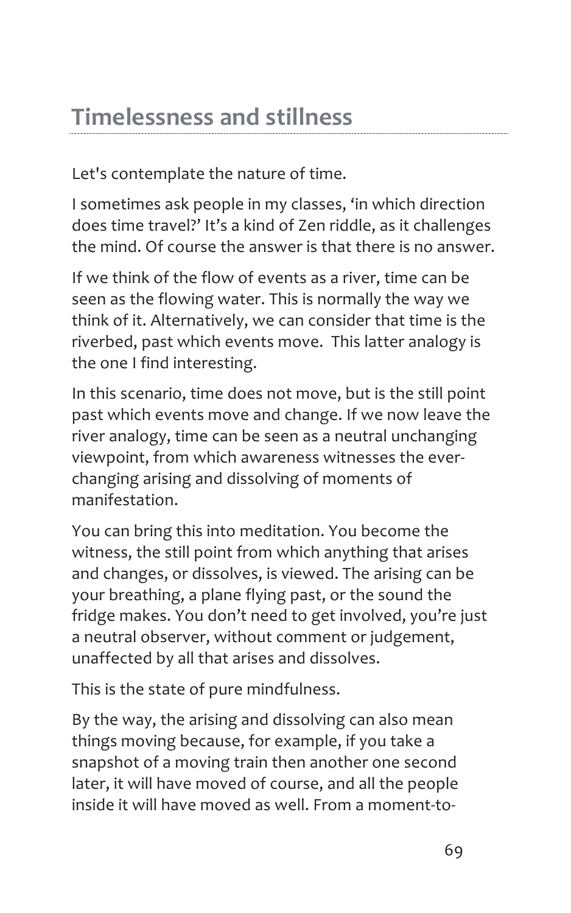## Timelessness and stillness

Let's contemplate the nature of time.

I sometimes ask people in my classes, 'in which direction does time travel?' It's a kind of Zen riddle, as it challenges the mind. Of course the answer is that there is no answer.

If we think of the flow of events as a river, time can be seen as the flowing water. This is normally the way we think of it. Alternatively, we can consider that time is the riverbed, past which events move. This latter analogy is the one I find interesting.

In this scenario, time does not move, but is the still point past which events move and change. If we now leave the river analogy, time can be seen as a neutral unchanging viewpoint, from which awareness witnesses the ever-changing arising and dissolving of moments of manifestation.

You can bring this into meditation. You become the witness, the still point from which anything that arises and changes, or dissolves, is viewed. The arising can be your breathing, a plane flying past, or the sound the fridge makes. You don't need to get involved, you're just a neutral observer, without comment or judgement, unaffected by all that arises and dissolves.

This is the state of pure mindfulness.

By the way, the arising and dissolving can also mean things moving because, for example, if you take a snapshot of a moving train then another one second later, it will have moved of course, and all the people inside it will have moved as well. From a moment-to-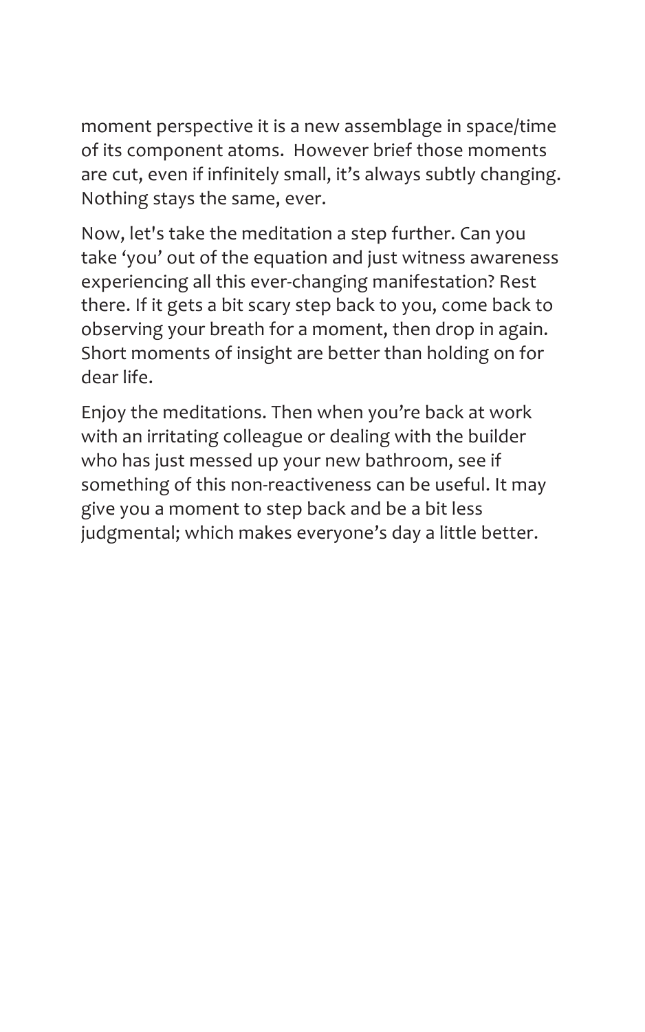moment perspective it is a new assemblage in space/time of its component atoms.  However brief those moments are cut, even if infinitely small, it's always subtly changing. Nothing stays the same, ever.

Now, let's take the meditation a step further. Can you take 'you' out of the equation and just witness awareness experiencing all this ever-changing manifestation? Rest there. If it gets a bit scary step back to you, come back to observing your breath for a moment, then drop in again. Short moments of insight are better than holding on for dear life.

Enjoy the meditations. Then when you're back at work with an irritating colleague or dealing with the builder who has just messed up your new bathroom, see if something of this non-reactiveness can be useful. It may give you a moment to step back and be a bit less judgmental; which makes everyone's day a little better.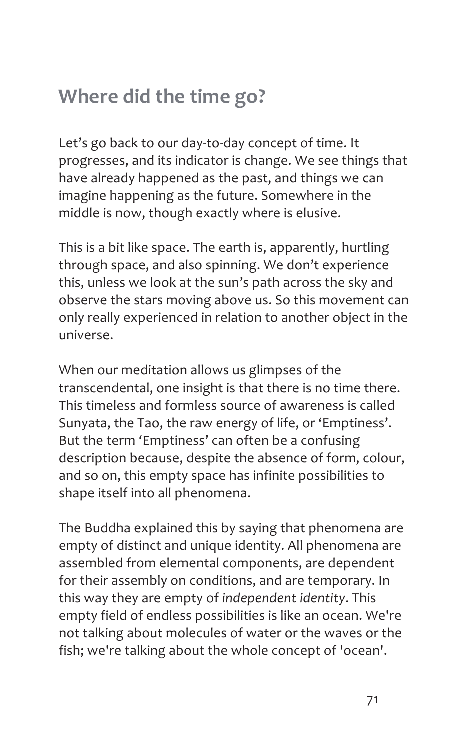## Where did the time go?

Let’s go back to our day-to-day concept of time. It progresses, and its indicator is change. We see things that have already happened as the past, and things we can imagine happening as the future. Somewhere in the middle is now, though exactly where is elusive.

This is a bit like space. The earth is, apparently, hurtling through space, and also spinning. We don’t experience this, unless we look at the sun’s path across the sky and observe the stars moving above us. So this movement can only really experienced in relation to another object in the universe.

When our meditation allows us glimpses of the transcendental, one insight is that there is no time there. This timeless and formless source of awareness is called Sunyata, the Tao, the raw energy of life, or ‘Emptiness’. But the term ‘Emptiness’ can often be a confusing description because, despite the absence of form, colour, and so on, this empty space has infinite possibilities to shape itself into all phenomena.

The Buddha explained this by saying that phenomena are empty of distinct and unique identity. All phenomena are assembled from elemental components, are dependent for their assembly on conditions, and are temporary. In this way they are empty of *independent identity*. This empty field of endless possibilities is like an ocean. We're not talking about molecules of water or the waves or the fish; we're talking about the whole concept of 'ocean'.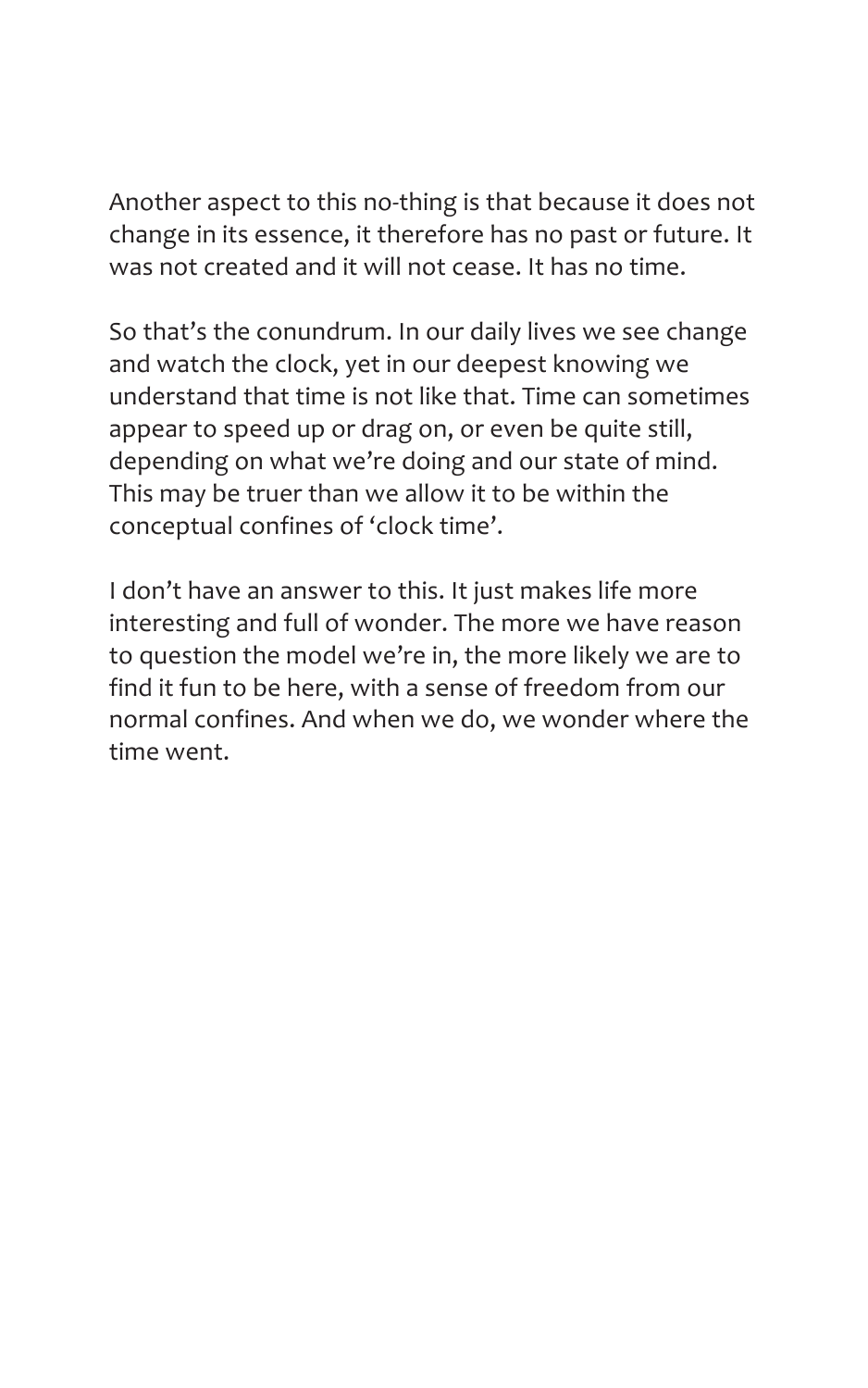Another aspect to this no-thing is that because it does not change in its essence, it therefore has no past or future. It was not created and it will not cease. It has no time.

So that's the conundrum. In our daily lives we see change and watch the clock, yet in our deepest knowing we understand that time is not like that. Time can sometimes appear to speed up or drag on, or even be quite still, depending on what we're doing and our state of mind. This may be truer than we allow it to be within the conceptual confines of 'clock time'.

I don't have an answer to this. It just makes life more interesting and full of wonder. The more we have reason to question the model we're in, the more likely we are to find it fun to be here, with a sense of freedom from our normal confines. And when we do, we wonder where the time went.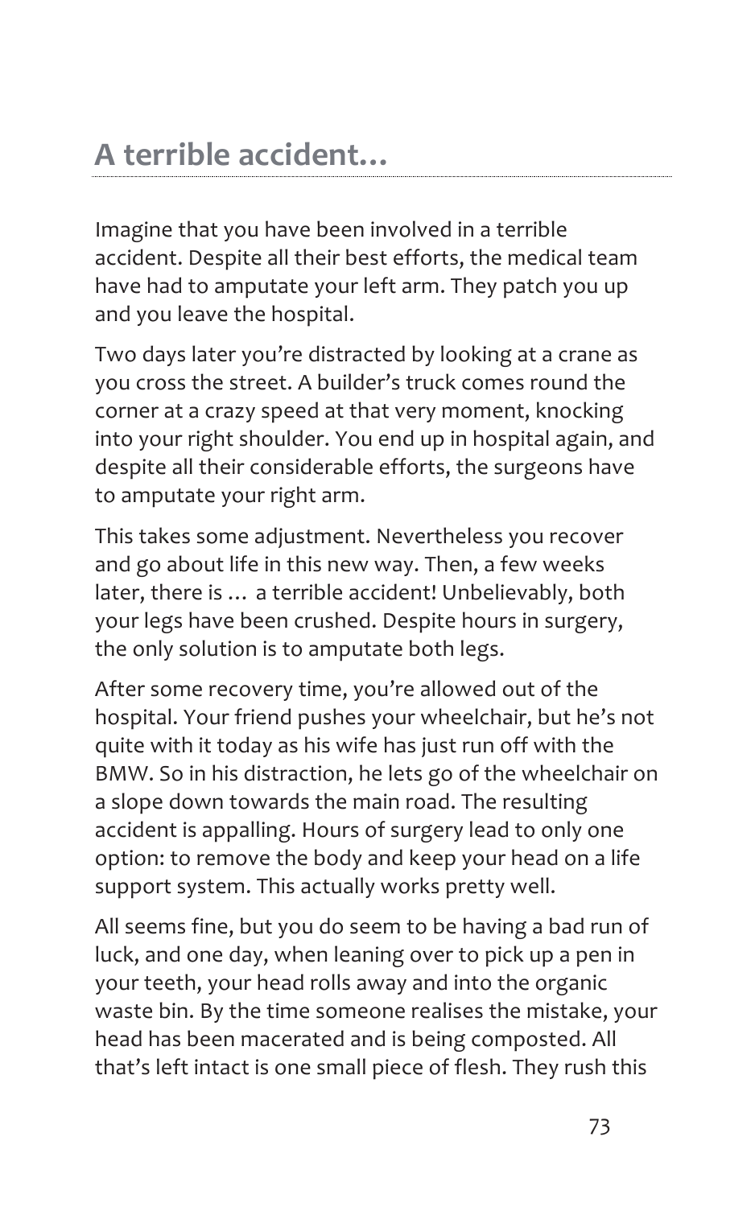## A terrible accident…

Imagine that you have been involved in a terrible accident. Despite all their best efforts, the medical team have had to amputate your left arm. They patch you up and you leave the hospital.

Two days later you're distracted by looking at a crane as you cross the street. A builder's truck comes round the corner at a crazy speed at that very moment, knocking into your right shoulder. You end up in hospital again, and despite all their considerable efforts, the surgeons have to amputate your right arm.

This takes some adjustment. Nevertheless you recover and go about life in this new way. Then, a few weeks later, there is … a terrible accident! Unbelievably, both your legs have been crushed. Despite hours in surgery, the only solution is to amputate both legs.

After some recovery time, you're allowed out of the hospital. Your friend pushes your wheelchair, but he's not quite with it today as his wife has just run off with the BMW. So in his distraction, he lets go of the wheelchair on a slope down towards the main road. The resulting accident is appalling. Hours of surgery lead to only one option: to remove the body and keep your head on a life support system. This actually works pretty well.

All seems fine, but you do seem to be having a bad run of luck, and one day, when leaning over to pick up a pen in your teeth, your head rolls away and into the organic waste bin. By the time someone realises the mistake, your head has been macerated and is being composted. All that's left intact is one small piece of flesh. They rush this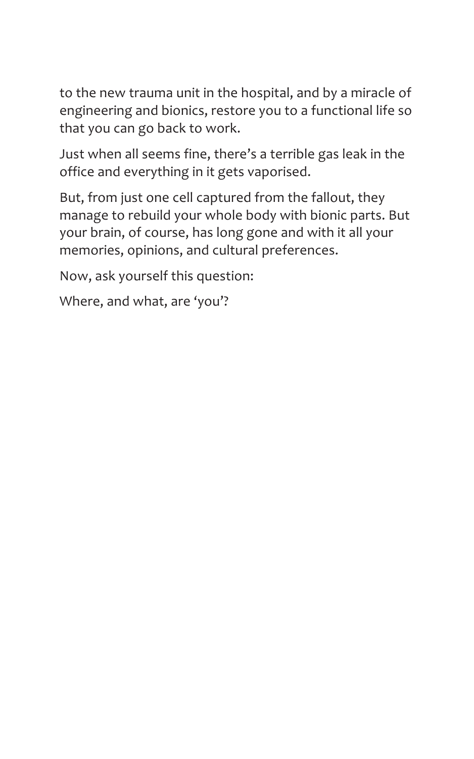to the new trauma unit in the hospital, and by a miracle of engineering and bionics, restore you to a functional life so that you can go back to work.

Just when all seems fine, there's a terrible gas leak in the office and everything in it gets vaporised.

But, from just one cell captured from the fallout, they manage to rebuild your whole body with bionic parts. But your brain, of course, has long gone and with it all your memories, opinions, and cultural preferences.

Now, ask yourself this question:

Where, and what, are 'you'?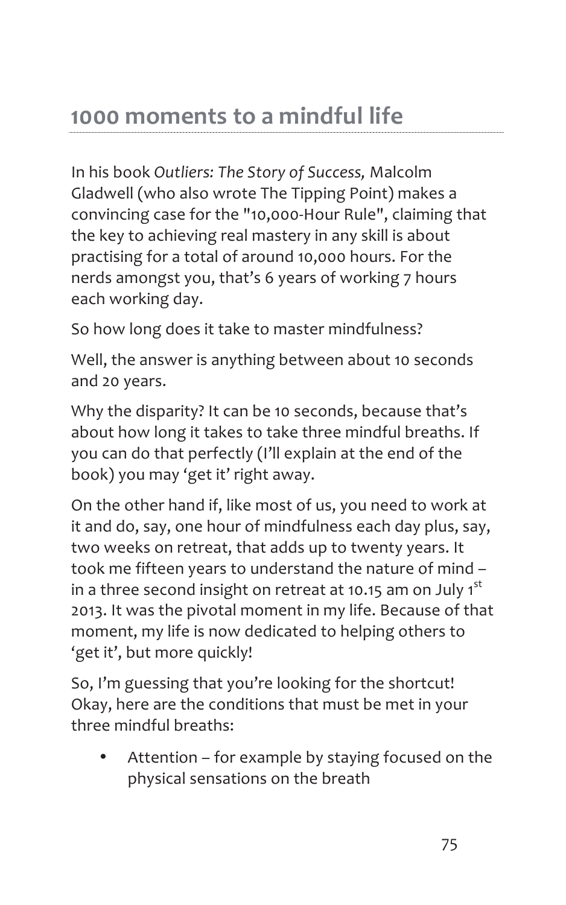# 1000 moments to a mindful life

In his book *Outliers: The Story of Success,* Malcolm Gladwell (who also wrote The Tipping Point) makes a convincing case for the "10,000-Hour Rule", claiming that the key to achieving real mastery in any skill is about practising for a total of around 10,000 hours. For the nerds amongst you, that's 6 years of working 7 hours each working day.

So how long does it take to master mindfulness?

Well, the answer is anything between about 10 seconds and 20 years.

Why the disparity? It can be 10 seconds, because that's about how long it takes to take three mindful breaths. If you can do that perfectly (I'll explain at the end of the book) you may 'get it' right away.

On the other hand if, like most of us, you need to work at it and do, say, one hour of mindfulness each day plus, say, two weeks on retreat, that adds up to twenty years. It took me fifteen years to understand the nature of mind – in a three second insight on retreat at 10.15 am on July 1st 2013. It was the pivotal moment in my life. Because of that moment, my life is now dedicated to helping others to 'get it', but more quickly!

So, I'm guessing that you're looking for the shortcut! Okay, here are the conditions that must be met in your three mindful breaths:

- Attention – for example by staying focused on the physical sensations on the breath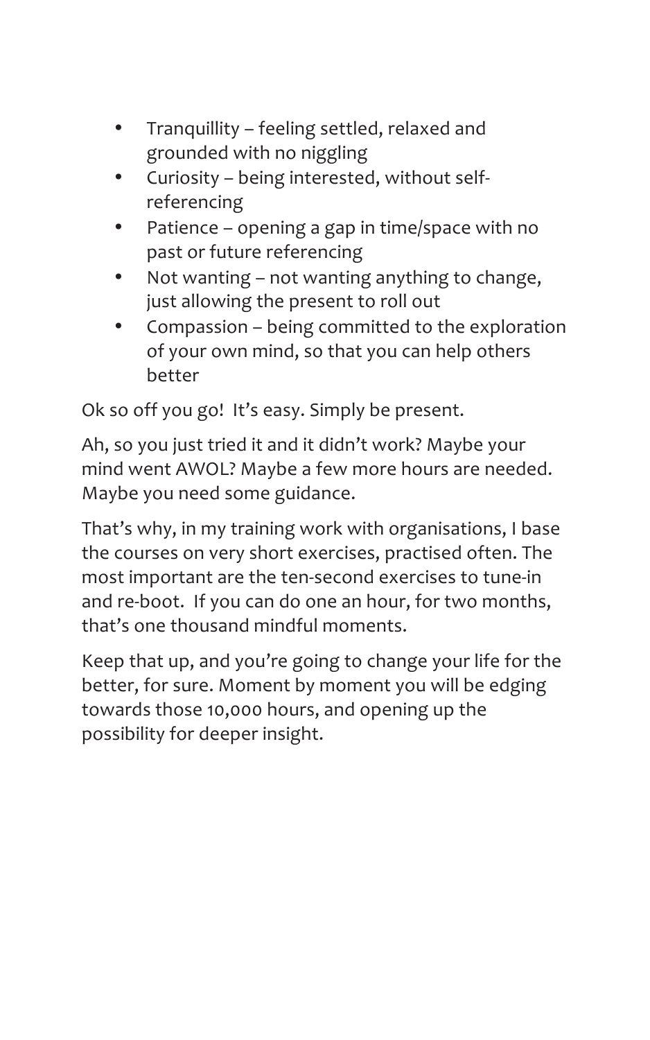- Tranquillity – feeling settled, relaxed and grounded with no niggling
- Curiosity – being interested, without self-referencing
- Patience – opening a gap in time/space with no past or future referencing
- Not wanting – not wanting anything to change, just allowing the present to roll out
- Compassion – being committed to the exploration of your own mind, so that you can help others better

Ok so off you go! It's easy. Simply be present.

Ah, so you just tried it and it didn't work? Maybe your mind went AWOL? Maybe a few more hours are needed. Maybe you need some guidance.

That's why, in my training work with organisations, I base the courses on very short exercises, practised often. The most important are the ten-second exercises to tune-in and re-boot. If you can do one an hour, for two months, that's one thousand mindful moments.

Keep that up, and you're going to change your life for the better, for sure. Moment by moment you will be edging towards those 10,000 hours, and opening up the possibility for deeper insight.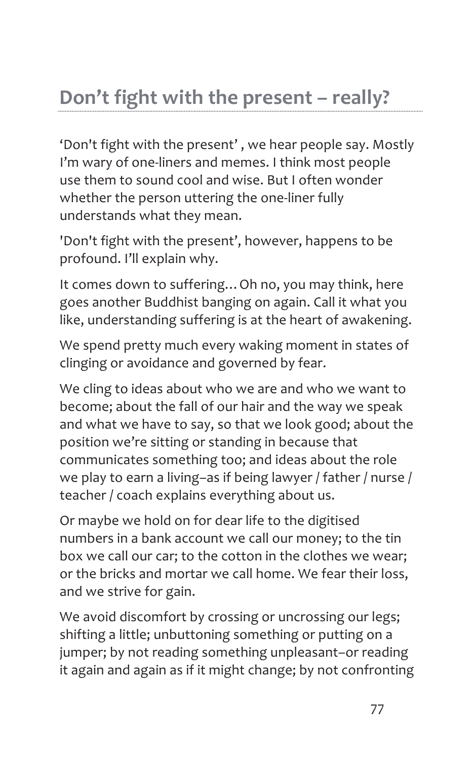## Don't fight with the present – really?

'Don't fight with the present' , we hear people say. Mostly I'm wary of one-liners and memes. I think most people use them to sound cool and wise. But I often wonder whether the person uttering the one-liner fully understands what they mean.

'Don't fight with the present', however, happens to be profound. I'll explain why.

It comes down to suffering… Oh no, you may think, here goes another Buddhist banging on again. Call it what you like, understanding suffering is at the heart of awakening.

We spend pretty much every waking moment in states of clinging or avoidance and governed by fear.

We cling to ideas about who we are and who we want to become; about the fall of our hair and the way we speak and what we have to say, so that we look good; about the position we're sitting or standing in because that communicates something too; and ideas about the role we play to earn a living–as if being lawyer / father / nurse / teacher / coach explains everything about us.

Or maybe we hold on for dear life to the digitised numbers in a bank account we call our money; to the tin box we call our car; to the cotton in the clothes we wear; or the bricks and mortar we call home. We fear their loss, and we strive for gain.

We avoid discomfort by crossing or uncrossing our legs; shifting a little; unbuttoning something or putting on a jumper; by not reading something unpleasant–or reading it again and again as if it might change; by not confronting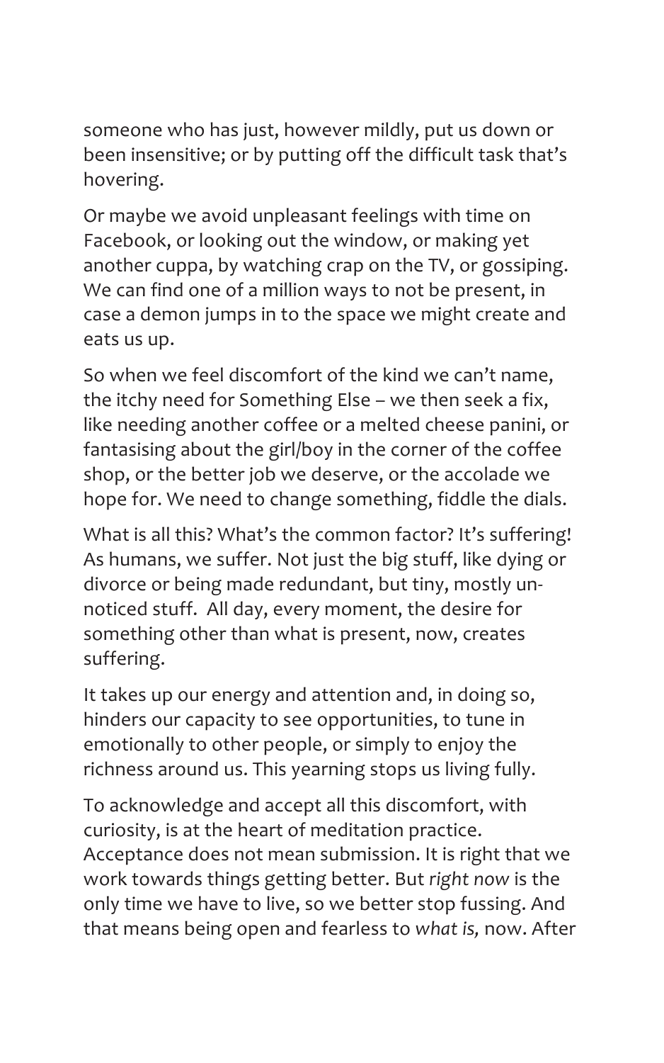someone who has just, however mildly, put us down or been insensitive; or by putting off the difficult task that's hovering.

Or maybe we avoid unpleasant feelings with time on Facebook, or looking out the window, or making yet another cuppa, by watching crap on the TV, or gossiping. We can find one of a million ways to not be present, in case a demon jumps in to the space we might create and eats us up.

So when we feel discomfort of the kind we can't name, the itchy need for Something Else – we then seek a fix, like needing another coffee or a melted cheese panini, or fantasising about the girl/boy in the corner of the coffee shop, or the better job we deserve, or the accolade we hope for. We need to change something, fiddle the dials.

What is all this? What's the common factor? It's suffering! As humans, we suffer. Not just the big stuff, like dying or divorce or being made redundant, but tiny, mostly un-noticed stuff. All day, every moment, the desire for something other than what is present, now, creates suffering.

It takes up our energy and attention and, in doing so, hinders our capacity to see opportunities, to tune in emotionally to other people, or simply to enjoy the richness around us. This yearning stops us living fully.

To acknowledge and accept all this discomfort, with curiosity, is at the heart of meditation practice. Acceptance does not mean submission. It is right that we work towards things getting better. But *right now* is the only time we have to live, so we better stop fussing. And that means being open and fearless to *what is,* now. After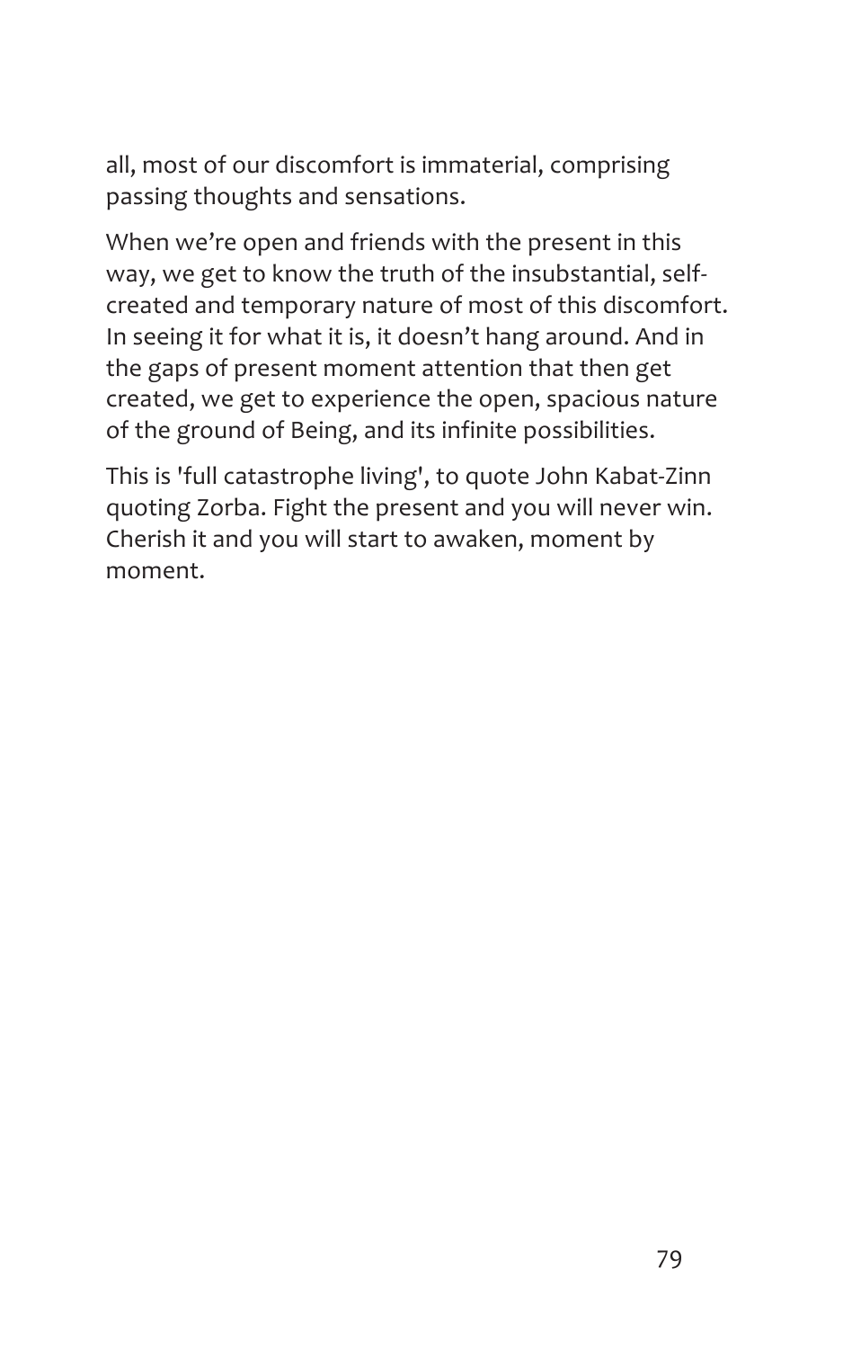all, most of our discomfort is immaterial, comprising passing thoughts and sensations.

When we’re open and friends with the present in this way, we get to know the truth of the insubstantial, self-created and temporary nature of most of this discomfort. In seeing it for what it is, it doesn’t hang around. And in the gaps of present moment attention that then get created, we get to experience the open, spacious nature of the ground of Being, and its infinite possibilities.

This is 'full catastrophe living', to quote John Kabat-Zinn quoting Zorba. Fight the present and you will never win. Cherish it and you will start to awaken, moment by moment.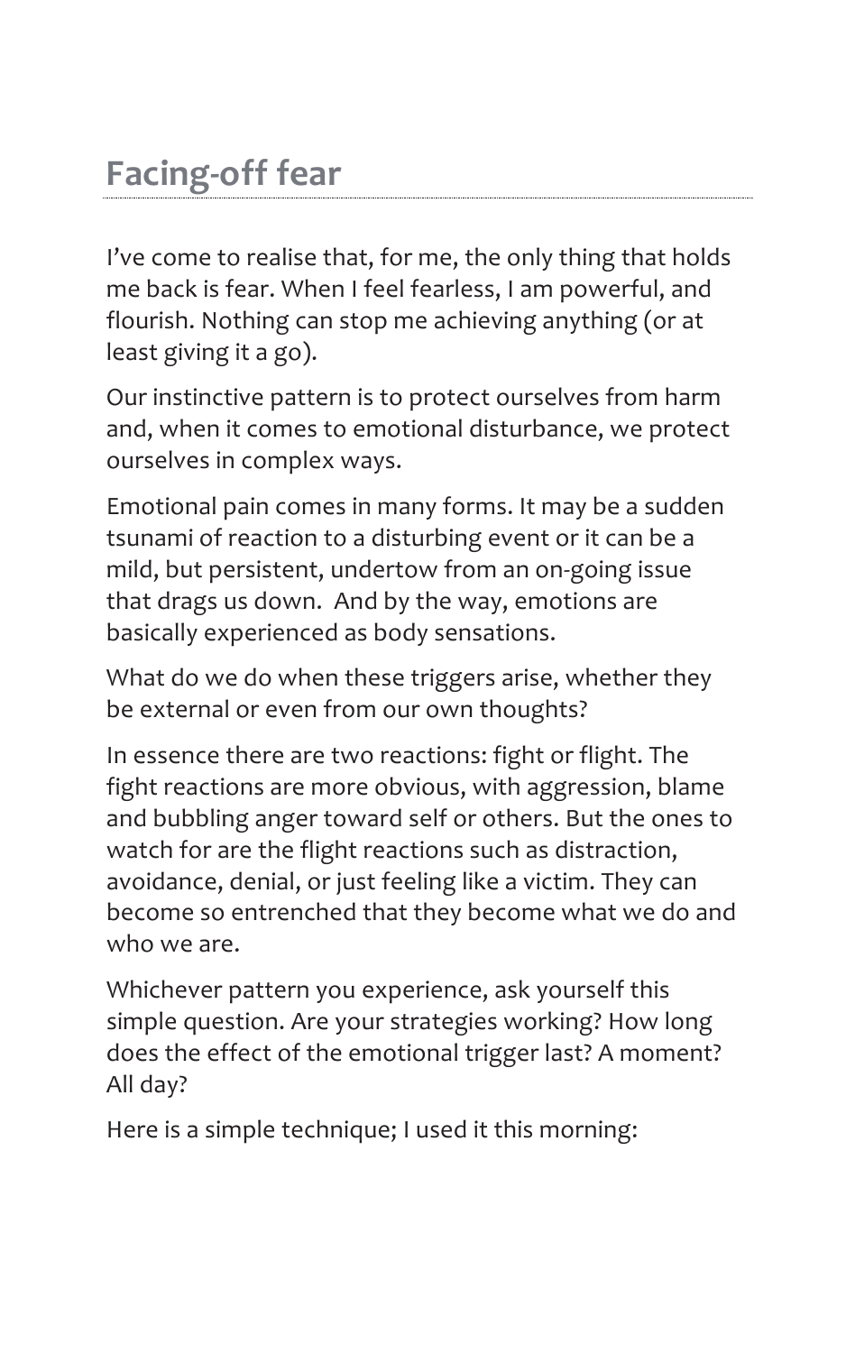## Facing-off fear

I've come to realise that, for me, the only thing that holds me back is fear. When I feel fearless, I am powerful, and flourish. Nothing can stop me achieving anything (or at least giving it a go).

Our instinctive pattern is to protect ourselves from harm and, when it comes to emotional disturbance, we protect ourselves in complex ways.

Emotional pain comes in many forms. It may be a sudden tsunami of reaction to a disturbing event or it can be a mild, but persistent, undertow from an on-going issue that drags us down. And by the way, emotions are basically experienced as body sensations.

What do we do when these triggers arise, whether they be external or even from our own thoughts?

In essence there are two reactions: fight or flight. The fight reactions are more obvious, with aggression, blame and bubbling anger toward self or others. But the ones to watch for are the flight reactions such as distraction, avoidance, denial, or just feeling like a victim. They can become so entrenched that they become what we do and who we are.

Whichever pattern you experience, ask yourself this simple question. Are your strategies working? How long does the effect of the emotional trigger last? A moment? All day?

Here is a simple technique; I used it this morning: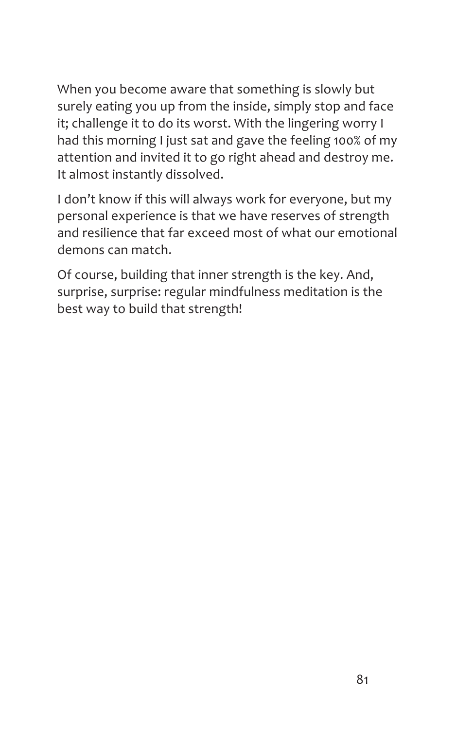When you become aware that something is slowly but surely eating you up from the inside, simply stop and face it; challenge it to do its worst. With the lingering worry I had this morning I just sat and gave the feeling 100% of my attention and invited it to go right ahead and destroy me. It almost instantly dissolved.

I don't know if this will always work for everyone, but my personal experience is that we have reserves of strength and resilience that far exceed most of what our emotional demons can match.

Of course, building that inner strength is the key. And, surprise, surprise: regular mindfulness meditation is the best way to build that strength!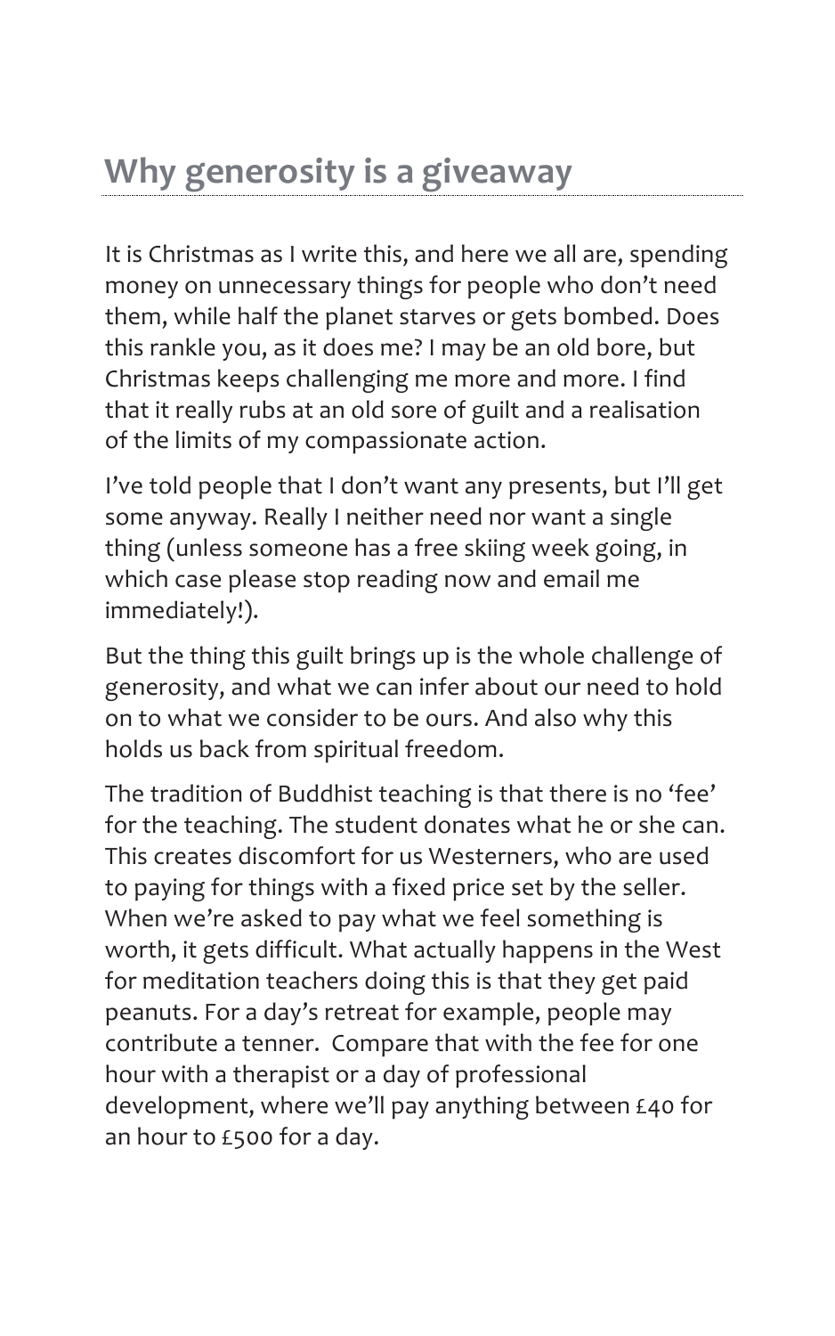## Why generosity is a giveaway

It is Christmas as I write this, and here we all are, spending money on unnecessary things for people who don't need them, while half the planet starves or gets bombed. Does this rankle you, as it does me? I may be an old bore, but Christmas keeps challenging me more and more. I find that it really rubs at an old sore of guilt and a realisation of the limits of my compassionate action.

I've told people that I don't want any presents, but I'll get some anyway. Really I neither need nor want a single thing (unless someone has a free skiing week going, in which case please stop reading now and email me immediately!).

But the thing this guilt brings up is the whole challenge of generosity, and what we can infer about our need to hold on to what we consider to be ours. And also why this holds us back from spiritual freedom.

The tradition of Buddhist teaching is that there is no 'fee' for the teaching. The student donates what he or she can. This creates discomfort for us Westerners, who are used to paying for things with a fixed price set by the seller. When we're asked to pay what we feel something is worth, it gets difficult. What actually happens in the West for meditation teachers doing this is that they get paid peanuts. For a day's retreat for example, people may contribute a tenner. Compare that with the fee for one hour with a therapist or a day of professional development, where we'll pay anything between £40 for an hour to £500 for a day.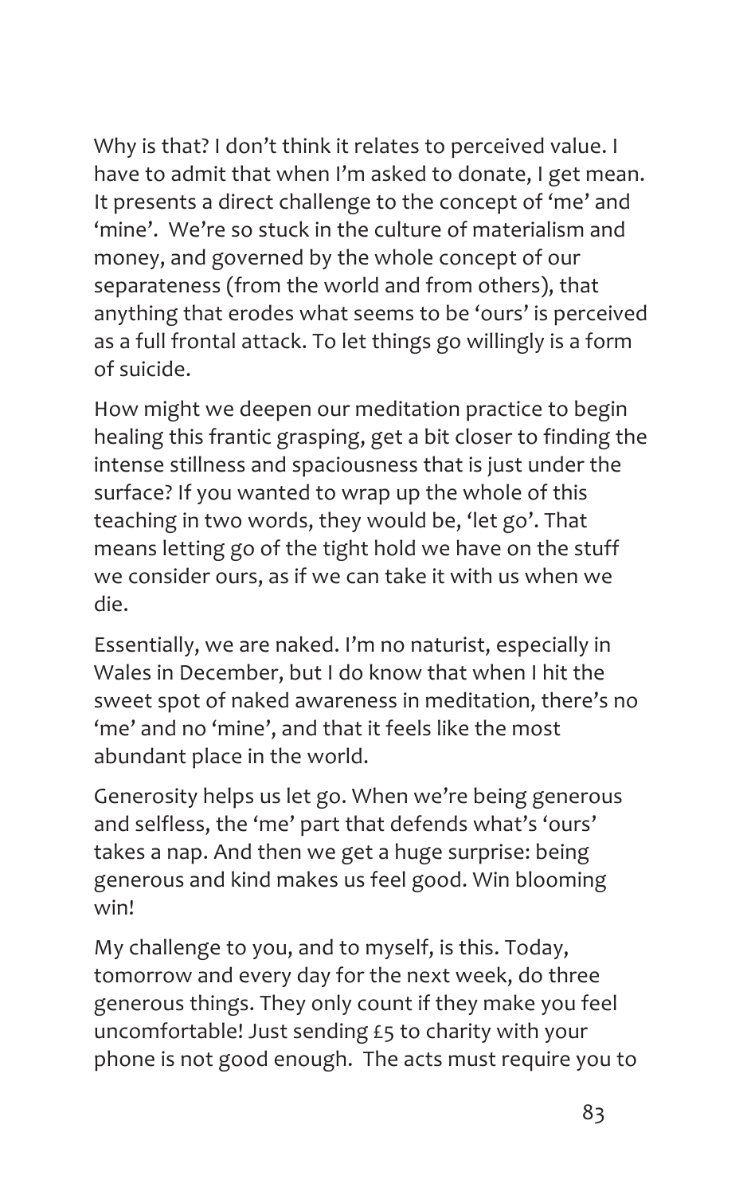Why is that? I don't think it relates to perceived value. I have to admit that when I'm asked to donate, I get mean. It presents a direct challenge to the concept of 'me' and 'mine'. We're so stuck in the culture of materialism and money, and governed by the whole concept of our separateness (from the world and from others), that anything that erodes what seems to be 'ours' is perceived as a full frontal attack. To let things go willingly is a form of suicide.

How might we deepen our meditation practice to begin healing this frantic grasping, get a bit closer to finding the intense stillness and spaciousness that is just under the surface? If you wanted to wrap up the whole of this teaching in two words, they would be, 'let go'. That means letting go of the tight hold we have on the stuff we consider ours, as if we can take it with us when we die.

Essentially, we are naked. I'm no naturist, especially in Wales in December, but I do know that when I hit the sweet spot of naked awareness in meditation, there's no 'me' and no 'mine', and that it feels like the most abundant place in the world.

Generosity helps us let go. When we're being generous and selfless, the 'me' part that defends what's 'ours' takes a nap. And then we get a huge surprise: being generous and kind makes us feel good. Win blooming win!

My challenge to you, and to myself, is this. Today, tomorrow and every day for the next week, do three generous things. They only count if they make you feel uncomfortable! Just sending £5 to charity with your phone is not good enough. The acts must require you to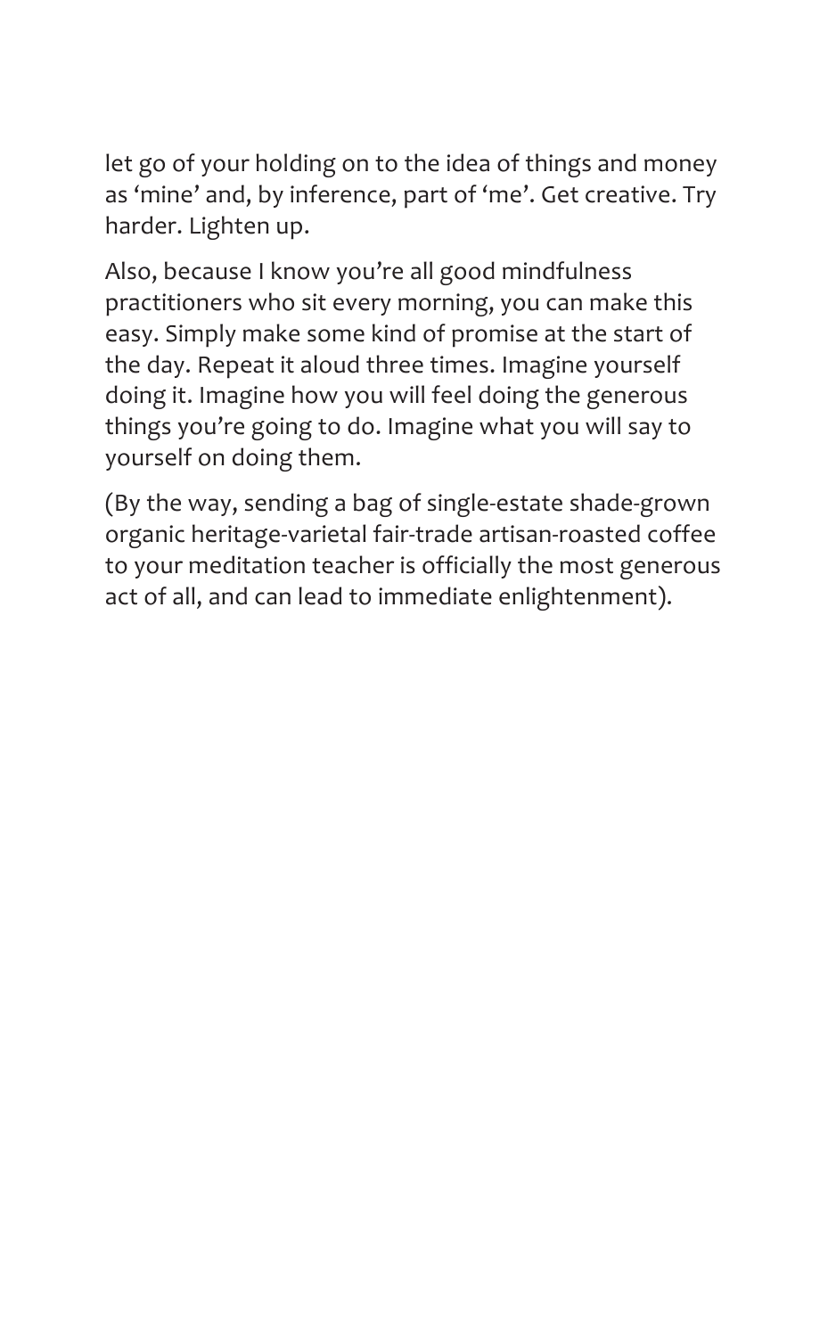let go of your holding on to the idea of things and money as 'mine' and, by inference, part of 'me'. Get creative. Try harder. Lighten up.

Also, because I know you're all good mindfulness practitioners who sit every morning, you can make this easy. Simply make some kind of promise at the start of the day. Repeat it aloud three times. Imagine yourself doing it. Imagine how you will feel doing the generous things you're going to do. Imagine what you will say to yourself on doing them.

(By the way, sending a bag of single-estate shade-grown organic heritage-varietal fair-trade artisan-roasted coffee to your meditation teacher is officially the most generous act of all, and can lead to immediate enlightenment).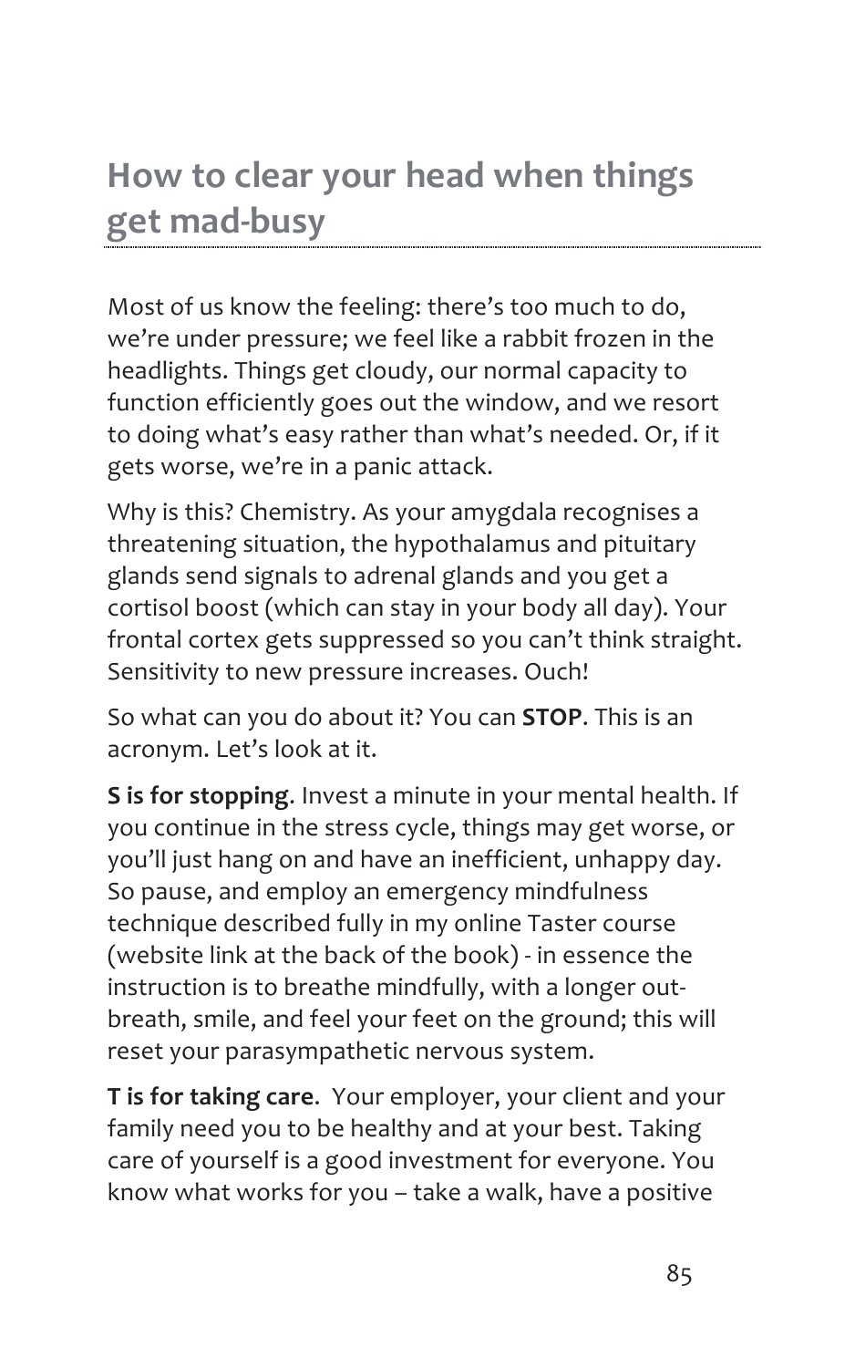## How to clear your head when things get mad-busy

Most of us know the feeling: there's too much to do, we're under pressure; we feel like a rabbit frozen in the headlights. Things get cloudy, our normal capacity to function efficiently goes out the window, and we resort to doing what's easy rather than what's needed. Or, if it gets worse, we're in a panic attack.

Why is this? Chemistry. As your amygdala recognises a threatening situation, the hypothalamus and pituitary glands send signals to adrenal glands and you get a cortisol boost (which can stay in your body all day). Your frontal cortex gets suppressed so you can't think straight. Sensitivity to new pressure increases. Ouch!

So what can you do about it? You can **STOP**. This is an acronym. Let's look at it.

**S is for stopping**. Invest a minute in your mental health. If you continue in the stress cycle, things may get worse, or you'll just hang on and have an inefficient, unhappy day. So pause, and employ an emergency mindfulness technique described fully in my online Taster course (website link at the back of the book) - in essence the instruction is to breathe mindfully, with a longer out-breath, smile, and feel your feet on the ground; this will reset your parasympathetic nervous system.

**T is for taking care**. Your employer, your client and your family need you to be healthy and at your best. Taking care of yourself is a good investment for everyone. You know what works for you – take a walk, have a positive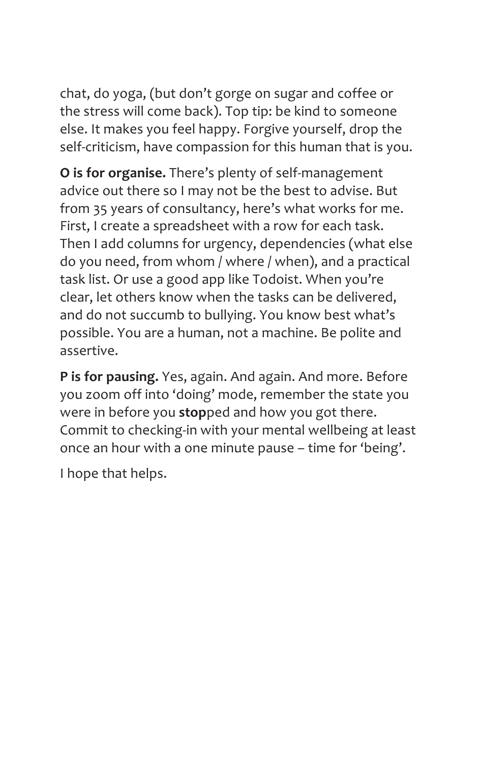chat, do yoga, (but don't gorge on sugar and coffee or the stress will come back). Top tip: be kind to someone else. It makes you feel happy. Forgive yourself, drop the self-criticism, have compassion for this human that is you.

**O is for organise.** There's plenty of self-management advice out there so I may not be the best to advise. But from 35 years of consultancy, here's what works for me. First, I create a spreadsheet with a row for each task. Then I add columns for urgency, dependencies (what else do you need, from whom / where / when), and a practical task list. Or use a good app like Todoist. When you're clear, let others know when the tasks can be delivered, and do not succumb to bullying. You know best what's possible. You are a human, not a machine. Be polite and assertive.

**P is for pausing.** Yes, again. And again. And more. Before you zoom off into 'doing' mode, remember the state you were in before you **stop**ped and how you got there. Commit to checking-in with your mental wellbeing at least once an hour with a one minute pause – time for 'being'.

I hope that helps.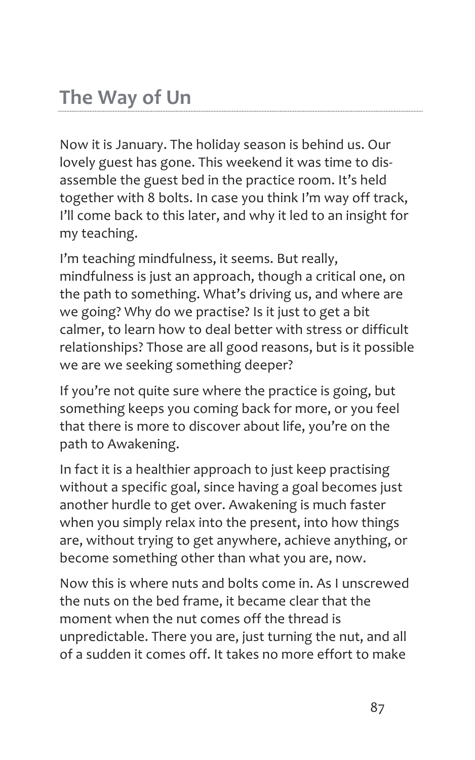## The Way of Un

Now it is January. The holiday season is behind us. Our lovely guest has gone. This weekend it was time to disassemble the guest bed in the practice room. It's held together with 8 bolts. In case you think I'm way off track, I'll come back to this later, and why it led to an insight for my teaching.

I'm teaching mindfulness, it seems. But really, mindfulness is just an approach, though a critical one, on the path to something. What's driving us, and where are we going? Why do we practise? Is it just to get a bit calmer, to learn how to deal better with stress or difficult relationships? Those are all good reasons, but is it possible we are we seeking something deeper?

If you're not quite sure where the practice is going, but something keeps you coming back for more, or you feel that there is more to discover about life, you're on the path to Awakening.

In fact it is a healthier approach to just keep practising without a specific goal, since having a goal becomes just another hurdle to get over. Awakening is much faster when you simply relax into the present, into how things are, without trying to get anywhere, achieve anything, or become something other than what you are, now.

Now this is where nuts and bolts come in. As I unscrewed the nuts on the bed frame, it became clear that the moment when the nut comes off the thread is unpredictable. There you are, just turning the nut, and all of a sudden it comes off. It takes no more effort to make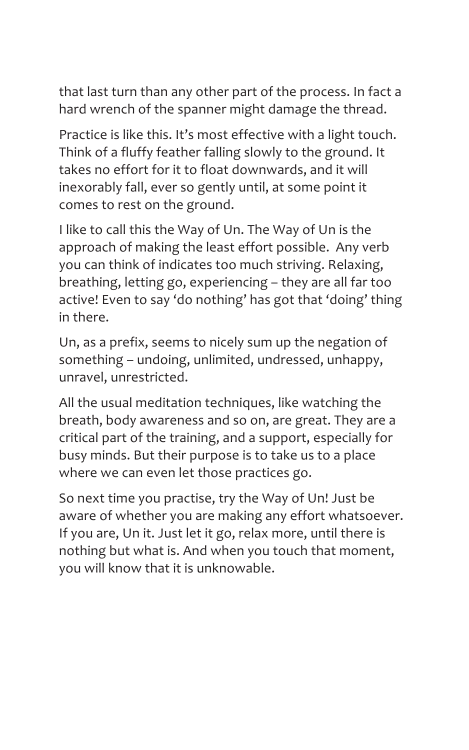that last turn than any other part of the process. In fact a hard wrench of the spanner might damage the thread.

Practice is like this. It's most effective with a light touch. Think of a fluffy feather falling slowly to the ground. It takes no effort for it to float downwards, and it will inexorably fall, ever so gently until, at some point it comes to rest on the ground.

I like to call this the Way of Un. The Way of Un is the approach of making the least effort possible. Any verb you can think of indicates too much striving. Relaxing, breathing, letting go, experiencing – they are all far too active! Even to say 'do nothing' has got that 'doing' thing in there.

Un, as a prefix, seems to nicely sum up the negation of something – undoing, unlimited, undressed, unhappy, unravel, unrestricted.

All the usual meditation techniques, like watching the breath, body awareness and so on, are great. They are a critical part of the training, and a support, especially for busy minds. But their purpose is to take us to a place where we can even let those practices go.

So next time you practise, try the Way of Un! Just be aware of whether you are making any effort whatsoever. If you are, Un it. Just let it go, relax more, until there is nothing but what is. And when you touch that moment, you will know that it is unknowable.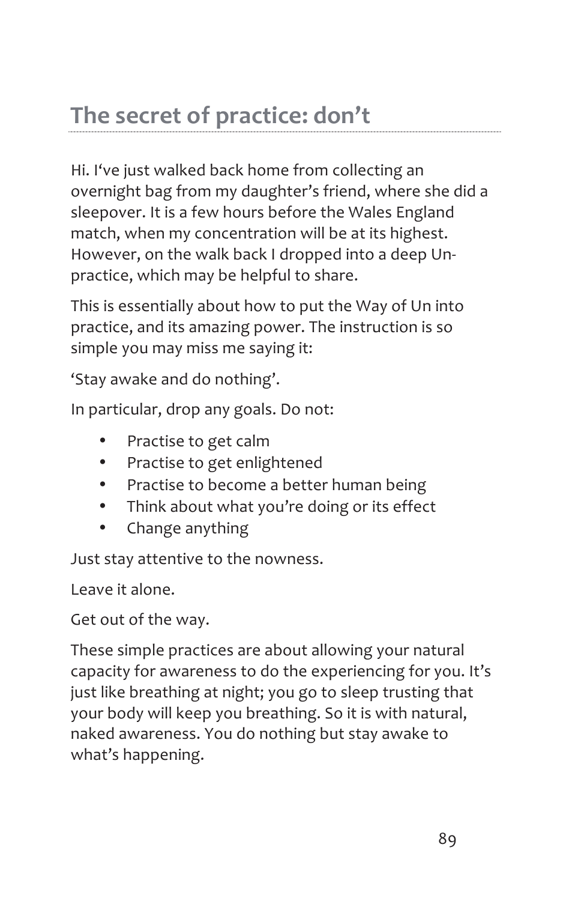# The secret of practice: don't

Hi. I've just walked back home from collecting an overnight bag from my daughter's friend, where she did a sleepover. It is a few hours before the Wales England match, when my concentration will be at its highest. However, on the walk back I dropped into a deep Un-practice, which may be helpful to share.

This is essentially about how to put the Way of Un into practice, and its amazing power. The instruction is so simple you may miss me saying it:

'Stay awake and do nothing'.

In particular, drop any goals. Do not:

- Practise to get calm
- Practise to get enlightened
- Practise to become a better human being
- Think about what you're doing or its effect
- Change anything

Just stay attentive to the nowness.

Leave it alone.

Get out of the way.

These simple practices are about allowing your natural capacity for awareness to do the experiencing for you. It's just like breathing at night; you go to sleep trusting that your body will keep you breathing. So it is with natural, naked awareness. You do nothing but stay awake to what's happening.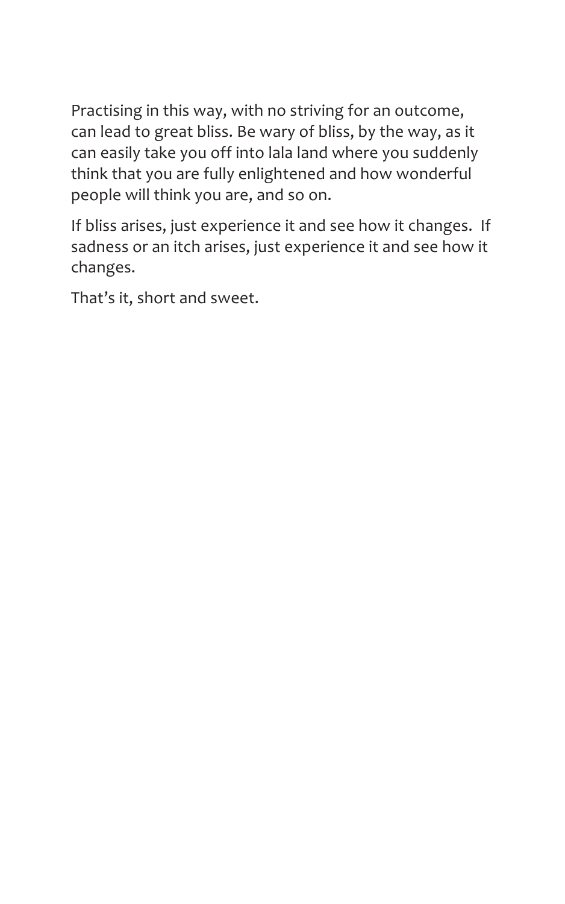Practising in this way, with no striving for an outcome, can lead to great bliss. Be wary of bliss, by the way, as it can easily take you off into lala land where you suddenly think that you are fully enlightened and how wonderful people will think you are, and so on.

If bliss arises, just experience it and see how it changes. If sadness or an itch arises, just experience it and see how it changes.

That's it, short and sweet.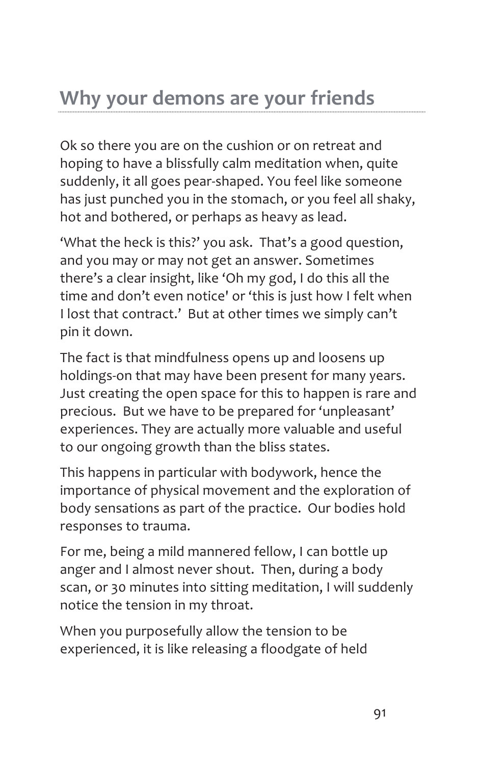## Why your demons are your friends

Ok so there you are on the cushion or on retreat and hoping to have a blissfully calm meditation when, quite suddenly, it all goes pear-shaped. You feel like someone has just punched you in the stomach, or you feel all shaky, hot and bothered, or perhaps as heavy as lead.

'What the heck is this?' you ask. That's a good question, and you may or may not get an answer. Sometimes there's a clear insight, like 'Oh my god, I do this all the time and don't even notice' or 'this is just how I felt when I lost that contract.' But at other times we simply can't pin it down.

The fact is that mindfulness opens up and loosens up holdings-on that may have been present for many years. Just creating the open space for this to happen is rare and precious. But we have to be prepared for 'unpleasant' experiences. They are actually more valuable and useful to our ongoing growth than the bliss states.

This happens in particular with bodywork, hence the importance of physical movement and the exploration of body sensations as part of the practice. Our bodies hold responses to trauma.

For me, being a mild mannered fellow, I can bottle up anger and I almost never shout. Then, during a body scan, or 30 minutes into sitting meditation, I will suddenly notice the tension in my throat.

When you purposefully allow the tension to be experienced, it is like releasing a floodgate of held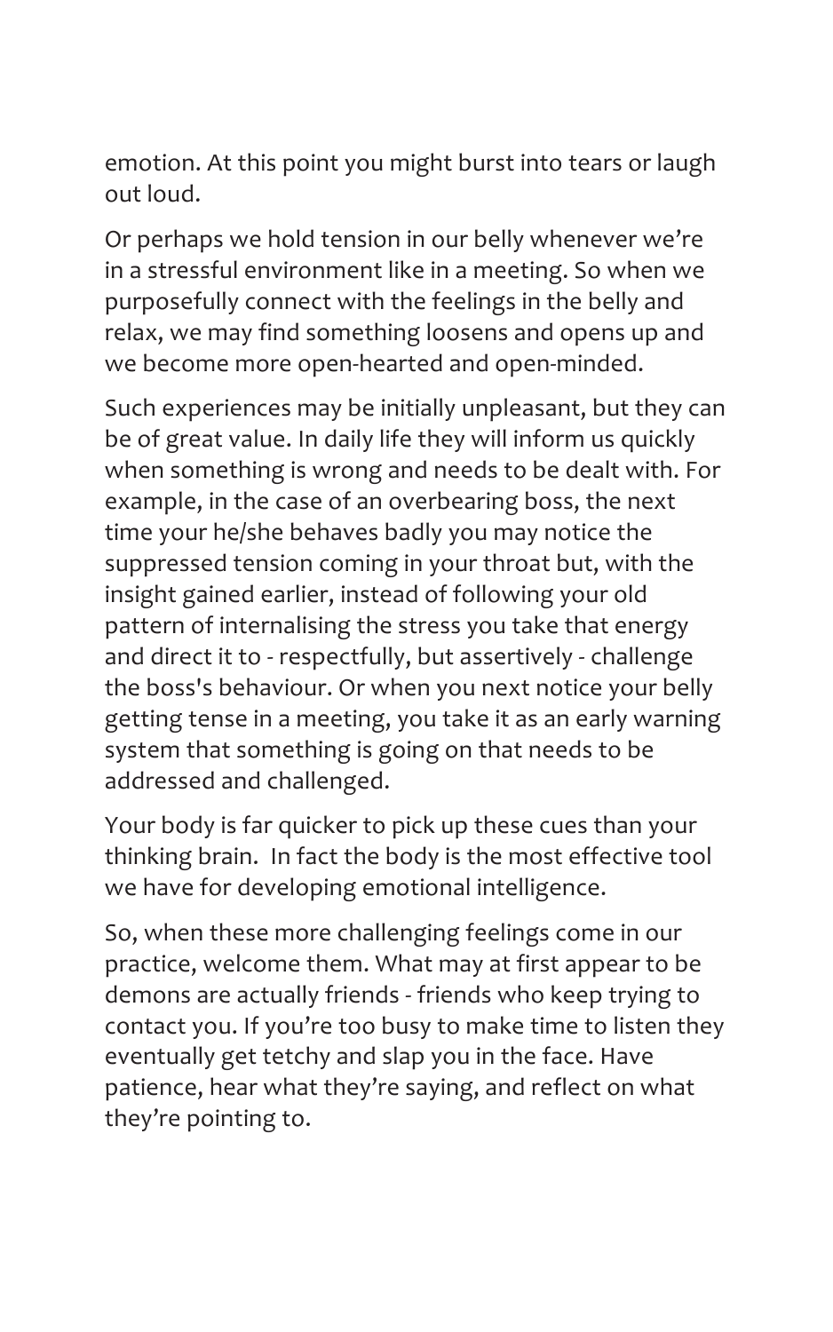emotion. At this point you might burst into tears or laugh out loud.

Or perhaps we hold tension in our belly whenever we're in a stressful environment like in a meeting. So when we purposefully connect with the feelings in the belly and relax, we may find something loosens and opens up and we become more open-hearted and open-minded.

Such experiences may be initially unpleasant, but they can be of great value. In daily life they will inform us quickly when something is wrong and needs to be dealt with. For example, in the case of an overbearing boss, the next time your he/she behaves badly you may notice the suppressed tension coming in your throat but, with the insight gained earlier, instead of following your old pattern of internalising the stress you take that energy and direct it to - respectfully, but assertively - challenge the boss's behaviour. Or when you next notice your belly getting tense in a meeting, you take it as an early warning system that something is going on that needs to be addressed and challenged.

Your body is far quicker to pick up these cues than your thinking brain. In fact the body is the most effective tool we have for developing emotional intelligence.

So, when these more challenging feelings come in our practice, welcome them. What may at first appear to be demons are actually friends - friends who keep trying to contact you. If you're too busy to make time to listen they eventually get tetchy and slap you in the face. Have patience, hear what they're saying, and reflect on what they're pointing to.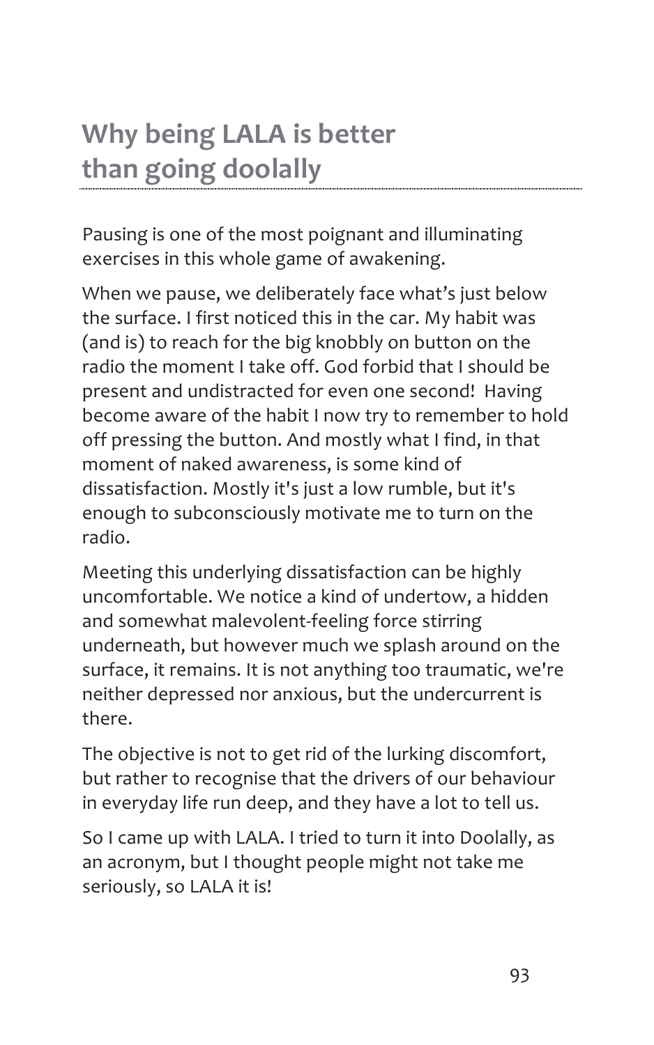## Why being LALA is better than going doolally

Pausing is one of the most poignant and illuminating exercises in this whole game of awakening.

When we pause, we deliberately face what's just below the surface. I first noticed this in the car. My habit was (and is) to reach for the big knobbly on button on the radio the moment I take off. God forbid that I should be present and undistracted for even one second! Having become aware of the habit I now try to remember to hold off pressing the button. And mostly what I find, in that moment of naked awareness, is some kind of dissatisfaction. Mostly it's just a low rumble, but it's enough to subconsciously motivate me to turn on the radio.

Meeting this underlying dissatisfaction can be highly uncomfortable. We notice a kind of undertow, a hidden and somewhat malevolent-feeling force stirring underneath, but however much we splash around on the surface, it remains. It is not anything too traumatic, we're neither depressed nor anxious, but the undercurrent is there.

The objective is not to get rid of the lurking discomfort, but rather to recognise that the drivers of our behaviour in everyday life run deep, and they have a lot to tell us.

So I came up with LALA. I tried to turn it into Doolally, as an acronym, but I thought people might not take me seriously, so LALA it is!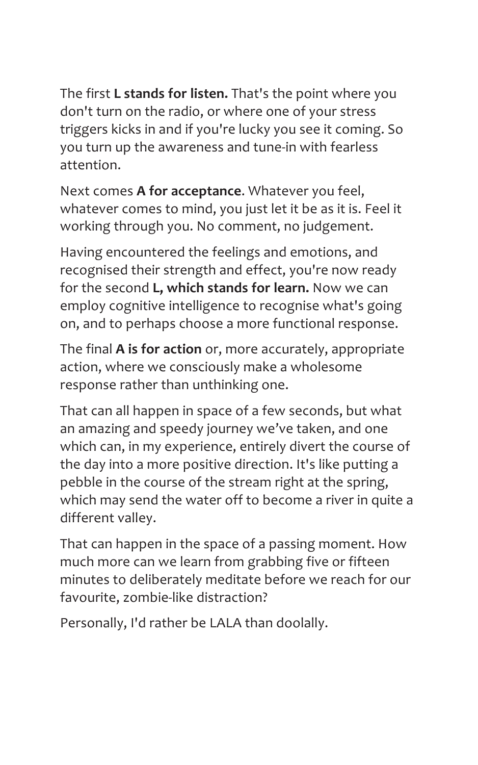The first **L stands for listen.** That's the point where you don't turn on the radio, or where one of your stress triggers kicks in and if you're lucky you see it coming. So you turn up the awareness and tune-in with fearless attention.

Next comes **A for acceptance**. Whatever you feel, whatever comes to mind, you just let it be as it is. Feel it working through you. No comment, no judgement.

Having encountered the feelings and emotions, and recognised their strength and effect, you're now ready for the second **L, which stands for learn.** Now we can employ cognitive intelligence to recognise what's going on, and to perhaps choose a more functional response.

The final **A is for action** or, more accurately, appropriate action, where we consciously make a wholesome response rather than unthinking one.

That can all happen in space of a few seconds, but what an amazing and speedy journey we've taken, and one which can, in my experience, entirely divert the course of the day into a more positive direction. It's like putting a pebble in the course of the stream right at the spring, which may send the water off to become a river in quite a different valley.

That can happen in the space of a passing moment. How much more can we learn from grabbing five or fifteen minutes to deliberately meditate before we reach for our favourite, zombie-like distraction?

Personally, I'd rather be LALA than doolally.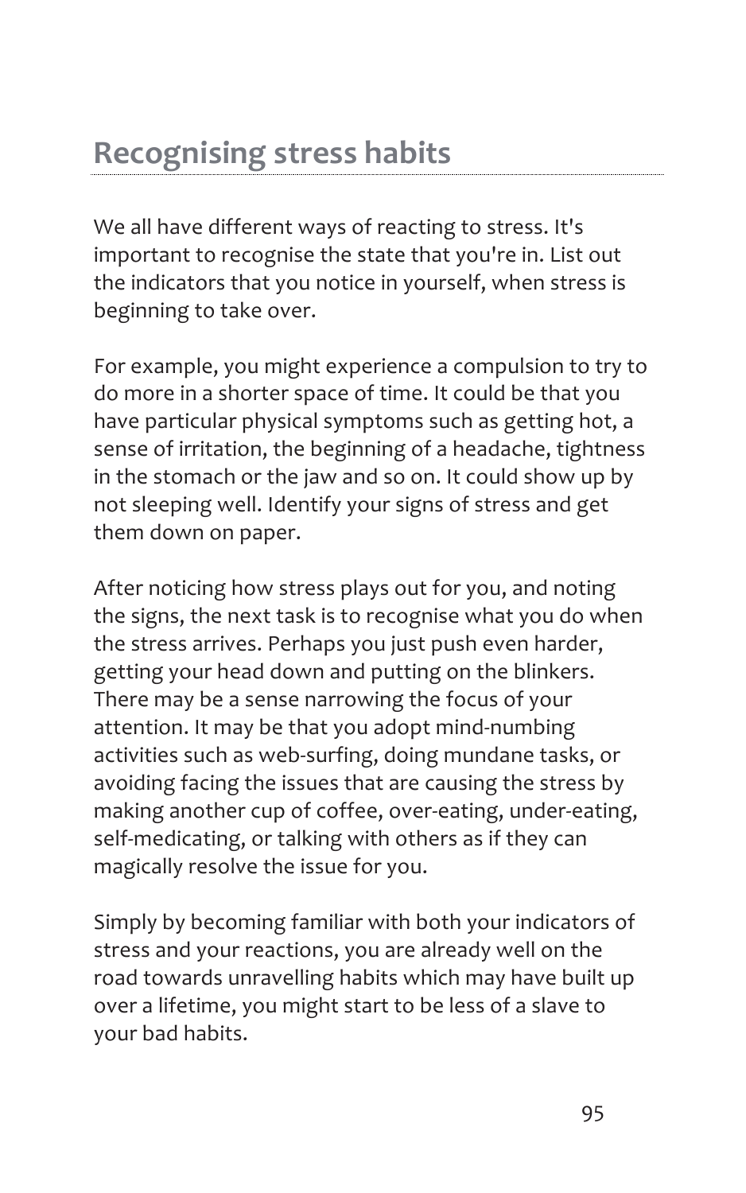## Recognising stress habits

We all have different ways of reacting to stress. It's important to recognise the state that you're in. List out the indicators that you notice in yourself, when stress is beginning to take over.

For example, you might experience a compulsion to try to do more in a shorter space of time. It could be that you have particular physical symptoms such as getting hot, a sense of irritation, the beginning of a headache, tightness in the stomach or the jaw and so on. It could show up by not sleeping well. Identify your signs of stress and get them down on paper.

After noticing how stress plays out for you, and noting the signs, the next task is to recognise what you do when the stress arrives. Perhaps you just push even harder, getting your head down and putting on the blinkers. There may be a sense narrowing the focus of your attention. It may be that you adopt mind-numbing activities such as web-surfing, doing mundane tasks, or avoiding facing the issues that are causing the stress by making another cup of coffee, over-eating, under-eating, self-medicating, or talking with others as if they can magically resolve the issue for you.

Simply by becoming familiar with both your indicators of stress and your reactions, you are already well on the road towards unravelling habits which may have built up over a lifetime, you might start to be less of a slave to your bad habits.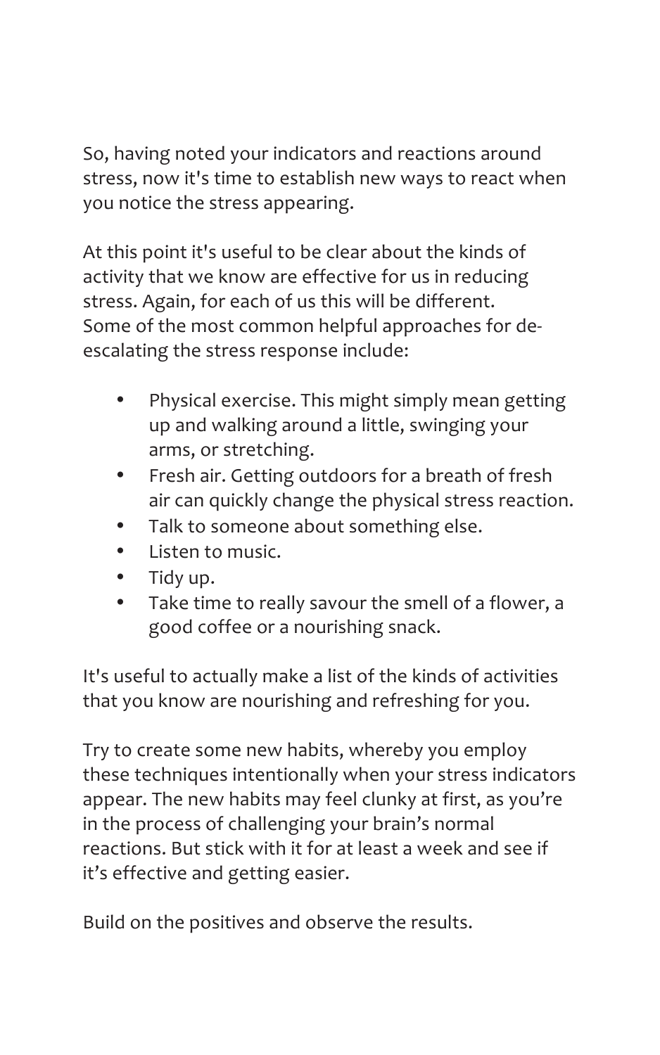So, having noted your indicators and reactions around stress, now it's time to establish new ways to react when you notice the stress appearing.

At this point it's useful to be clear about the kinds of activity that we know are effective for us in reducing stress. Again, for each of us this will be different. Some of the most common helpful approaches for de-escalating the stress response include:

- Physical exercise. This might simply mean getting up and walking around a little, swinging your arms, or stretching.
- Fresh air. Getting outdoors for a breath of fresh air can quickly change the physical stress reaction.
- Talk to someone about something else.
- Listen to music.
- Tidy up.
- Take time to really savour the smell of a flower, a good coffee or a nourishing snack.

It's useful to actually make a list of the kinds of activities that you know are nourishing and refreshing for you.

Try to create some new habits, whereby you employ these techniques intentionally when your stress indicators appear. The new habits may feel clunky at first, as you're in the process of challenging your brain's normal reactions. But stick with it for at least a week and see if it's effective and getting easier.

Build on the positives and observe the results.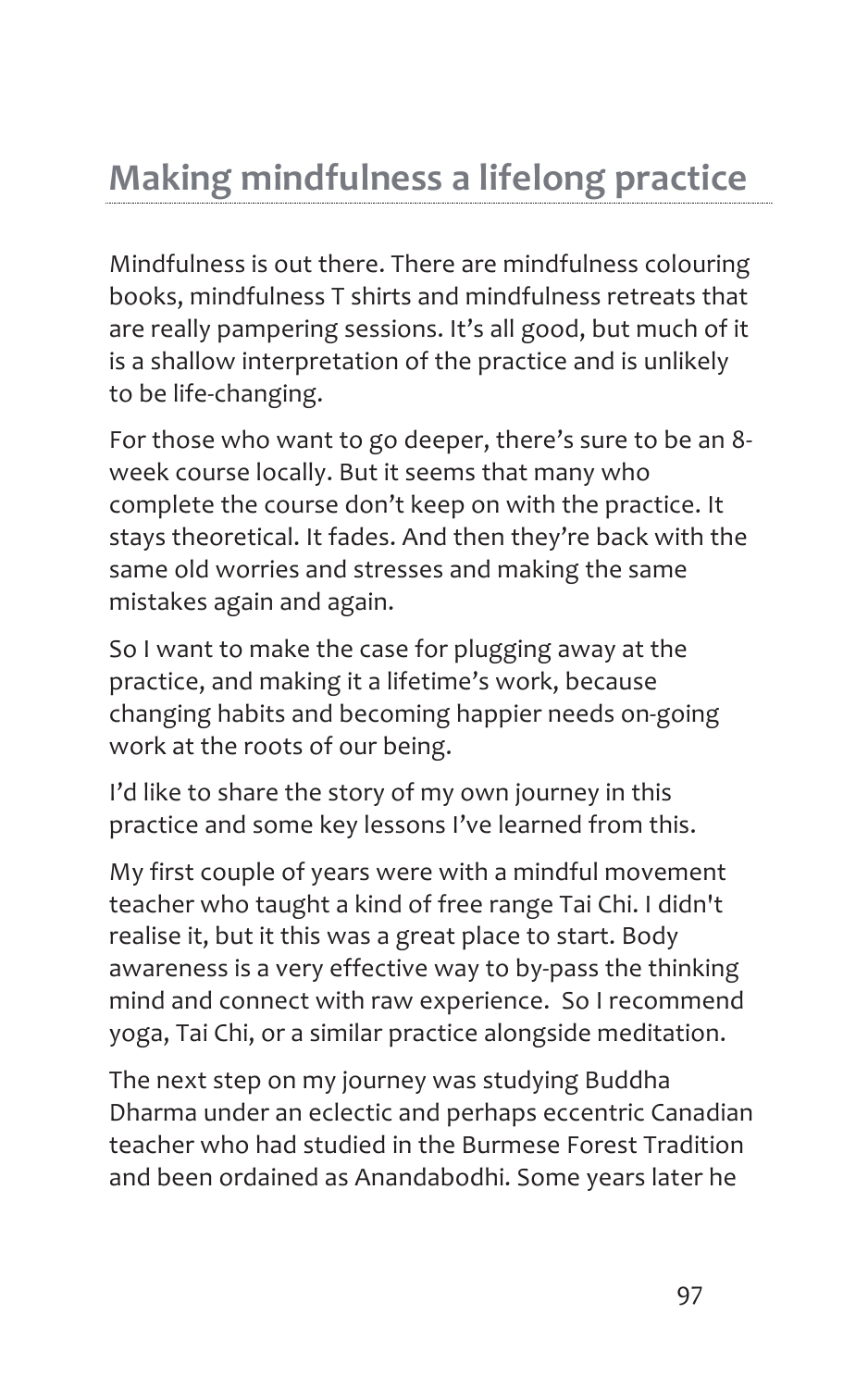# Making mindfulness a lifelong practice

Mindfulness is out there. There are mindfulness colouring books, mindfulness T shirts and mindfulness retreats that are really pampering sessions. It's all good, but much of it is a shallow interpretation of the practice and is unlikely to be life-changing.

For those who want to go deeper, there's sure to be an 8-week course locally. But it seems that many who complete the course don't keep on with the practice. It stays theoretical. It fades. And then they're back with the same old worries and stresses and making the same mistakes again and again.

So I want to make the case for plugging away at the practice, and making it a lifetime's work, because changing habits and becoming happier needs on-going work at the roots of our being.

I'd like to share the story of my own journey in this practice and some key lessons I've learned from this.

My first couple of years were with a mindful movement teacher who taught a kind of free range Tai Chi. I didn't realise it, but it this was a great place to start. Body awareness is a very effective way to by-pass the thinking mind and connect with raw experience. So I recommend yoga, Tai Chi, or a similar practice alongside meditation.

The next step on my journey was studying Buddha Dharma under an eclectic and perhaps eccentric Canadian teacher who had studied in the Burmese Forest Tradition and been ordained as Anandabodhi. Some years later he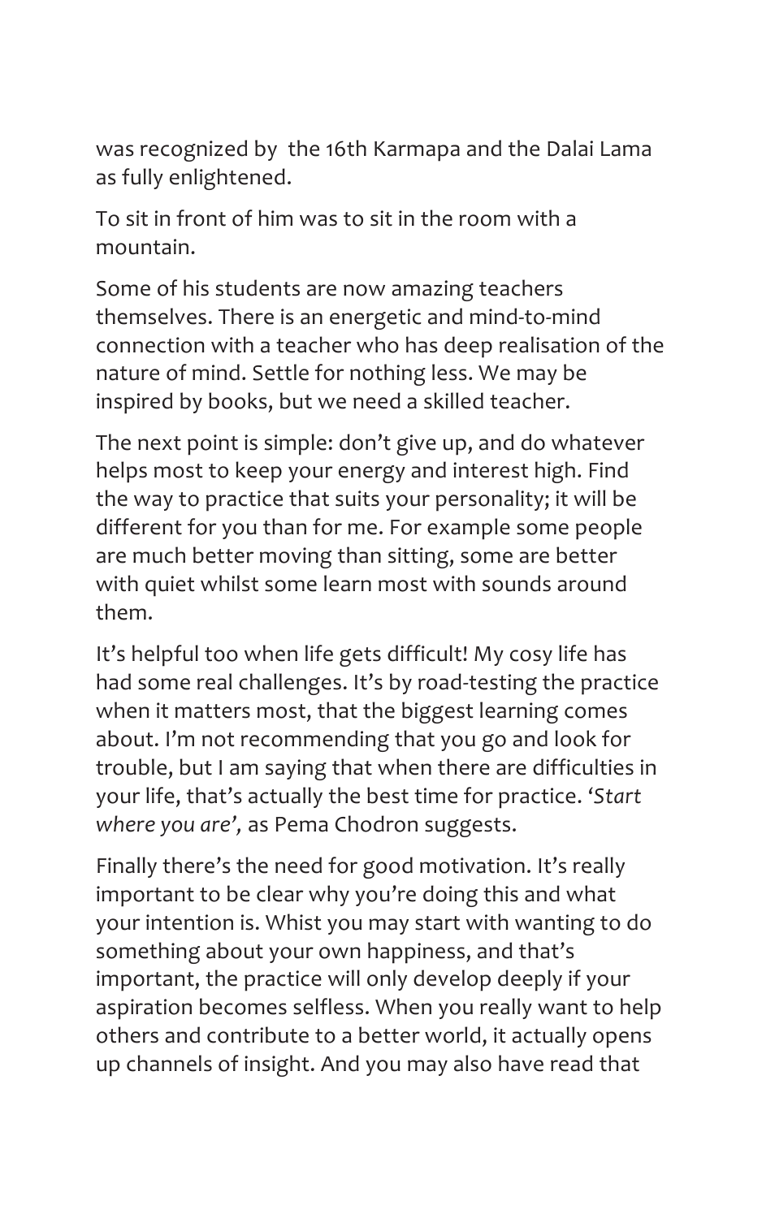was recognized by the 16th Karmapa and the Dalai Lama as fully enlightened.

To sit in front of him was to sit in the room with a mountain.

Some of his students are now amazing teachers themselves. There is an energetic and mind-to-mind connection with a teacher who has deep realisation of the nature of mind. Settle for nothing less. We may be inspired by books, but we need a skilled teacher.

The next point is simple: don't give up, and do whatever helps most to keep your energy and interest high. Find the way to practice that suits your personality; it will be different for you than for me. For example some people are much better moving than sitting, some are better with quiet whilst some learn most with sounds around them.

It's helpful too when life gets difficult! My cosy life has had some real challenges. It's by road-testing the practice when it matters most, that the biggest learning comes about. I'm not recommending that you go and look for trouble, but I am saying that when there are difficulties in your life, that's actually the best time for practice. '*Start where you are',* as Pema Chodron suggests.

Finally there's the need for good motivation. It's really important to be clear why you're doing this and what your intention is. Whist you may start with wanting to do something about your own happiness, and that's important, the practice will only develop deeply if your aspiration becomes selfless. When you really want to help others and contribute to a better world, it actually opens up channels of insight. And you may also have read that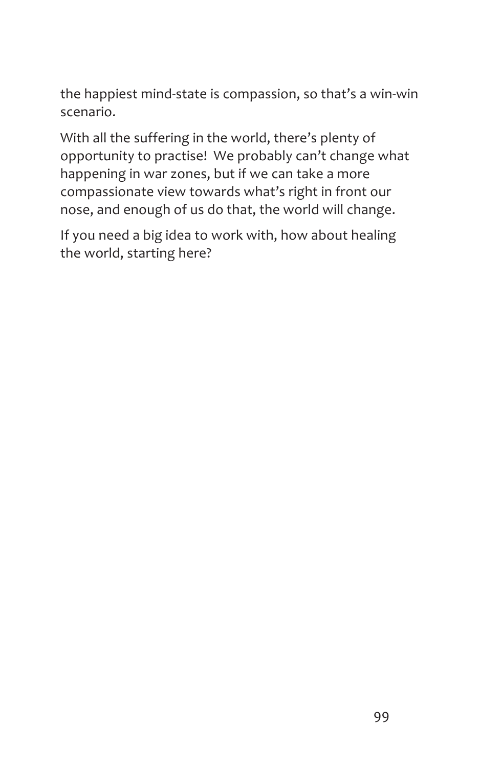the happiest mind-state is compassion, so that's a win-win scenario.

With all the suffering in the world, there's plenty of opportunity to practise!  We probably can't change what happening in war zones, but if we can take a more compassionate view towards what's right in front our nose, and enough of us do that, the world will change.

If you need a big idea to work with, how about healing the world, starting here?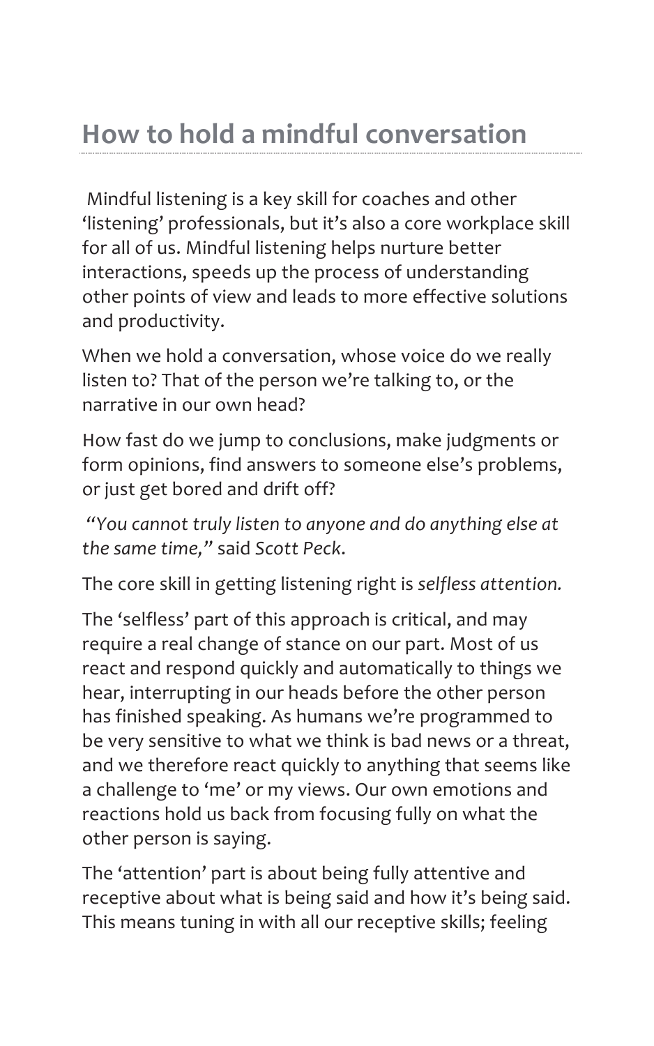## How to hold a mindful conversation

Mindful listening is a key skill for coaches and other 'listening' professionals, but it's also a core workplace skill for all of us. Mindful listening helps nurture better interactions, speeds up the process of understanding other points of view and leads to more effective solutions and productivity.

When we hold a conversation, whose voice do we really listen to? That of the person we're talking to, or the narrative in our own head?

How fast do we jump to conclusions, make judgments or form opinions, find answers to someone else's problems, or just get bored and drift off?

*"You cannot truly listen to anyone and do anything else at the same time,"* said *Scott Peck.*

The core skill in getting listening right is *selfless attention.*

The 'selfless' part of this approach is critical, and may require a real change of stance on our part. Most of us react and respond quickly and automatically to things we hear, interrupting in our heads before the other person has finished speaking. As humans we're programmed to be very sensitive to what we think is bad news or a threat, and we therefore react quickly to anything that seems like a challenge to 'me' or my views. Our own emotions and reactions hold us back from focusing fully on what the other person is saying.

The 'attention' part is about being fully attentive and receptive about what is being said and how it's being said. This means tuning in with all our receptive skills; feeling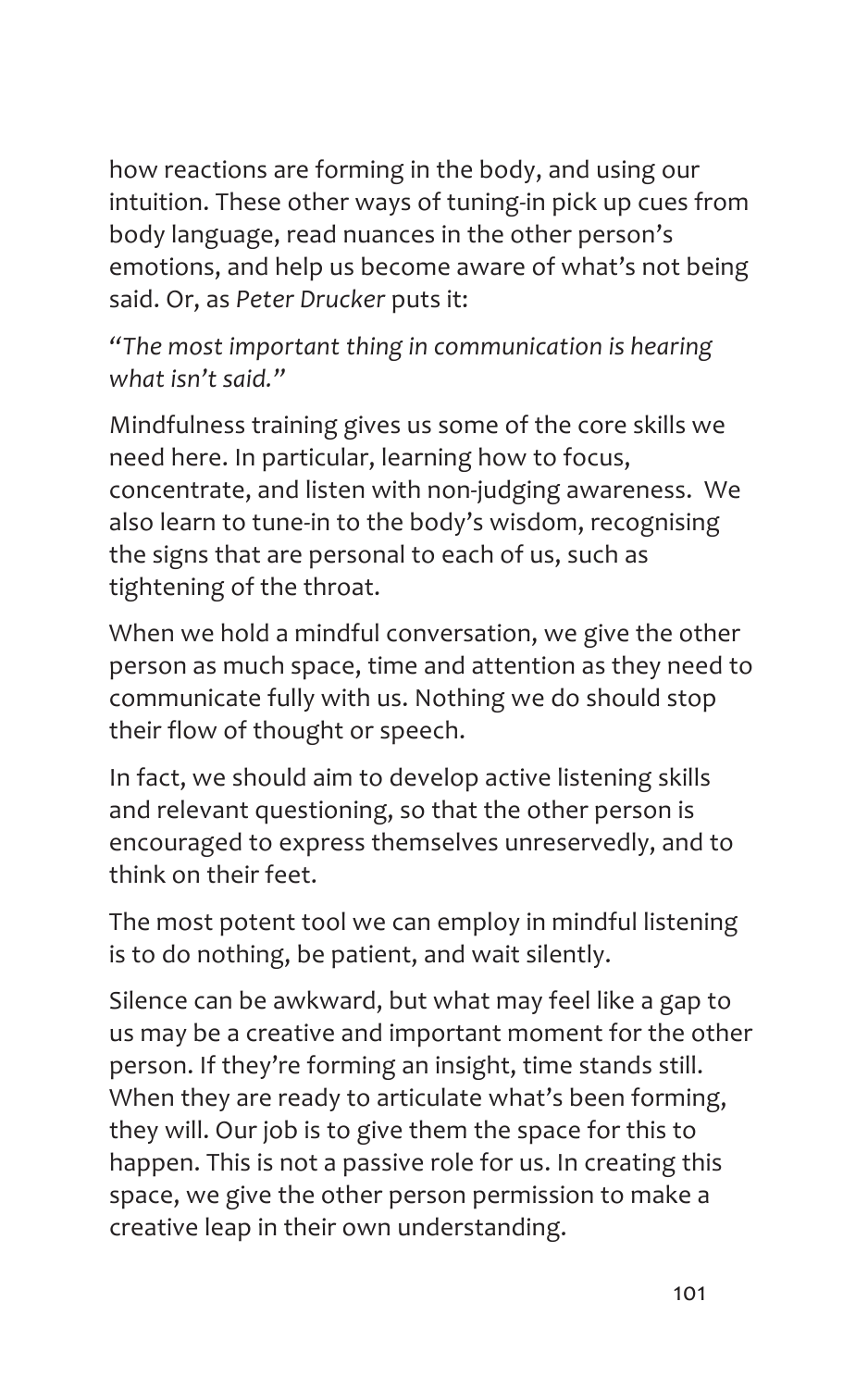how reactions are forming in the body, and using our intuition. These other ways of tuning-in pick up cues from body language, read nuances in the other person's emotions, and help us become aware of what's not being said. Or, as *Peter Drucker* puts it:

*"The most important thing in communication is hearing what isn't said."*

Mindfulness training gives us some of the core skills we need here. In particular, learning how to focus, concentrate, and listen with non-judging awareness. We also learn to tune-in to the body's wisdom, recognising the signs that are personal to each of us, such as tightening of the throat.

When we hold a mindful conversation, we give the other person as much space, time and attention as they need to communicate fully with us. Nothing we do should stop their flow of thought or speech.

In fact, we should aim to develop active listening skills and relevant questioning, so that the other person is encouraged to express themselves unreservedly, and to think on their feet.

The most potent tool we can employ in mindful listening is to do nothing, be patient, and wait silently.

Silence can be awkward, but what may feel like a gap to us may be a creative and important moment for the other person. If they're forming an insight, time stands still. When they are ready to articulate what's been forming, they will. Our job is to give them the space for this to happen. This is not a passive role for us. In creating this space, we give the other person permission to make a creative leap in their own understanding.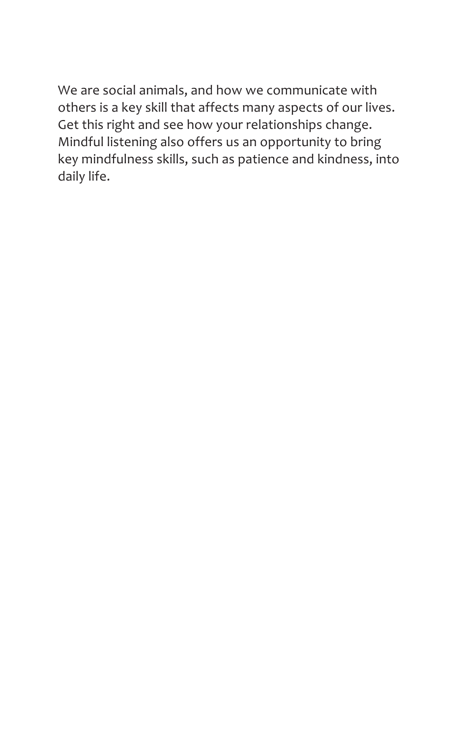We are social animals, and how we communicate with others is a key skill that affects many aspects of our lives. Get this right and see how your relationships change. Mindful listening also offers us an opportunity to bring key mindfulness skills, such as patience and kindness, into daily life.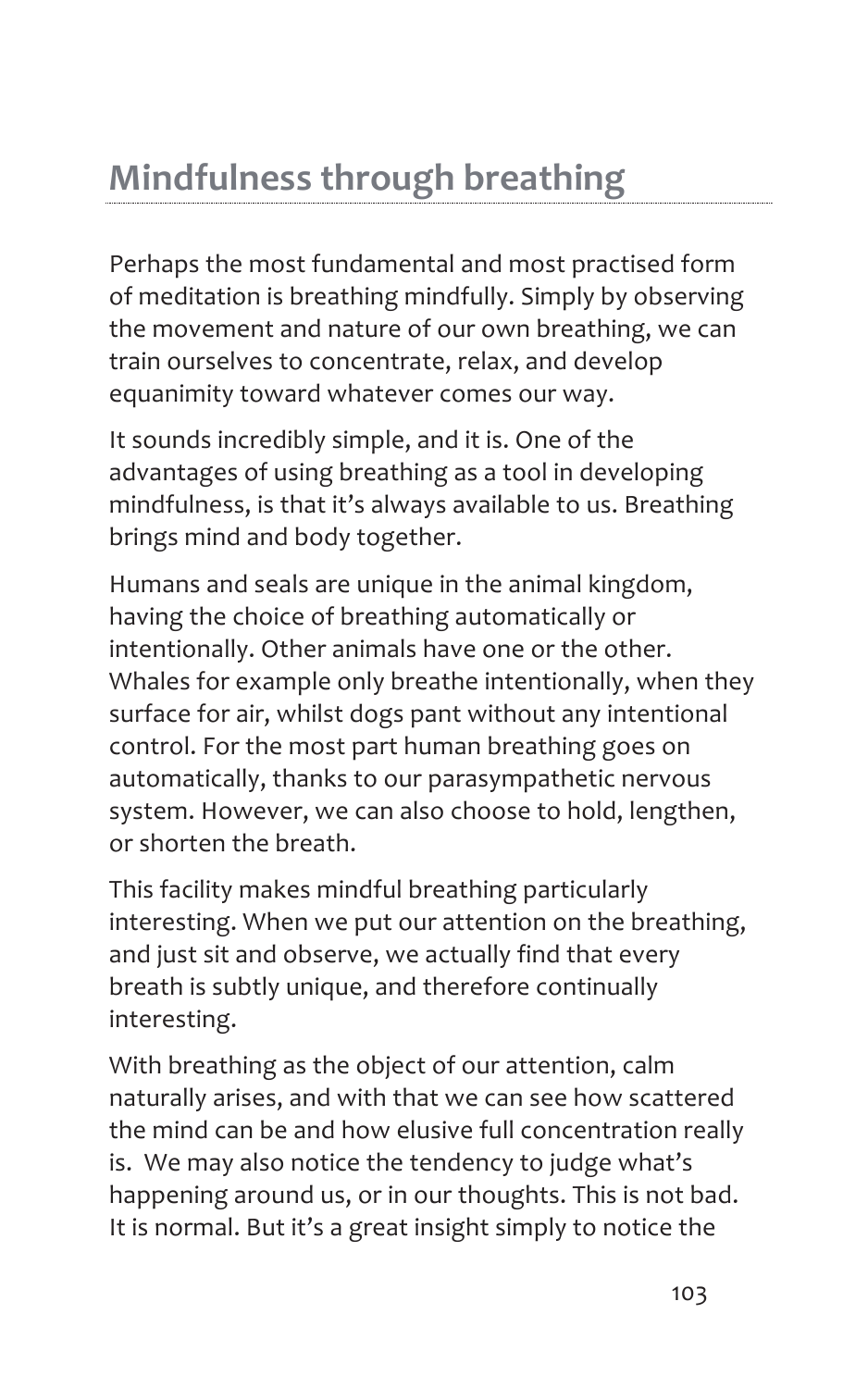# Mindfulness through breathing

Perhaps the most fundamental and most practised form of meditation is breathing mindfully. Simply by observing the movement and nature of our own breathing, we can train ourselves to concentrate, relax, and develop equanimity toward whatever comes our way.

It sounds incredibly simple, and it is. One of the advantages of using breathing as a tool in developing mindfulness, is that it's always available to us. Breathing brings mind and body together.

Humans and seals are unique in the animal kingdom, having the choice of breathing automatically or intentionally. Other animals have one or the other. Whales for example only breathe intentionally, when they surface for air, whilst dogs pant without any intentional control. For the most part human breathing goes on automatically, thanks to our parasympathetic nervous system. However, we can also choose to hold, lengthen, or shorten the breath.

This facility makes mindful breathing particularly interesting. When we put our attention on the breathing, and just sit and observe, we actually find that every breath is subtly unique, and therefore continually interesting.

With breathing as the object of our attention, calm naturally arises, and with that we can see how scattered the mind can be and how elusive full concentration really is. We may also notice the tendency to judge what's happening around us, or in our thoughts. This is not bad. It is normal. But it's a great insight simply to notice the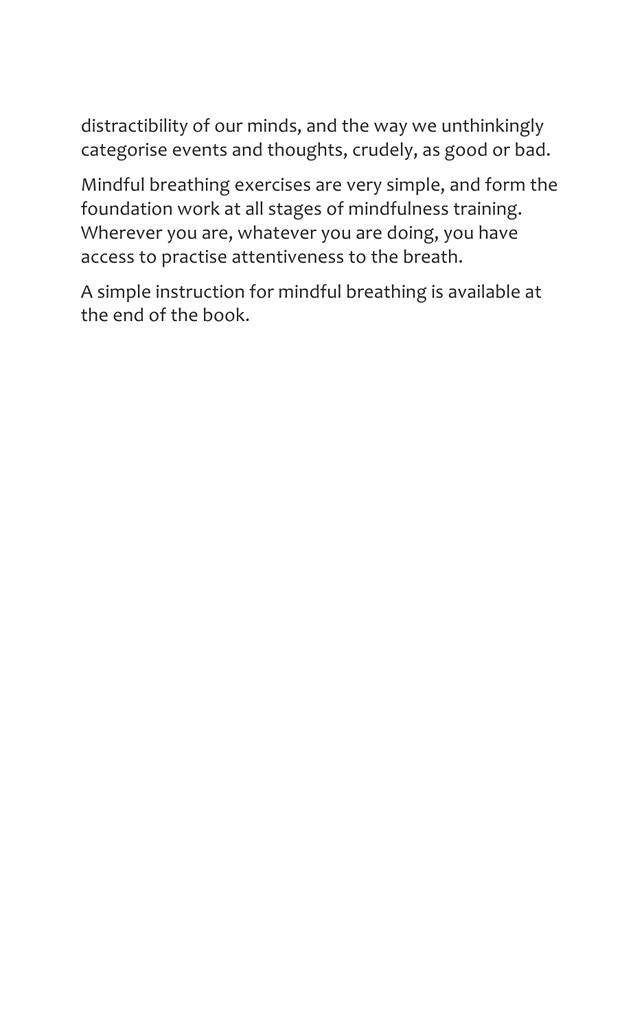distractibility of our minds, and the way we unthinkingly categorise events and thoughts, crudely, as good or bad.

Mindful breathing exercises are very simple, and form the foundation work at all stages of mindfulness training. Wherever you are, whatever you are doing, you have access to practise attentiveness to the breath.

A simple instruction for mindful breathing is available at the end of the book.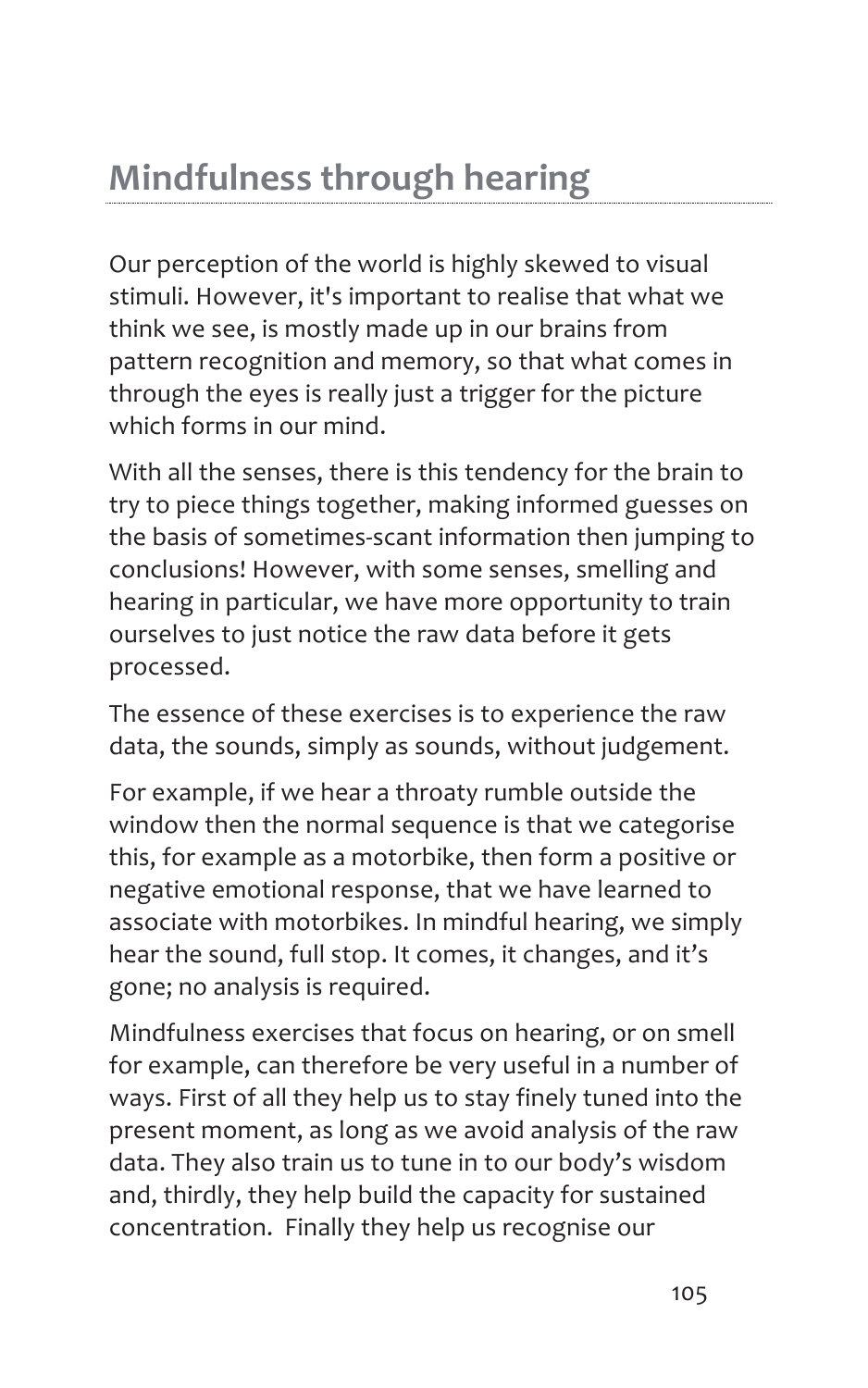# Mindfulness through hearing

Our perception of the world is highly skewed to visual stimuli. However, it's important to realise that what we think we see, is mostly made up in our brains from pattern recognition and memory, so that what comes in through the eyes is really just a trigger for the picture which forms in our mind.

With all the senses, there is this tendency for the brain to try to piece things together, making informed guesses on the basis of sometimes-scant information then jumping to conclusions! However, with some senses, smelling and hearing in particular, we have more opportunity to train ourselves to just notice the raw data before it gets processed.

The essence of these exercises is to experience the raw data, the sounds, simply as sounds, without judgement.

For example, if we hear a throaty rumble outside the window then the normal sequence is that we categorise this, for example as a motorbike, then form a positive or negative emotional response, that we have learned to associate with motorbikes. In mindful hearing, we simply hear the sound, full stop. It comes, it changes, and it's gone; no analysis is required.

Mindfulness exercises that focus on hearing, or on smell for example, can therefore be very useful in a number of ways. First of all they help us to stay finely tuned into the present moment, as long as we avoid analysis of the raw data. They also train us to tune in to our body's wisdom and, thirdly, they help build the capacity for sustained concentration. Finally they help us recognise our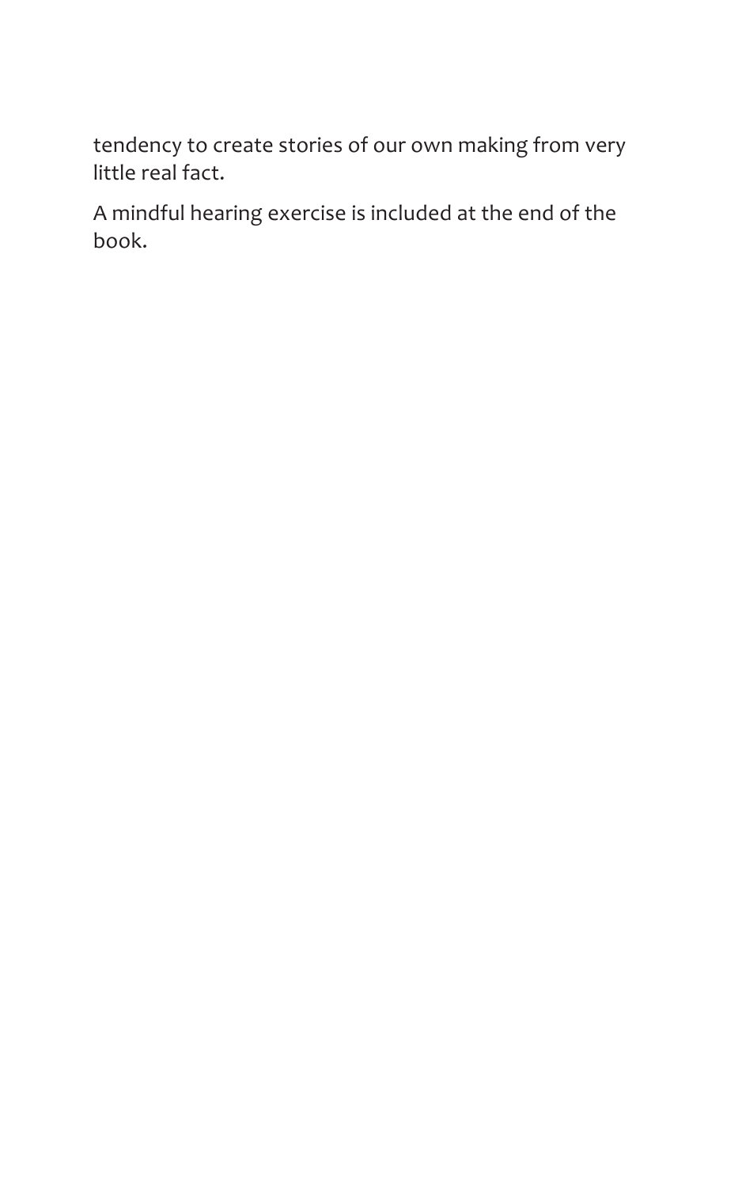tendency to create stories of our own making from very little real fact.

A mindful hearing exercise is included at the end of the book.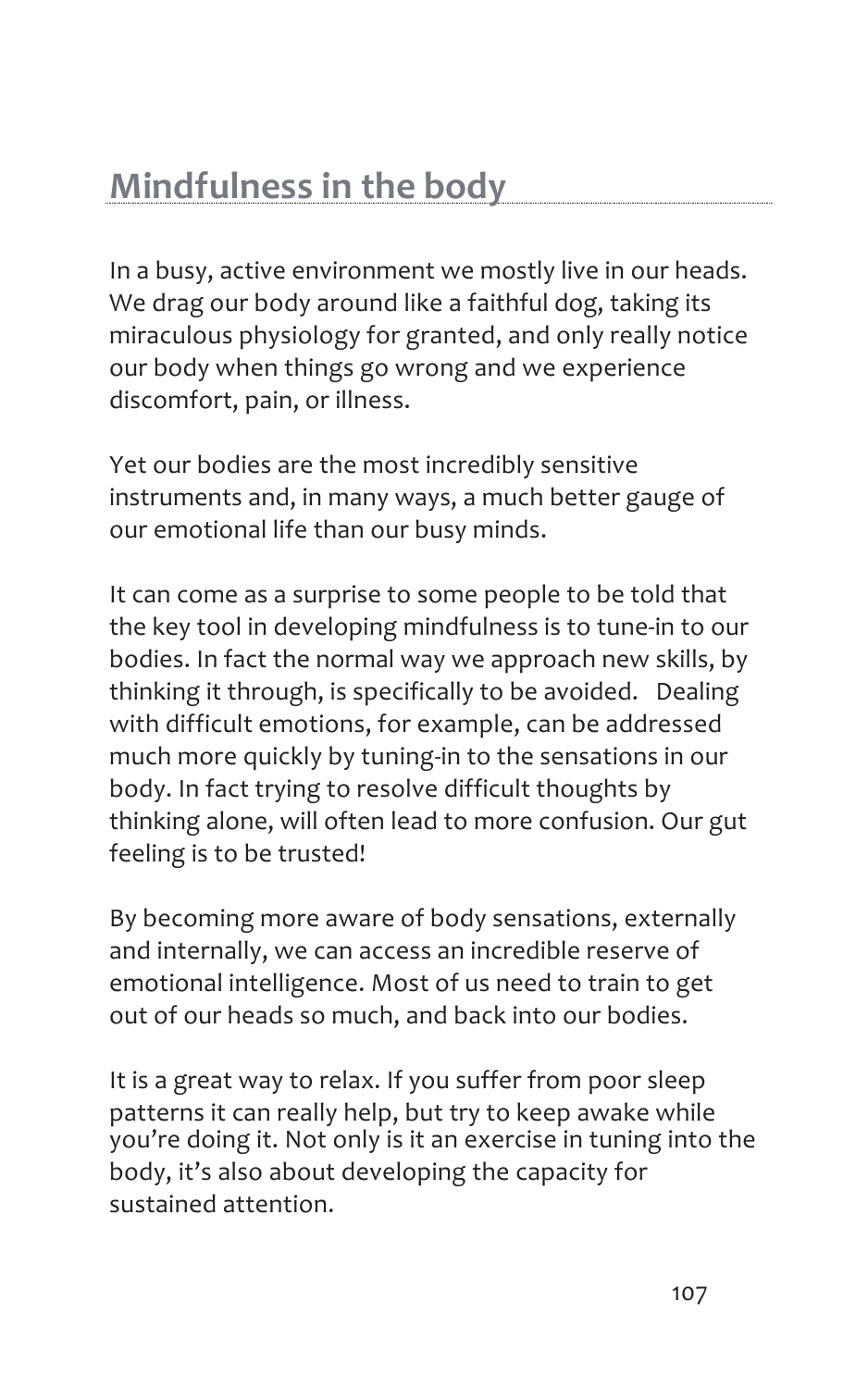## Mindfulness in the body

In a busy, active environment we mostly live in our heads. We drag our body around like a faithful dog, taking its miraculous physiology for granted, and only really notice our body when things go wrong and we experience discomfort, pain, or illness.

Yet our bodies are the most incredibly sensitive instruments and, in many ways, a much better gauge of our emotional life than our busy minds.

It can come as a surprise to some people to be told that the key tool in developing mindfulness is to tune-in to our bodies. In fact the normal way we approach new skills, by thinking it through, is specifically to be avoided. Dealing with difficult emotions, for example, can be addressed much more quickly by tuning-in to the sensations in our body. In fact trying to resolve difficult thoughts by thinking alone, will often lead to more confusion. Our gut feeling is to be trusted!

By becoming more aware of body sensations, externally and internally, we can access an incredible reserve of emotional intelligence. Most of us need to train to get out of our heads so much, and back into our bodies.

It is a great way to relax. If you suffer from poor sleep patterns it can really help, but try to keep awake while you're doing it. Not only is it an exercise in tuning into the body, it's also about developing the capacity for sustained attention.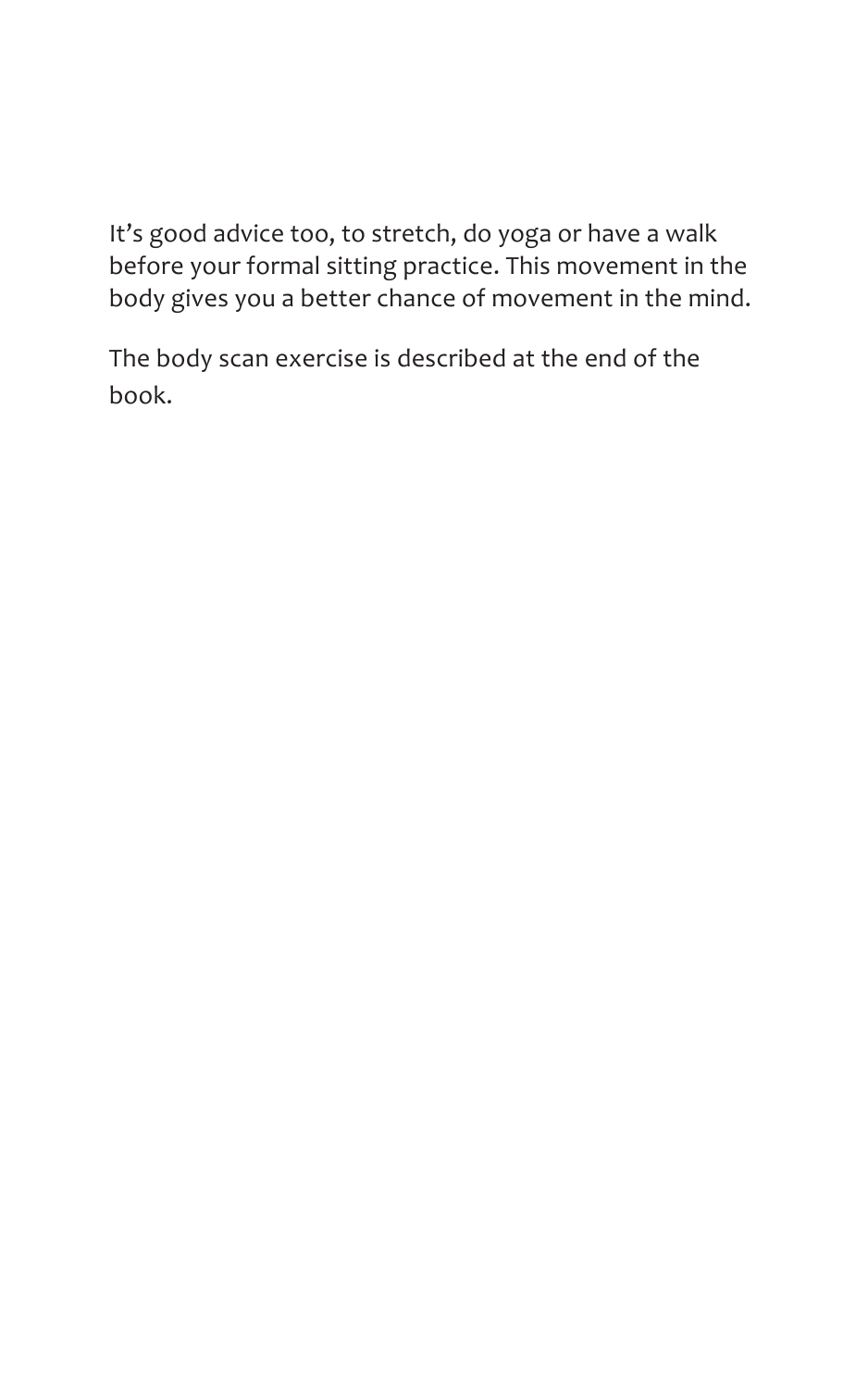It's good advice too, to stretch, do yoga or have a walk before your formal sitting practice. This movement in the body gives you a better chance of movement in the mind.

The body scan exercise is described at the end of the book.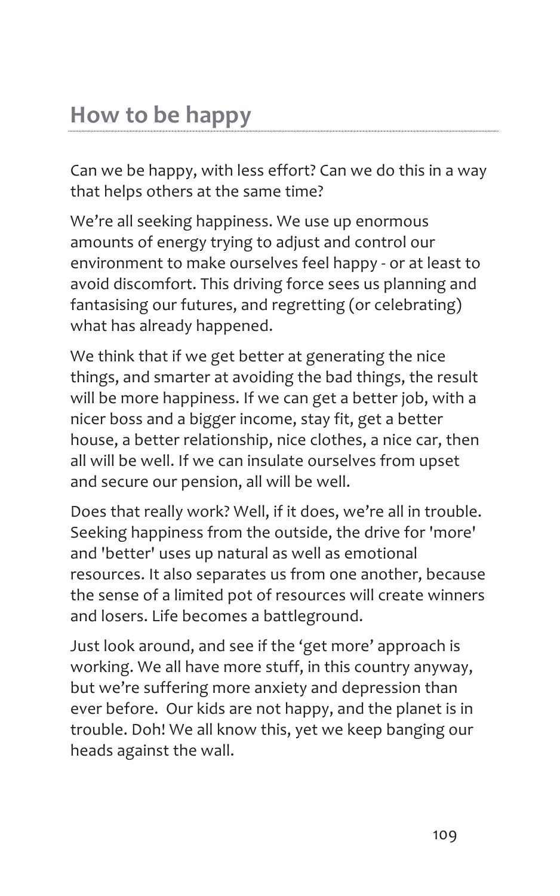## How to be happy

Can we be happy, with less effort? Can we do this in a way that helps others at the same time?

We're all seeking happiness. We use up enormous amounts of energy trying to adjust and control our environment to make ourselves feel happy - or at least to avoid discomfort. This driving force sees us planning and fantasising our futures, and regretting (or celebrating) what has already happened.

We think that if we get better at generating the nice things, and smarter at avoiding the bad things, the result will be more happiness. If we can get a better job, with a nicer boss and a bigger income, stay fit, get a better house, a better relationship, nice clothes, a nice car, then all will be well. If we can insulate ourselves from upset and secure our pension, all will be well.

Does that really work? Well, if it does, we're all in trouble. Seeking happiness from the outside, the drive for 'more' and 'better' uses up natural as well as emotional resources. It also separates us from one another, because the sense of a limited pot of resources will create winners and losers. Life becomes a battleground.

Just look around, and see if the 'get more' approach is working. We all have more stuff, in this country anyway, but we're suffering more anxiety and depression than ever before. Our kids are not happy, and the planet is in trouble. Doh! We all know this, yet we keep banging our heads against the wall.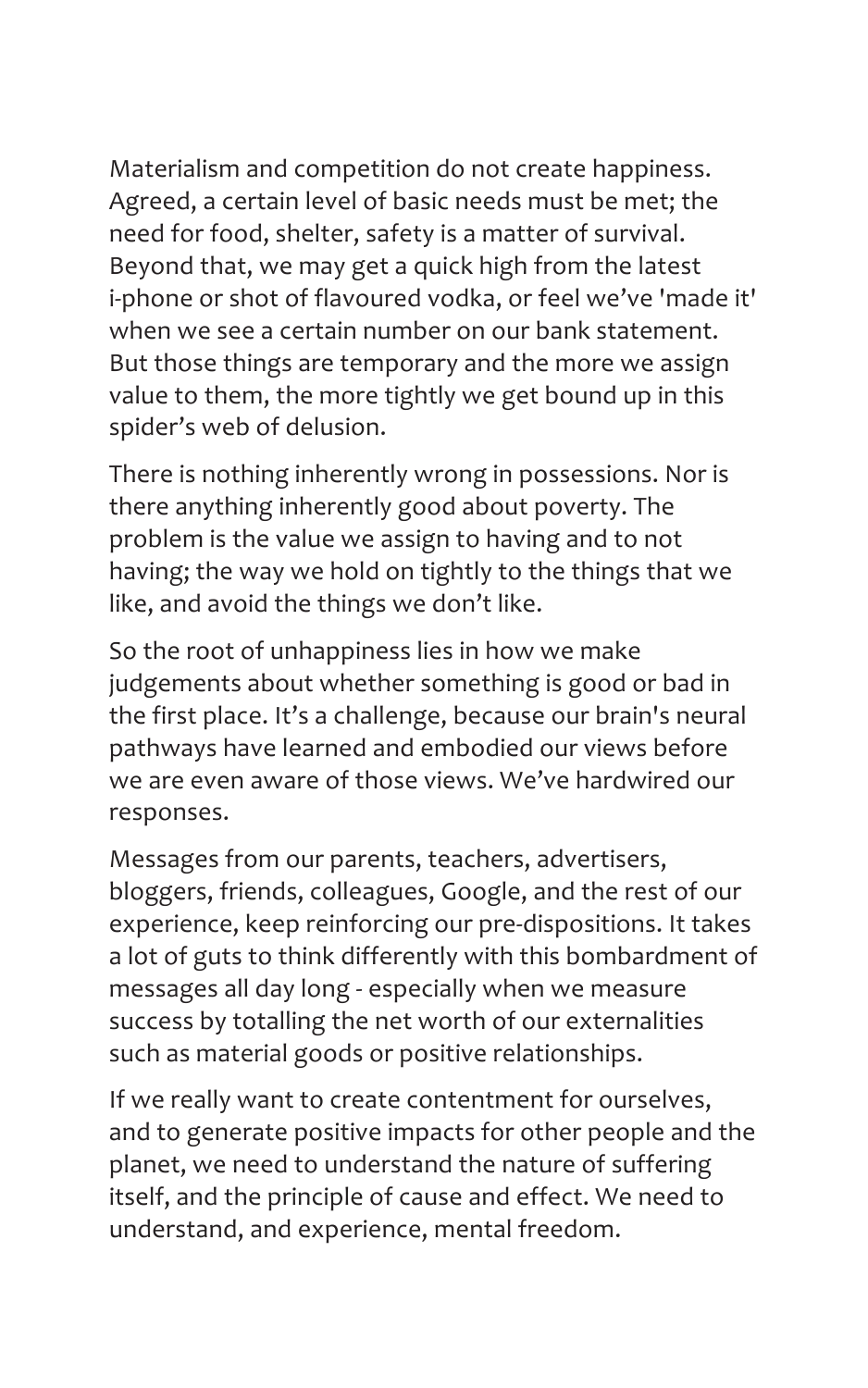Materialism and competition do not create happiness. Agreed, a certain level of basic needs must be met; the need for food, shelter, safety is a matter of survival. Beyond that, we may get a quick high from the latest i-phone or shot of flavoured vodka, or feel we've 'made it' when we see a certain number on our bank statement. But those things are temporary and the more we assign value to them, the more tightly we get bound up in this spider's web of delusion.

There is nothing inherently wrong in possessions. Nor is there anything inherently good about poverty. The problem is the value we assign to having and to not having; the way we hold on tightly to the things that we like, and avoid the things we don't like.

So the root of unhappiness lies in how we make judgements about whether something is good or bad in the first place. It's a challenge, because our brain's neural pathways have learned and embodied our views before we are even aware of those views. We've hardwired our responses.

Messages from our parents, teachers, advertisers, bloggers, friends, colleagues, Google, and the rest of our experience, keep reinforcing our pre-dispositions. It takes a lot of guts to think differently with this bombardment of messages all day long - especially when we measure success by totalling the net worth of our externalities such as material goods or positive relationships.

If we really want to create contentment for ourselves, and to generate positive impacts for other people and the planet, we need to understand the nature of suffering itself, and the principle of cause and effect. We need to understand, and experience, mental freedom.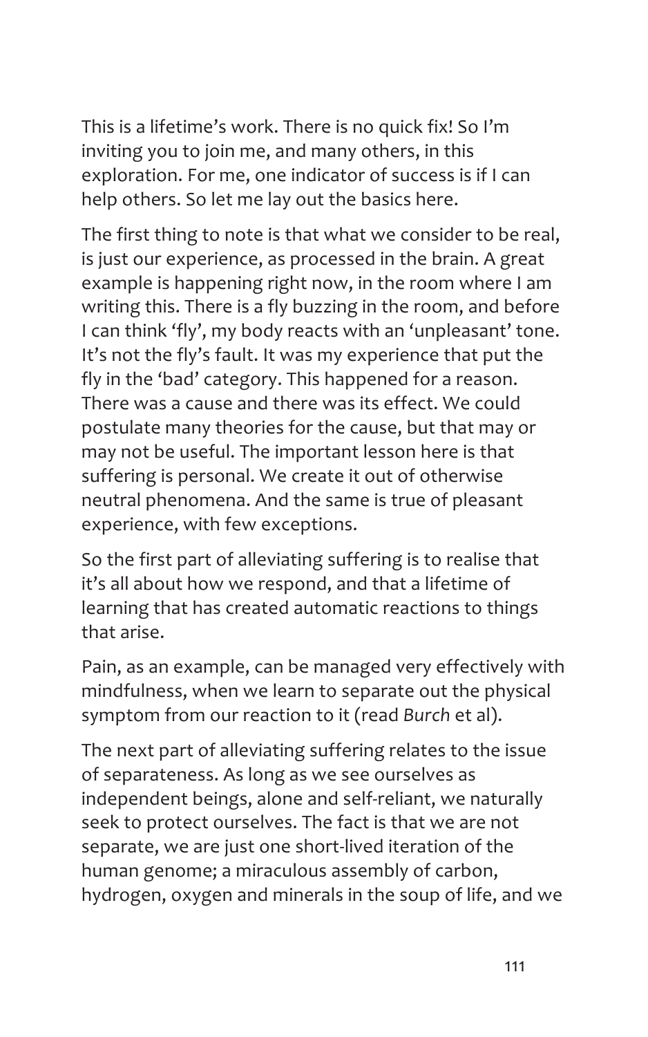This is a lifetime's work. There is no quick fix! So I'm inviting you to join me, and many others, in this exploration. For me, one indicator of success is if I can help others. So let me lay out the basics here.

The first thing to note is that what we consider to be real, is just our experience, as processed in the brain. A great example is happening right now, in the room where I am writing this. There is a fly buzzing in the room, and before I can think 'fly', my body reacts with an 'unpleasant' tone. It's not the fly's fault. It was my experience that put the fly in the 'bad' category. This happened for a reason. There was a cause and there was its effect. We could postulate many theories for the cause, but that may or may not be useful. The important lesson here is that suffering is personal. We create it out of otherwise neutral phenomena. And the same is true of pleasant experience, with few exceptions.

So the first part of alleviating suffering is to realise that it's all about how we respond, and that a lifetime of learning that has created automatic reactions to things that arise.

Pain, as an example, can be managed very effectively with mindfulness, when we learn to separate out the physical symptom from our reaction to it (read *Burch* et al).

The next part of alleviating suffering relates to the issue of separateness. As long as we see ourselves as independent beings, alone and self-reliant, we naturally seek to protect ourselves. The fact is that we are not separate, we are just one short-lived iteration of the human genome; a miraculous assembly of carbon, hydrogen, oxygen and minerals in the soup of life, and we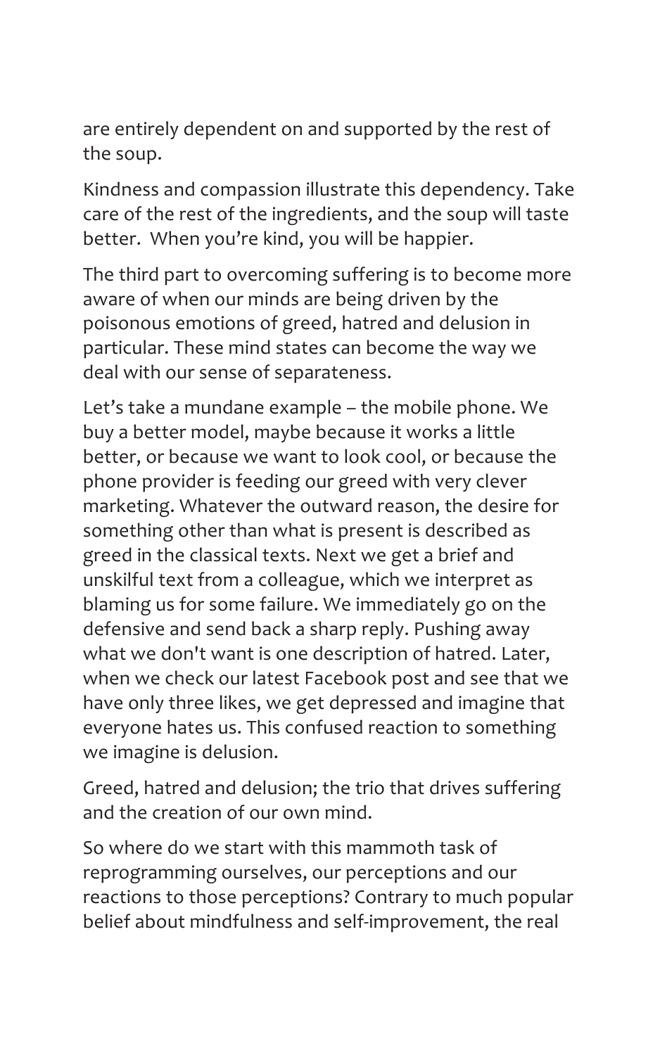are entirely dependent on and supported by the rest of the soup.

Kindness and compassion illustrate this dependency. Take care of the rest of the ingredients, and the soup will taste better. When you're kind, you will be happier.

The third part to overcoming suffering is to become more aware of when our minds are being driven by the poisonous emotions of greed, hatred and delusion in particular. These mind states can become the way we deal with our sense of separateness.

Let's take a mundane example – the mobile phone. We buy a better model, maybe because it works a little better, or because we want to look cool, or because the phone provider is feeding our greed with very clever marketing. Whatever the outward reason, the desire for something other than what is present is described as greed in the classical texts. Next we get a brief and unskilful text from a colleague, which we interpret as blaming us for some failure. We immediately go on the defensive and send back a sharp reply. Pushing away what we don't want is one description of hatred. Later, when we check our latest Facebook post and see that we have only three likes, we get depressed and imagine that everyone hates us. This confused reaction to something we imagine is delusion.

Greed, hatred and delusion; the trio that drives suffering and the creation of our own mind.

So where do we start with this mammoth task of reprogramming ourselves, our perceptions and our reactions to those perceptions? Contrary to much popular belief about mindfulness and self-improvement, the real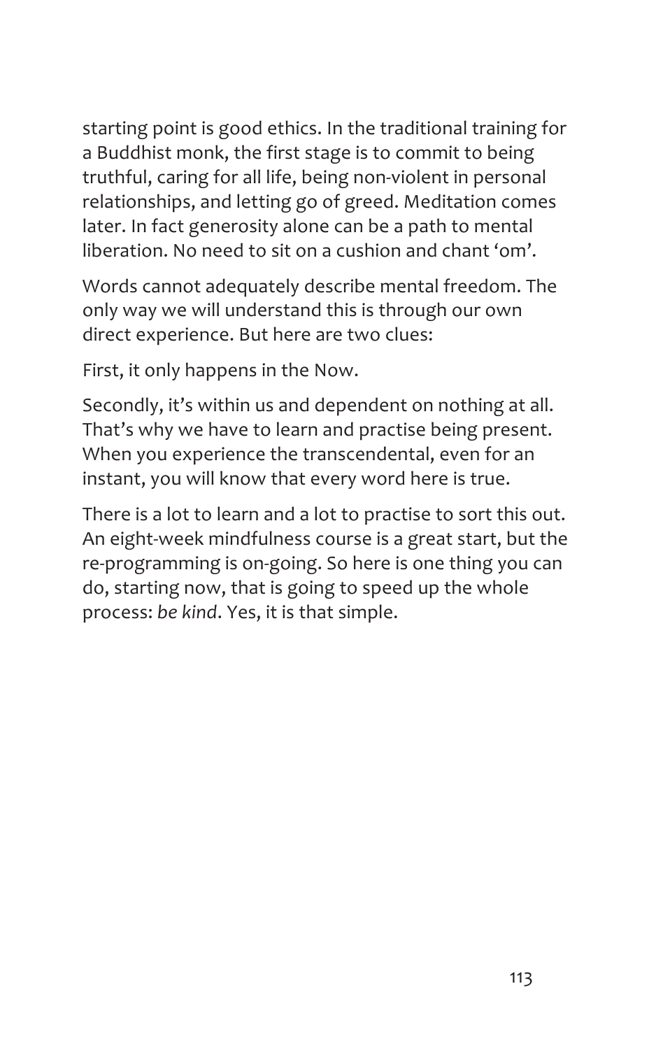starting point is good ethics. In the traditional training for a Buddhist monk, the first stage is to commit to being truthful, caring for all life, being non-violent in personal relationships, and letting go of greed. Meditation comes later. In fact generosity alone can be a path to mental liberation. No need to sit on a cushion and chant 'om'.

Words cannot adequately describe mental freedom. The only way we will understand this is through our own direct experience. But here are two clues:

First, it only happens in the Now.

Secondly, it's within us and dependent on nothing at all. That's why we have to learn and practise being present. When you experience the transcendental, even for an instant, you will know that every word here is true.

There is a lot to learn and a lot to practise to sort this out. An eight-week mindfulness course is a great start, but the re-programming is on-going. So here is one thing you can do, starting now, that is going to speed up the whole process: *be kind*. Yes, it is that simple.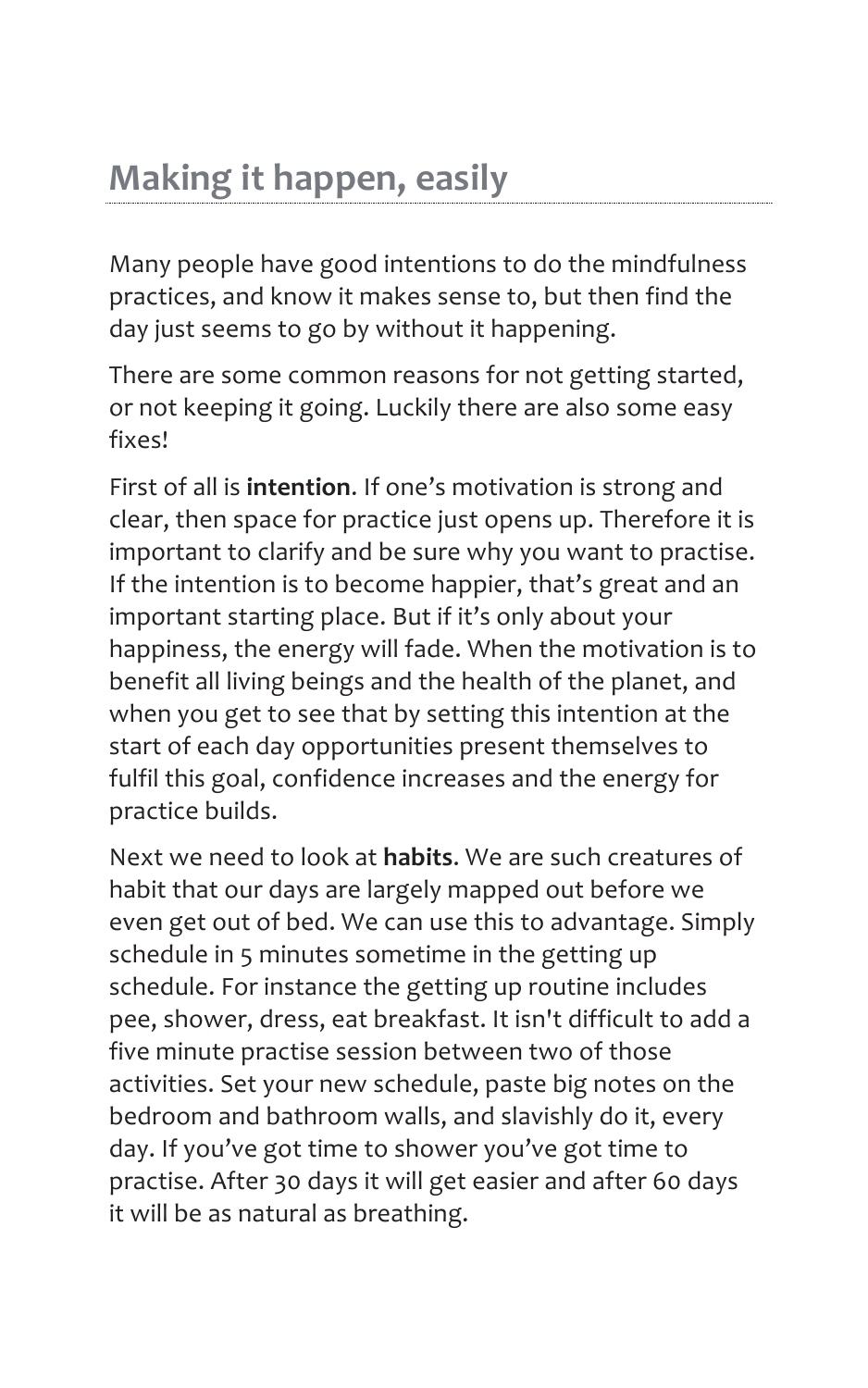## Making it happen, easily

Many people have good intentions to do the mindfulness practices, and know it makes sense to, but then find the day just seems to go by without it happening.

There are some common reasons for not getting started, or not keeping it going. Luckily there are also some easy fixes!

First of all is **intention**. If one's motivation is strong and clear, then space for practice just opens up. Therefore it is important to clarify and be sure why you want to practise. If the intention is to become happier, that's great and an important starting place. But if it's only about your happiness, the energy will fade. When the motivation is to benefit all living beings and the health of the planet, and when you get to see that by setting this intention at the start of each day opportunities present themselves to fulfil this goal, confidence increases and the energy for practice builds.

Next we need to look at **habits**. We are such creatures of habit that our days are largely mapped out before we even get out of bed. We can use this to advantage. Simply schedule in 5 minutes sometime in the getting up schedule. For instance the getting up routine includes pee, shower, dress, eat breakfast. It isn't difficult to add a five minute practise session between two of those activities. Set your new schedule, paste big notes on the bedroom and bathroom walls, and slavishly do it, every day. If you've got time to shower you've got time to practise. After 30 days it will get easier and after 60 days it will be as natural as breathing.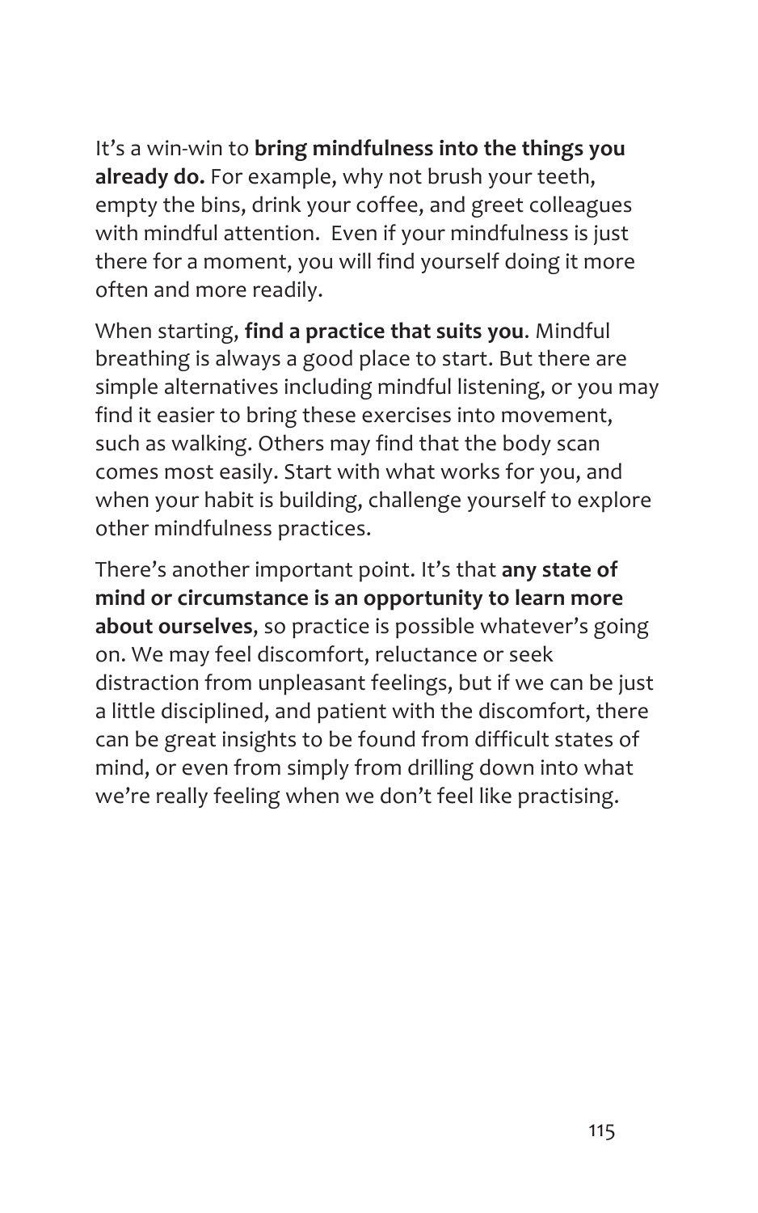It's a win-win to **bring mindfulness into the things you already do.** For example, why not brush your teeth, empty the bins, drink your coffee, and greet colleagues with mindful attention.  Even if your mindfulness is just there for a moment, you will find yourself doing it more often and more readily.

When starting, **find a practice that suits you**. Mindful breathing is always a good place to start. But there are simple alternatives including mindful listening, or you may find it easier to bring these exercises into movement, such as walking. Others may find that the body scan comes most easily. Start with what works for you, and when your habit is building, challenge yourself to explore other mindfulness practices.

There's another important point. It's that **any state of mind or circumstance is an opportunity to learn more about ourselves**, so practice is possible whatever's going on. We may feel discomfort, reluctance or seek distraction from unpleasant feelings, but if we can be just a little disciplined, and patient with the discomfort, there can be great insights to be found from difficult states of mind, or even from simply from drilling down into what we're really feeling when we don't feel like practising.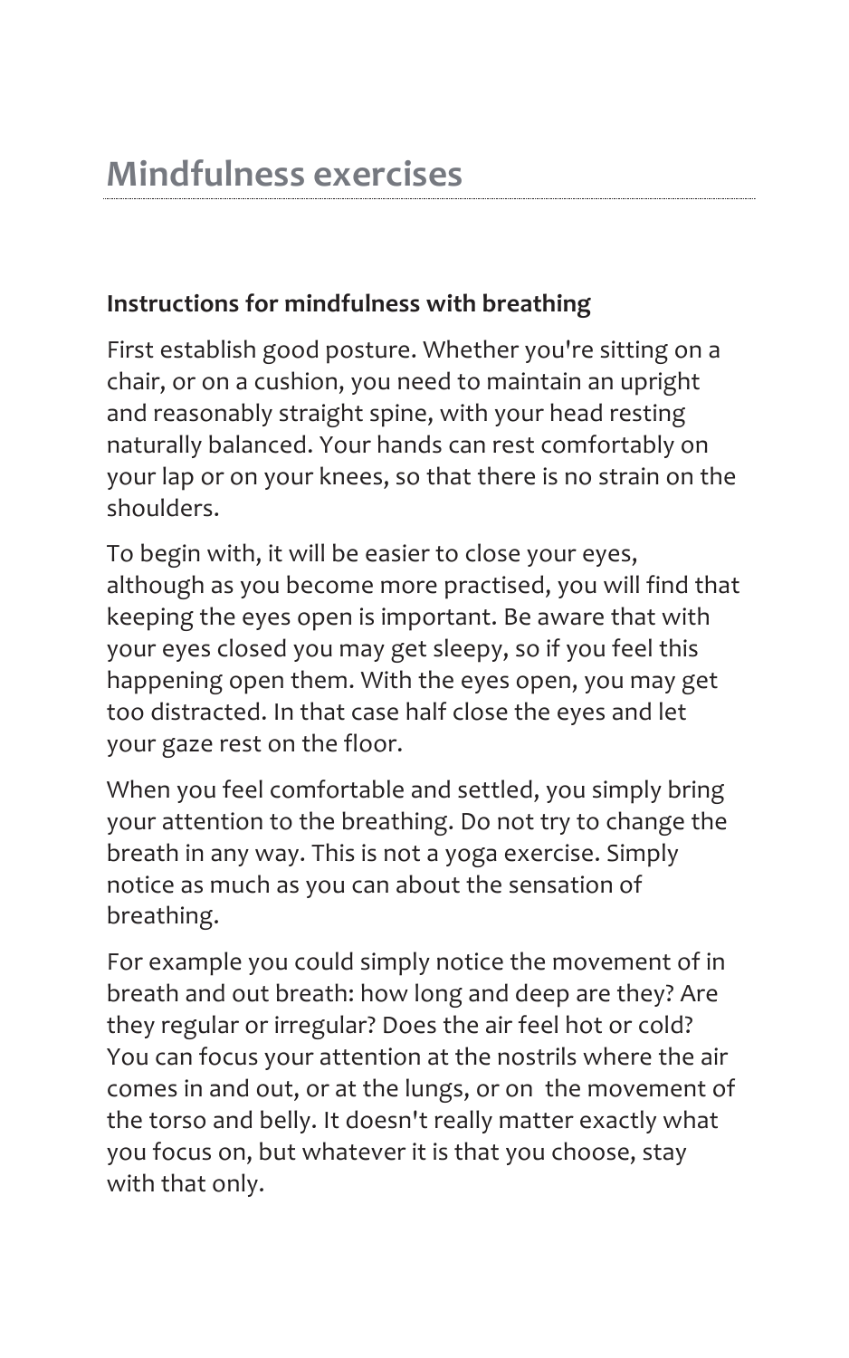# Mindfulness exercises

**Instructions for mindfulness with breathing**

First establish good posture. Whether you're sitting on a chair, or on a cushion, you need to maintain an upright and reasonably straight spine, with your head resting naturally balanced. Your hands can rest comfortably on your lap or on your knees, so that there is no strain on the shoulders.

To begin with, it will be easier to close your eyes, although as you become more practised, you will find that keeping the eyes open is important. Be aware that with your eyes closed you may get sleepy, so if you feel this happening open them. With the eyes open, you may get too distracted. In that case half close the eyes and let your gaze rest on the floor.

When you feel comfortable and settled, you simply bring your attention to the breathing. Do not try to change the breath in any way. This is not a yoga exercise. Simply notice as much as you can about the sensation of breathing.

For example you could simply notice the movement of in breath and out breath: how long and deep are they? Are they regular or irregular? Does the air feel hot or cold? You can focus your attention at the nostrils where the air comes in and out, or at the lungs, or on the movement of the torso and belly. It doesn't really matter exactly what you focus on, but whatever it is that you choose, stay with that only.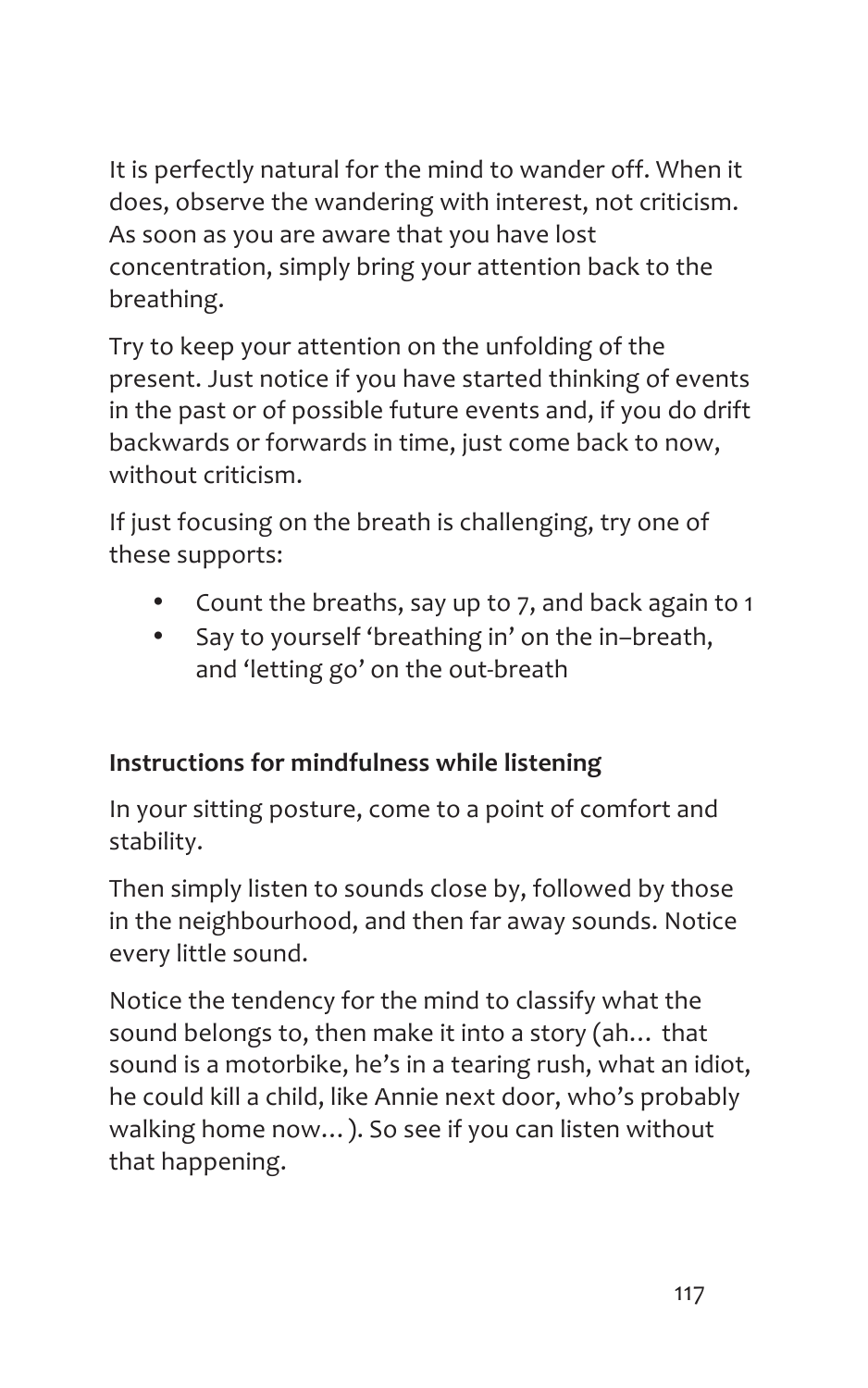It is perfectly natural for the mind to wander off. When it does, observe the wandering with interest, not criticism. As soon as you are aware that you have lost concentration, simply bring your attention back to the breathing.

Try to keep your attention on the unfolding of the present. Just notice if you have started thinking of events in the past or of possible future events and, if you do drift backwards or forwards in time, just come back to now, without criticism.

If just focusing on the breath is challenging, try one of these supports:

- Count the breaths, say up to 7, and back again to 1
- Say to yourself 'breathing in' on the in–breath, and 'letting go' on the out-breath

**Instructions for mindfulness while listening**

In your sitting posture, come to a point of comfort and stability.

Then simply listen to sounds close by, followed by those in the neighbourhood, and then far away sounds. Notice every little sound.

Notice the tendency for the mind to classify what the sound belongs to, then make it into a story (ah… that sound is a motorbike, he's in a tearing rush, what an idiot, he could kill a child, like Annie next door, who's probably walking home now… ). So see if you can listen without that happening.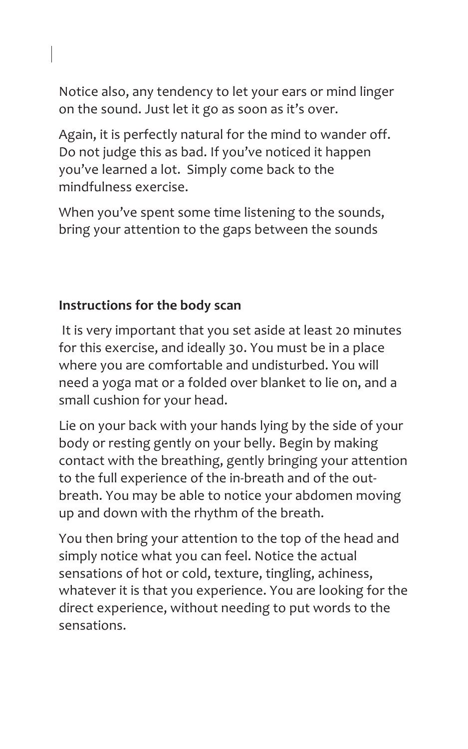Notice also, any tendency to let your ears or mind linger on the sound. Just let it go as soon as it's over.

Again, it is perfectly natural for the mind to wander off. Do not judge this as bad. If you've noticed it happen you've learned a lot. Simply come back to the mindfulness exercise.

When you've spent some time listening to the sounds, bring your attention to the gaps between the sounds

**Instructions for the body scan**

It is very important that you set aside at least 20 minutes for this exercise, and ideally 30. You must be in a place where you are comfortable and undisturbed. You will need a yoga mat or a folded over blanket to lie on, and a small cushion for your head.

Lie on your back with your hands lying by the side of your body or resting gently on your belly. Begin by making contact with the breathing, gently bringing your attention to the full experience of the in-breath and of the out-breath. You may be able to notice your abdomen moving up and down with the rhythm of the breath.

You then bring your attention to the top of the head and simply notice what you can feel. Notice the actual sensations of hot or cold, texture, tingling, achiness, whatever it is that you experience. You are looking for the direct experience, without needing to put words to the sensations.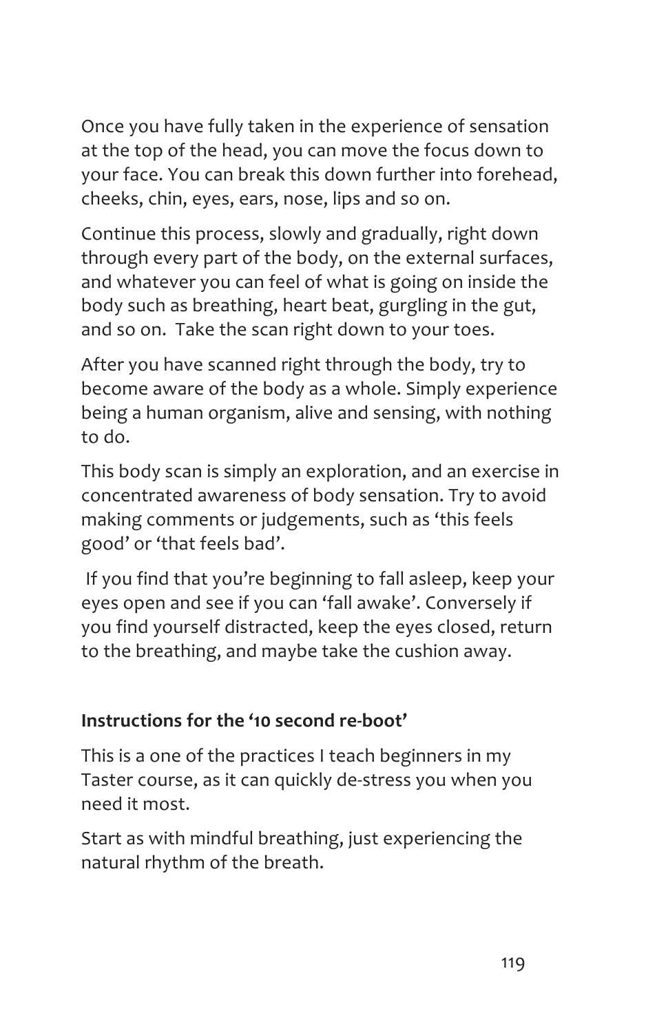Once you have fully taken in the experience of sensation at the top of the head, you can move the focus down to your face. You can break this down further into forehead, cheeks, chin, eyes, ears, nose, lips and so on.

Continue this process, slowly and gradually, right down through every part of the body, on the external surfaces, and whatever you can feel of what is going on inside the body such as breathing, heart beat, gurgling in the gut, and so on. Take the scan right down to your toes.

After you have scanned right through the body, try to become aware of the body as a whole. Simply experience being a human organism, alive and sensing, with nothing to do.

This body scan is simply an exploration, and an exercise in concentrated awareness of body sensation. Try to avoid making comments or judgements, such as 'this feels good' or 'that feels bad'.

If you find that you're beginning to fall asleep, keep your eyes open and see if you can 'fall awake'. Conversely if you find yourself distracted, keep the eyes closed, return to the breathing, and maybe take the cushion away.

**Instructions for the '10 second re-boot'**

This is a one of the practices I teach beginners in my Taster course, as it can quickly de-stress you when you need it most.

Start as with mindful breathing, just experiencing the natural rhythm of the breath.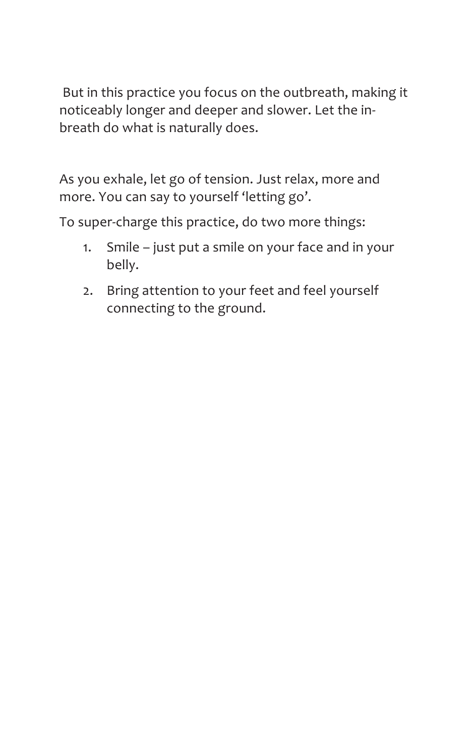But in this practice you focus on the outbreath, making it noticeably longer and deeper and slower. Let the in-breath do what is naturally does.

As you exhale, let go of tension. Just relax, more and more. You can say to yourself 'letting go'.

To super-charge this practice, do two more things:

1. Smile – just put a smile on your face and in your belly.
2. Bring attention to your feet and feel yourself connecting to the ground.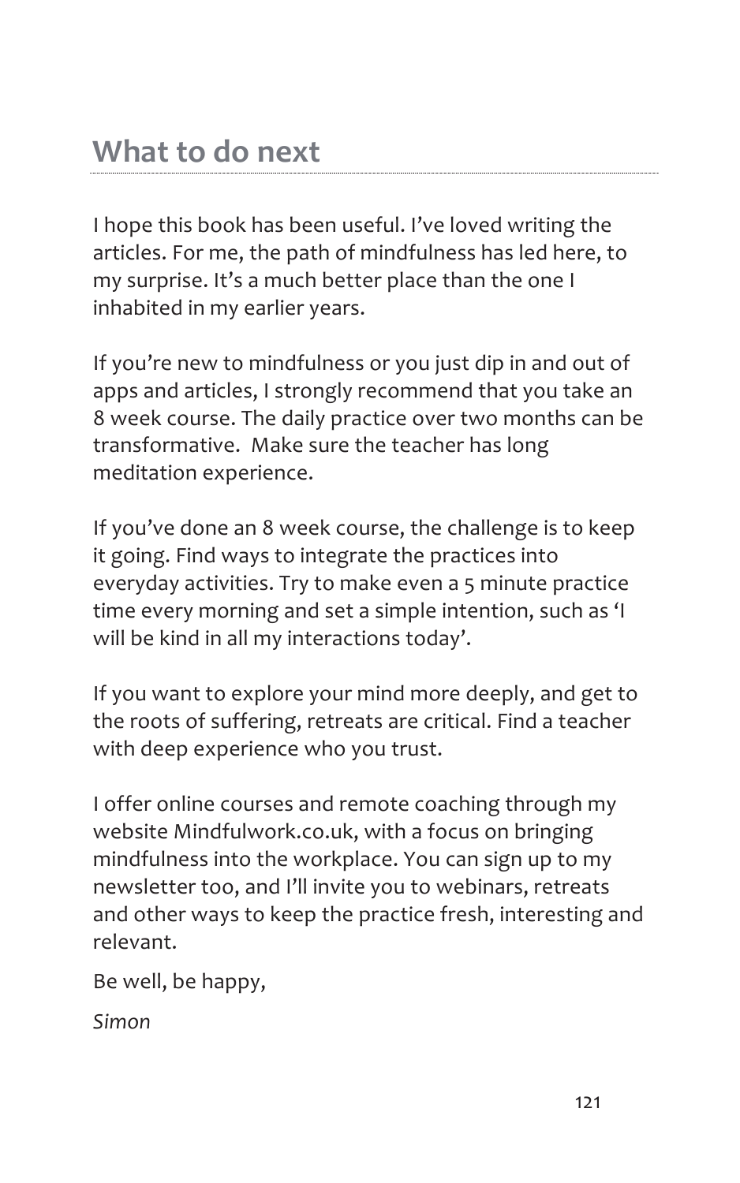## What to do next

I hope this book has been useful. I've loved writing the articles. For me, the path of mindfulness has led here, to my surprise. It's a much better place than the one I inhabited in my earlier years.

If you're new to mindfulness or you just dip in and out of apps and articles, I strongly recommend that you take an 8 week course. The daily practice over two months can be transformative. Make sure the teacher has long meditation experience.

If you've done an 8 week course, the challenge is to keep it going. Find ways to integrate the practices into everyday activities. Try to make even a 5 minute practice time every morning and set a simple intention, such as 'I will be kind in all my interactions today'.

If you want to explore your mind more deeply, and get to the roots of suffering, retreats are critical. Find a teacher with deep experience who you trust.

I offer online courses and remote coaching through my website Mindfulwork.co.uk, with a focus on bringing mindfulness into the workplace. You can sign up to my newsletter too, and I'll invite you to webinars, retreats and other ways to keep the practice fresh, interesting and relevant.

Be well, be happy,

*Simon*